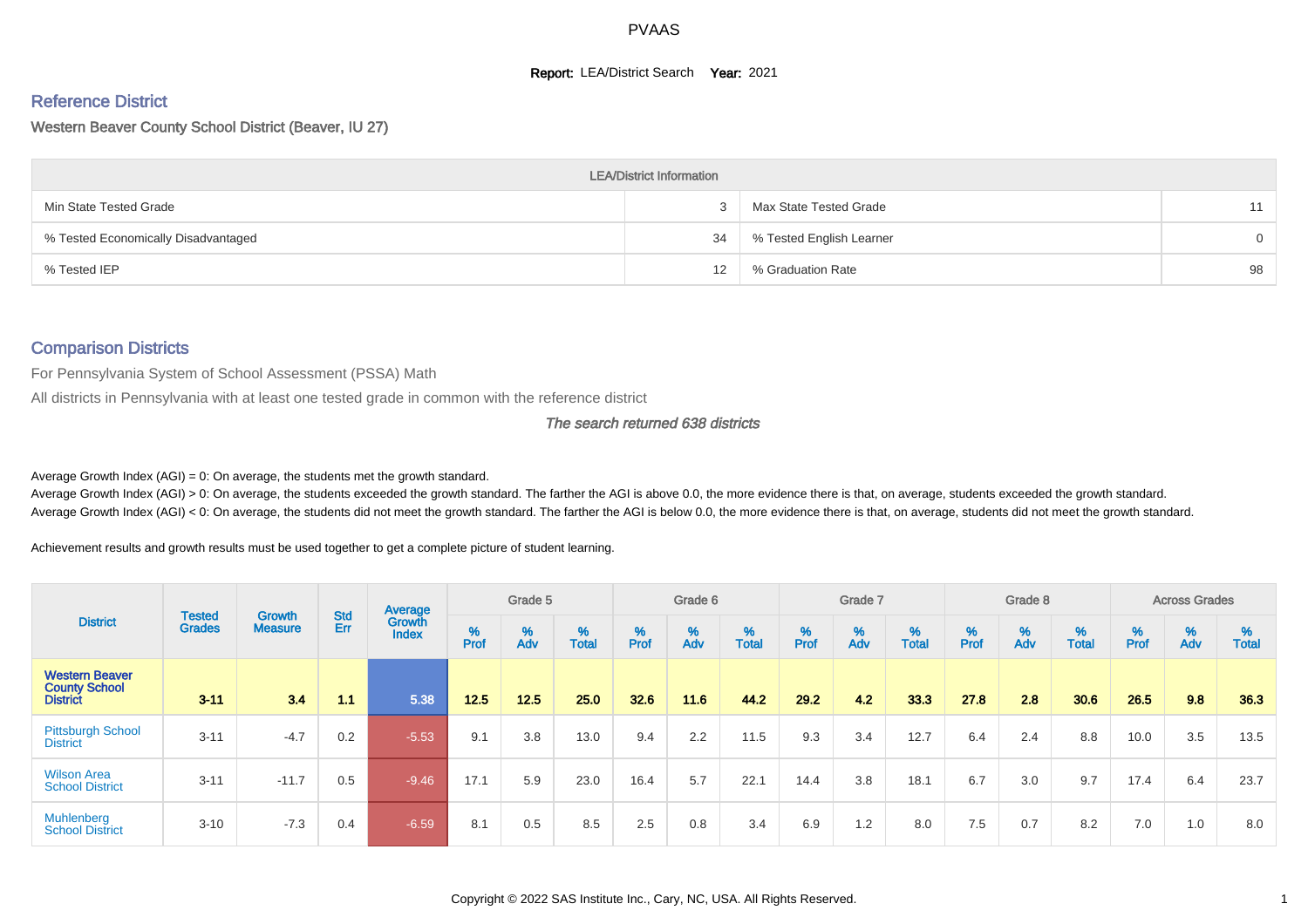PVAAS

**Report:** LEA/District Search **Year:** 2021

## Reference District

Western Beaver County School District (Beaver, IU 27)

| LEA/District Information | | | |
|---|---|---|---|
| Min State Tested Grade | 3 | Max State Tested Grade | 11 |
| % Tested Economically Disadvantaged | 34 | % Tested English Learner | 0 |
| % Tested IEP | 12 | % Graduation Rate | 98 |

## Comparison Districts

For Pennsylvania System of School Assessment (PSSA) Math

All districts in Pennsylvania with at least one tested grade in common with the reference district

*The search returned 638 districts*

Average Growth Index (AGI) = 0: On average, the students met the growth standard.
Average Growth Index (AGI) > 0: On average, the students exceeded the growth standard. The farther the AGI is above 0.0, the more evidence there is that, on average, students exceeded the growth standard.
Average Growth Index (AGI) < 0: On average, the students did not meet the growth standard. The farther the AGI is below 0.0, the more evidence there is that, on average, students did not meet the growth standard.

Achievement results and growth results must be used together to get a complete picture of student learning.

| District | Tested Grades | Growth Measure | Std Err | Average Growth Index | Grade 5 | | | Grade 6 | | | Grade 7 | | | Grade 8 | | | Across Grades | | |
|---|---|---|---|---|---|---|---|---|---|---|---|---|---|---|---|---|---|---|---|
| | | | | | % Prof | % Adv | % Total | % Prof | % Adv | % Total | % Prof | % Adv | % Total | % Prof | % Adv | % Total | % Prof | % Adv | % Total |
| **Western Beaver County School District** | **3-11** | **3.4** | **1.1** | **5.38** | **12.5** | **12.5** | **25.0** | **32.6** | **11.6** | **44.2** | **29.2** | **4.2** | **33.3** | **27.8** | **2.8** | **30.6** | **26.5** | **9.8** | **36.3** |
| Pittsburgh School District | 3-11 | -4.7 | 0.2 | -5.53 | 9.1 | 3.8 | 13.0 | 9.4 | 2.2 | 11.5 | 9.3 | 3.4 | 12.7 | 6.4 | 2.4 | 8.8 | 10.0 | 3.5 | 13.5 |
| Wilson Area School District | 3-11 | -11.7 | 0.5 | -9.46 | 17.1 | 5.9 | 23.0 | 16.4 | 5.7 | 22.1 | 14.4 | 3.8 | 18.1 | 6.7 | 3.0 | 9.7 | 17.4 | 6.4 | 23.7 |
| Muhlenberg School District | 3-10 | -7.3 | 0.4 | -6.59 | 8.1 | 0.5 | 8.5 | 2.5 | 0.8 | 3.4 | 6.9 | 1.2 | 8.0 | 7.5 | 0.7 | 8.2 | 7.0 | 1.0 | 8.0 |

Copyright © 2022 SAS Institute Inc., Cary, NC, USA. All Rights Reserved.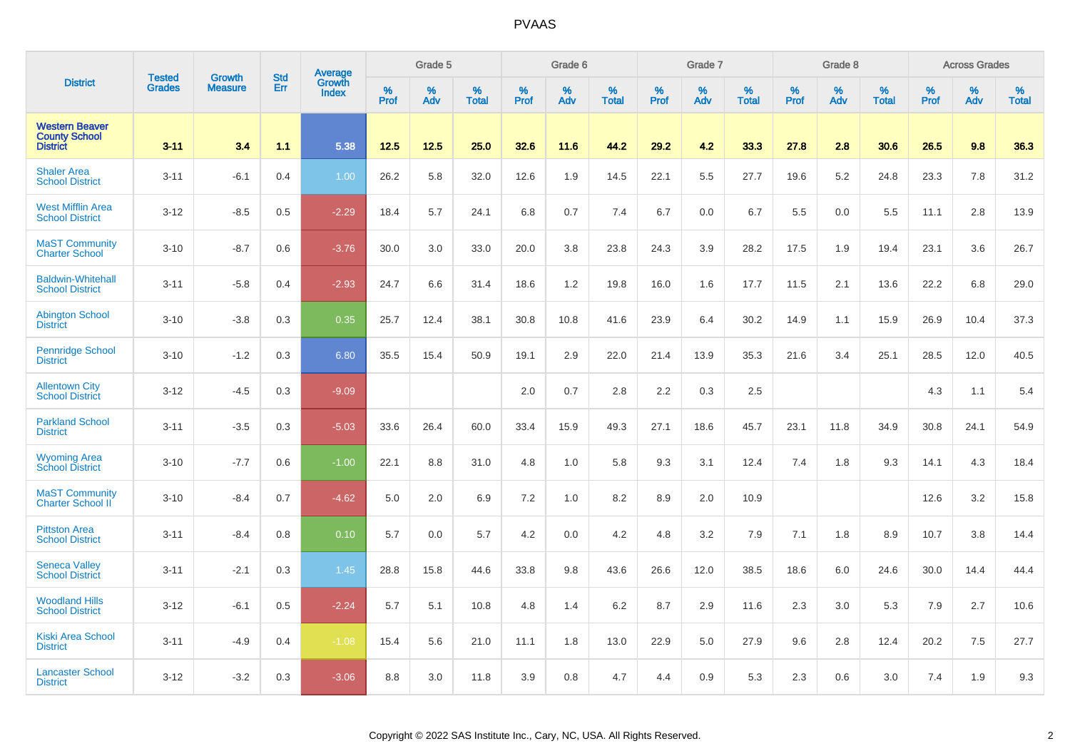# PVAAS

| District | Tested Grades | Growth Measure | Std Err | Average Growth Index | Grade 5 | | | Grade 6 | | | Grade 7 | | | Grade 8 | | | Across Grades | | |
|---|---|---|---|---|---|---|---|---|---|---|---|---|---|---|---|---|---|---|---|
| | | | | | % Prof | % Adv | % Total | % Prof | % Adv | % Total | % Prof | % Adv | % Total | % Prof | % Adv | % Total | % Prof | % Adv | % Total |
| **Western Beaver County School District** | **3-11** | **3.4** | **1.1** | **5.38** | **12.5** | **12.5** | **25.0** | **32.6** | **11.6** | **44.2** | **29.2** | **4.2** | **33.3** | **27.8** | **2.8** | **30.6** | **26.5** | **9.8** | **36.3** |
| Shaler Area School District | 3-11 | -6.1 | 0.4 | 1.00 | 26.2 | 5.8 | 32.0 | 12.6 | 1.9 | 14.5 | 22.1 | 5.5 | 27.7 | 19.6 | 5.2 | 24.8 | 23.3 | 7.8 | 31.2 |
| West Mifflin Area School District | 3-12 | -8.5 | 0.5 | -2.29 | 18.4 | 5.7 | 24.1 | 6.8 | 0.7 | 7.4 | 6.7 | 0.0 | 6.7 | 5.5 | 0.0 | 5.5 | 11.1 | 2.8 | 13.9 |
| MaST Community Charter School | 3-10 | -8.7 | 0.6 | -3.76 | 30.0 | 3.0 | 33.0 | 20.0 | 3.8 | 23.8 | 24.3 | 3.9 | 28.2 | 17.5 | 1.9 | 19.4 | 23.1 | 3.6 | 26.7 |
| Baldwin-Whitehall School District | 3-11 | -5.8 | 0.4 | -2.93 | 24.7 | 6.6 | 31.4 | 18.6 | 1.2 | 19.8 | 16.0 | 1.6 | 17.7 | 11.5 | 2.1 | 13.6 | 22.2 | 6.8 | 29.0 |
| Abington School District | 3-10 | -3.8 | 0.3 | 0.35 | 25.7 | 12.4 | 38.1 | 30.8 | 10.8 | 41.6 | 23.9 | 6.4 | 30.2 | 14.9 | 1.1 | 15.9 | 26.9 | 10.4 | 37.3 |
| Pennridge School District | 3-10 | -1.2 | 0.3 | 6.80 | 35.5 | 15.4 | 50.9 | 19.1 | 2.9 | 22.0 | 21.4 | 13.9 | 35.3 | 21.6 | 3.4 | 25.1 | 28.5 | 12.0 | 40.5 |
| Allentown City School District | 3-12 | -4.5 | 0.3 | -9.09 | | | | 2.0 | 0.7 | 2.8 | 2.2 | 0.3 | 2.5 | | | | 4.3 | 1.1 | 5.4 |
| Parkland School District | 3-11 | -3.5 | 0.3 | -5.03 | 33.6 | 26.4 | 60.0 | 33.4 | 15.9 | 49.3 | 27.1 | 18.6 | 45.7 | 23.1 | 11.8 | 34.9 | 30.8 | 24.1 | 54.9 |
| Wyoming Area School District | 3-10 | -7.7 | 0.6 | -1.00 | 22.1 | 8.8 | 31.0 | 4.8 | 1.0 | 5.8 | 9.3 | 3.1 | 12.4 | 7.4 | 1.8 | 9.3 | 14.1 | 4.3 | 18.4 |
| MaST Community Charter School II | 3-10 | -8.4 | 0.7 | -4.62 | 5.0 | 2.0 | 6.9 | 7.2 | 1.0 | 8.2 | 8.9 | 2.0 | 10.9 | | | | 12.6 | 3.2 | 15.8 |
| Pittston Area School District | 3-11 | -8.4 | 0.8 | 0.10 | 5.7 | 0.0 | 5.7 | 4.2 | 0.0 | 4.2 | 4.8 | 3.2 | 7.9 | 7.1 | 1.8 | 8.9 | 10.7 | 3.8 | 14.4 |
| Seneca Valley School District | 3-11 | -2.1 | 0.3 | 1.45 | 28.8 | 15.8 | 44.6 | 33.8 | 9.8 | 43.6 | 26.6 | 12.0 | 38.5 | 18.6 | 6.0 | 24.6 | 30.0 | 14.4 | 44.4 |
| Woodland Hills School District | 3-12 | -6.1 | 0.5 | -2.24 | 5.7 | 5.1 | 10.8 | 4.8 | 1.4 | 6.2 | 8.7 | 2.9 | 11.6 | 2.3 | 3.0 | 5.3 | 7.9 | 2.7 | 10.6 |
| Kiski Area School District | 3-11 | -4.9 | 0.4 | -1.08 | 15.4 | 5.6 | 21.0 | 11.1 | 1.8 | 13.0 | 22.9 | 5.0 | 27.9 | 9.6 | 2.8 | 12.4 | 20.2 | 7.5 | 27.7 |
| Lancaster School District | 3-12 | -3.2 | 0.3 | -3.06 | 8.8 | 3.0 | 11.8 | 3.9 | 0.8 | 4.7 | 4.4 | 0.9 | 5.3 | 2.3 | 0.6 | 3.0 | 7.4 | 1.9 | 9.3 |

Copyright © 2022 SAS Institute Inc., Cary, NC, USA. All Rights Reserved.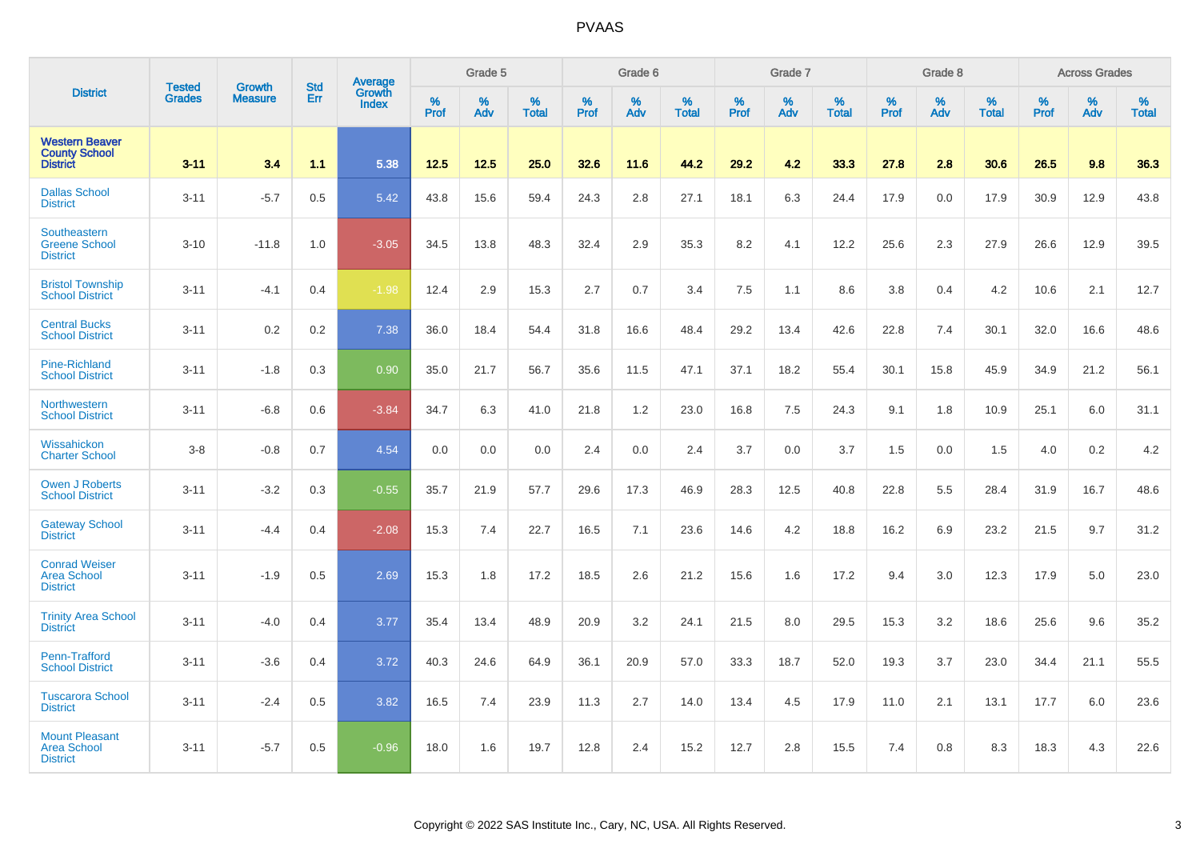# PVAAS

| District | Tested Grades | Growth Measure | Std Err | Average Growth Index | Grade 5 | | | Grade 6 | | | Grade 7 | | | Grade 8 | | | Across Grades | | |
|---|---|---|---|---|---|---|---|---|---|---|---|---|---|---|---|---|---|---|---|
| | | | | | % Prof | % Adv | % Total | % Prof | % Adv | % Total | % Prof | % Adv | % Total | % Prof | % Adv | % Total | % Prof | % Adv | % Total |
| **Western Beaver County School District** | **3-11** | **3.4** | **1.1** | **5.38** | **12.5** | **12.5** | **25.0** | **32.6** | **11.6** | **44.2** | **29.2** | **4.2** | **33.3** | **27.8** | **2.8** | **30.6** | **26.5** | **9.8** | **36.3** |
| Dallas School District | 3-11 | -5.7 | 0.5 | 5.42 | 43.8 | 15.6 | 59.4 | 24.3 | 2.8 | 27.1 | 18.1 | 6.3 | 24.4 | 17.9 | 0.0 | 17.9 | 30.9 | 12.9 | 43.8 |
| Southeastern Greene School District | 3-10 | -11.8 | 1.0 | -3.05 | 34.5 | 13.8 | 48.3 | 32.4 | 2.9 | 35.3 | 8.2 | 4.1 | 12.2 | 25.6 | 2.3 | 27.9 | 26.6 | 12.9 | 39.5 |
| Bristol Township School District | 3-11 | -4.1 | 0.4 | -1.98 | 12.4 | 2.9 | 15.3 | 2.7 | 0.7 | 3.4 | 7.5 | 1.1 | 8.6 | 3.8 | 0.4 | 4.2 | 10.6 | 2.1 | 12.7 |
| Central Bucks School District | 3-11 | 0.2 | 0.2 | 7.38 | 36.0 | 18.4 | 54.4 | 31.8 | 16.6 | 48.4 | 29.2 | 13.4 | 42.6 | 22.8 | 7.4 | 30.1 | 32.0 | 16.6 | 48.6 |
| Pine-Richland School District | 3-11 | -1.8 | 0.3 | 0.90 | 35.0 | 21.7 | 56.7 | 35.6 | 11.5 | 47.1 | 37.1 | 18.2 | 55.4 | 30.1 | 15.8 | 45.9 | 34.9 | 21.2 | 56.1 |
| Northwestern School District | 3-11 | -6.8 | 0.6 | -3.84 | 34.7 | 6.3 | 41.0 | 21.8 | 1.2 | 23.0 | 16.8 | 7.5 | 24.3 | 9.1 | 1.8 | 10.9 | 25.1 | 6.0 | 31.1 |
| Wissahickon Charter School | 3-8 | -0.8 | 0.7 | 4.54 | 0.0 | 0.0 | 0.0 | 2.4 | 0.0 | 2.4 | 3.7 | 0.0 | 3.7 | 1.5 | 0.0 | 1.5 | 4.0 | 0.2 | 4.2 |
| Owen J Roberts School District | 3-11 | -3.2 | 0.3 | -0.55 | 35.7 | 21.9 | 57.7 | 29.6 | 17.3 | 46.9 | 28.3 | 12.5 | 40.8 | 22.8 | 5.5 | 28.4 | 31.9 | 16.7 | 48.6 |
| Gateway School District | 3-11 | -4.4 | 0.4 | -2.08 | 15.3 | 7.4 | 22.7 | 16.5 | 7.1 | 23.6 | 14.6 | 4.2 | 18.8 | 16.2 | 6.9 | 23.2 | 21.5 | 9.7 | 31.2 |
| Conrad Weiser Area School District | 3-11 | -1.9 | 0.5 | 2.69 | 15.3 | 1.8 | 17.2 | 18.5 | 2.6 | 21.2 | 15.6 | 1.6 | 17.2 | 9.4 | 3.0 | 12.3 | 17.9 | 5.0 | 23.0 |
| Trinity Area School District | 3-11 | -4.0 | 0.4 | 3.77 | 35.4 | 13.4 | 48.9 | 20.9 | 3.2 | 24.1 | 21.5 | 8.0 | 29.5 | 15.3 | 3.2 | 18.6 | 25.6 | 9.6 | 35.2 |
| Penn-Trafford School District | 3-11 | -3.6 | 0.4 | 3.72 | 40.3 | 24.6 | 64.9 | 36.1 | 20.9 | 57.0 | 33.3 | 18.7 | 52.0 | 19.3 | 3.7 | 23.0 | 34.4 | 21.1 | 55.5 |
| Tuscarora School District | 3-11 | -2.4 | 0.5 | 3.82 | 16.5 | 7.4 | 23.9 | 11.3 | 2.7 | 14.0 | 13.4 | 4.5 | 17.9 | 11.0 | 2.1 | 13.1 | 17.7 | 6.0 | 23.6 |
| Mount Pleasant Area School District | 3-11 | -5.7 | 0.5 | -0.96 | 18.0 | 1.6 | 19.7 | 12.8 | 2.4 | 15.2 | 12.7 | 2.8 | 15.5 | 7.4 | 0.8 | 8.3 | 18.3 | 4.3 | 22.6 |

Copyright © 2022 SAS Institute Inc., Cary, NC, USA. All Rights Reserved.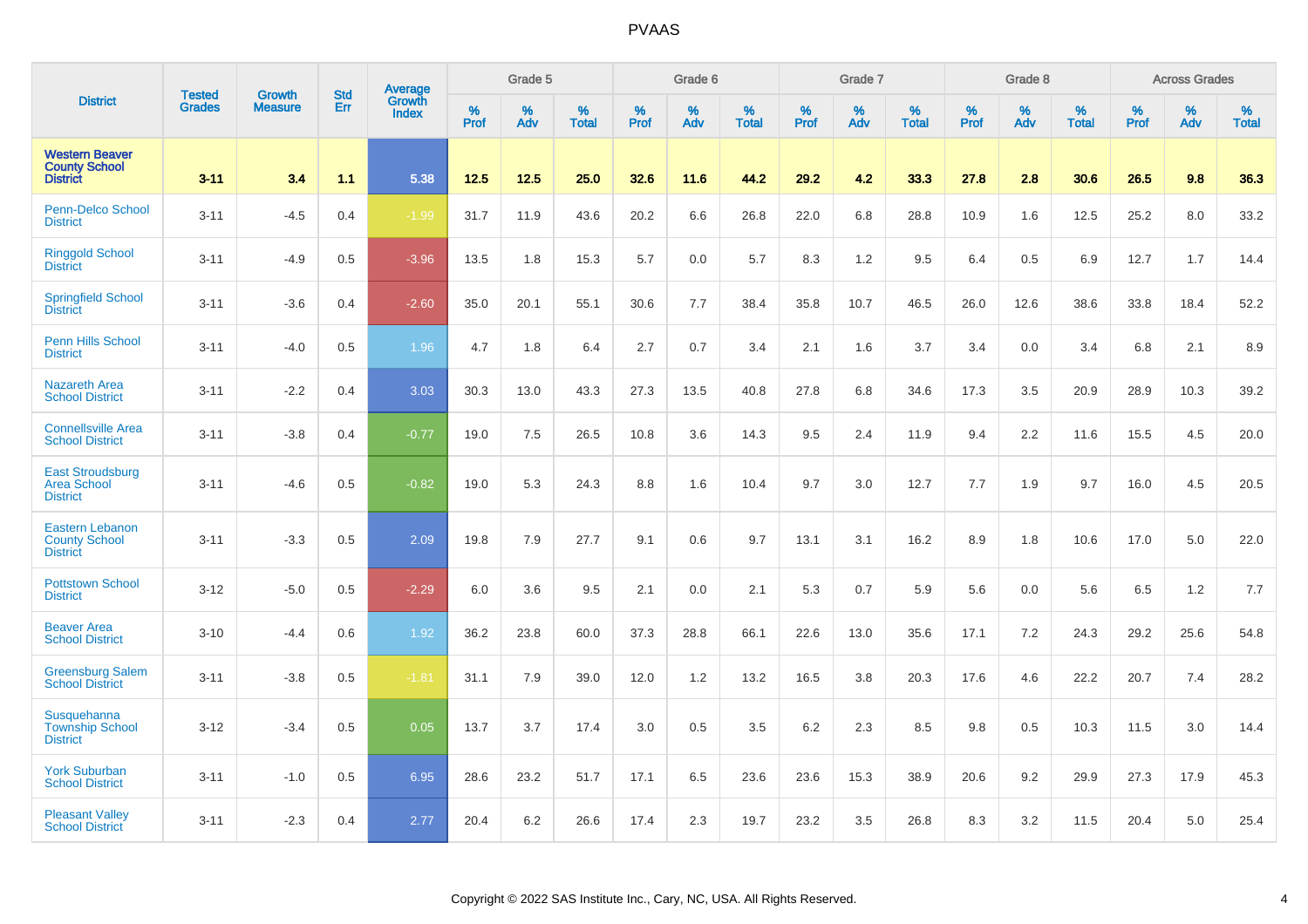| District | Tested Grades | Growth Measure | Std Err | Average Growth Index | Grade 5 | | | Grade 6 | | | Grade 7 | | | Grade 8 | | | Across Grades | | |
|---|---|---|---|---|---|---|---|---|---|---|---|---|---|---|---|---|---|---|---|
| | | | | | % Prof | % Adv | % Total | % Prof | % Adv | % Total | % Prof | % Adv | % Total | % Prof | % Adv | % Total | % Prof | % Adv | % Total |
| **Western Beaver County School District** | **3-11** | **3.4** | **1.1** | **5.38** | **12.5** | **12.5** | **25.0** | **32.6** | **11.6** | **44.2** | **29.2** | **4.2** | **33.3** | **27.8** | **2.8** | **30.6** | **26.5** | **9.8** | **36.3** |
| Penn-Delco School District | 3-11 | -4.5 | 0.4 | -1.99 | 31.7 | 11.9 | 43.6 | 20.2 | 6.6 | 26.8 | 22.0 | 6.8 | 28.8 | 10.9 | 1.6 | 12.5 | 25.2 | 8.0 | 33.2 |
| Ringgold School District | 3-11 | -4.9 | 0.5 | -3.96 | 13.5 | 1.8 | 15.3 | 5.7 | 0.0 | 5.7 | 8.3 | 1.2 | 9.5 | 6.4 | 0.5 | 6.9 | 12.7 | 1.7 | 14.4 |
| Springfield School District | 3-11 | -3.6 | 0.4 | -2.60 | 35.0 | 20.1 | 55.1 | 30.6 | 7.7 | 38.4 | 35.8 | 10.7 | 46.5 | 26.0 | 12.6 | 38.6 | 33.8 | 18.4 | 52.2 |
| Penn Hills School District | 3-11 | -4.0 | 0.5 | 1.96 | 4.7 | 1.8 | 6.4 | 2.7 | 0.7 | 3.4 | 2.1 | 1.6 | 3.7 | 3.4 | 0.0 | 3.4 | 6.8 | 2.1 | 8.9 |
| Nazareth Area School District | 3-11 | -2.2 | 0.4 | 3.03 | 30.3 | 13.0 | 43.3 | 27.3 | 13.5 | 40.8 | 27.8 | 6.8 | 34.6 | 17.3 | 3.5 | 20.9 | 28.9 | 10.3 | 39.2 |
| Connellsville Area School District | 3-11 | -3.8 | 0.4 | -0.77 | 19.0 | 7.5 | 26.5 | 10.8 | 3.6 | 14.3 | 9.5 | 2.4 | 11.9 | 9.4 | 2.2 | 11.6 | 15.5 | 4.5 | 20.0 |
| East Stroudsburg Area School District | 3-11 | -4.6 | 0.5 | -0.82 | 19.0 | 5.3 | 24.3 | 8.8 | 1.6 | 10.4 | 9.7 | 3.0 | 12.7 | 7.7 | 1.9 | 9.7 | 16.0 | 4.5 | 20.5 |
| Eastern Lebanon County School District | 3-11 | -3.3 | 0.5 | 2.09 | 19.8 | 7.9 | 27.7 | 9.1 | 0.6 | 9.7 | 13.1 | 3.1 | 16.2 | 8.9 | 1.8 | 10.6 | 17.0 | 5.0 | 22.0 |
| Pottstown School District | 3-12 | -5.0 | 0.5 | -2.29 | 6.0 | 3.6 | 9.5 | 2.1 | 0.0 | 2.1 | 5.3 | 0.7 | 5.9 | 5.6 | 0.0 | 5.6 | 6.5 | 1.2 | 7.7 |
| Beaver Area School District | 3-10 | -4.4 | 0.6 | 1.92 | 36.2 | 23.8 | 60.0 | 37.3 | 28.8 | 66.1 | 22.6 | 13.0 | 35.6 | 17.1 | 7.2 | 24.3 | 29.2 | 25.6 | 54.8 |
| Greensburg Salem School District | 3-11 | -3.8 | 0.5 | -1.81 | 31.1 | 7.9 | 39.0 | 12.0 | 1.2 | 13.2 | 16.5 | 3.8 | 20.3 | 17.6 | 4.6 | 22.2 | 20.7 | 7.4 | 28.2 |
| Susquehanna Township School District | 3-12 | -3.4 | 0.5 | 0.05 | 13.7 | 3.7 | 17.4 | 3.0 | 0.5 | 3.5 | 6.2 | 2.3 | 8.5 | 9.8 | 0.5 | 10.3 | 11.5 | 3.0 | 14.4 |
| York Suburban School District | 3-11 | -1.0 | 0.5 | 6.95 | 28.6 | 23.2 | 51.7 | 17.1 | 6.5 | 23.6 | 23.6 | 15.3 | 38.9 | 20.6 | 9.2 | 29.9 | 27.3 | 17.9 | 45.3 |
| Pleasant Valley School District | 3-11 | -2.3 | 0.4 | 2.77 | 20.4 | 6.2 | 26.6 | 17.4 | 2.3 | 19.7 | 23.2 | 3.5 | 26.8 | 8.3 | 3.2 | 11.5 | 20.4 | 5.0 | 25.4 |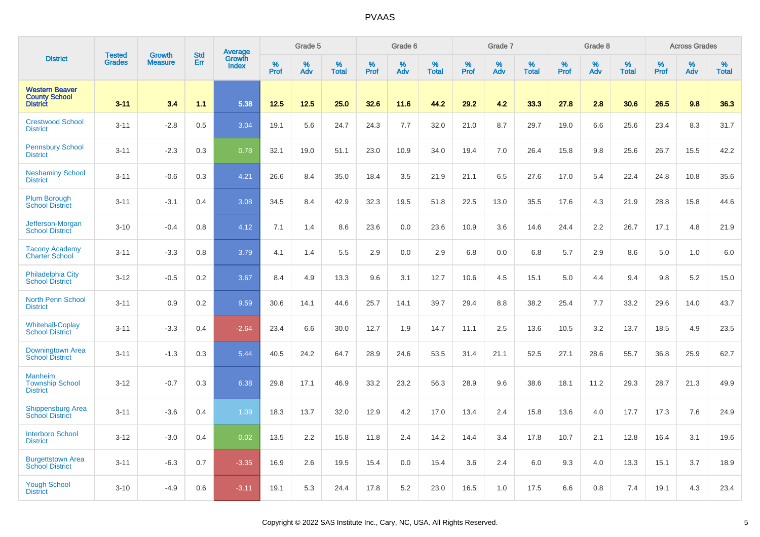# PVAAS

| District | Tested Grades | Growth Measure | Std Err | Average Growth Index | Grade 5 | | | Grade 6 | | | Grade 7 | | | Grade 8 | | | Across Grades | | |
|---|---|---|---|---|---|---|---|---|---|---|---|---|---|---|---|---|---|---|---|
| | | | | | % Prof | % Adv | % Total | % Prof | % Adv | % Total | % Prof | % Adv | % Total | % Prof | % Adv | % Total | % Prof | % Adv | % Total |
| **Western Beaver County School District** | **3-11** | **3.4** | **1.1** | **5.38** | **12.5** | **12.5** | **25.0** | **32.6** | **11.6** | **44.2** | **29.2** | **4.2** | **33.3** | **27.8** | **2.8** | **30.6** | **26.5** | **9.8** | **36.3** |
| Crestwood School District | 3-11 | -2.8 | 0.5 | 3.04 | 19.1 | 5.6 | 24.7 | 24.3 | 7.7 | 32.0 | 21.0 | 8.7 | 29.7 | 19.0 | 6.6 | 25.6 | 23.4 | 8.3 | 31.7 |
| Pennsbury School District | 3-11 | -2.3 | 0.3 | 0.78 | 32.1 | 19.0 | 51.1 | 23.0 | 10.9 | 34.0 | 19.4 | 7.0 | 26.4 | 15.8 | 9.8 | 25.6 | 26.7 | 15.5 | 42.2 |
| Neshaminy School District | 3-11 | -0.6 | 0.3 | 4.21 | 26.6 | 8.4 | 35.0 | 18.4 | 3.5 | 21.9 | 21.1 | 6.5 | 27.6 | 17.0 | 5.4 | 22.4 | 24.8 | 10.8 | 35.6 |
| Plum Borough School District | 3-11 | -3.1 | 0.4 | 3.08 | 34.5 | 8.4 | 42.9 | 32.3 | 19.5 | 51.8 | 22.5 | 13.0 | 35.5 | 17.6 | 4.3 | 21.9 | 28.8 | 15.8 | 44.6 |
| Jefferson-Morgan School District | 3-10 | -0.4 | 0.8 | 4.12 | 7.1 | 1.4 | 8.6 | 23.6 | 0.0 | 23.6 | 10.9 | 3.6 | 14.6 | 24.4 | 2.2 | 26.7 | 17.1 | 4.8 | 21.9 |
| Tacony Academy Charter School | 3-11 | -3.3 | 0.8 | 3.79 | 4.1 | 1.4 | 5.5 | 2.9 | 0.0 | 2.9 | 6.8 | 0.0 | 6.8 | 5.7 | 2.9 | 8.6 | 5.0 | 1.0 | 6.0 |
| Philadelphia City School District | 3-12 | -0.5 | 0.2 | 3.67 | 8.4 | 4.9 | 13.3 | 9.6 | 3.1 | 12.7 | 10.6 | 4.5 | 15.1 | 5.0 | 4.4 | 9.4 | 9.8 | 5.2 | 15.0 |
| North Penn School District | 3-11 | 0.9 | 0.2 | 9.59 | 30.6 | 14.1 | 44.6 | 25.7 | 14.1 | 39.7 | 29.4 | 8.8 | 38.2 | 25.4 | 7.7 | 33.2 | 29.6 | 14.0 | 43.7 |
| Whitehall-Coplay School District | 3-11 | -3.3 | 0.4 | -2.64 | 23.4 | 6.6 | 30.0 | 12.7 | 1.9 | 14.7 | 11.1 | 2.5 | 13.6 | 10.5 | 3.2 | 13.7 | 18.5 | 4.9 | 23.5 |
| Downingtown Area School District | 3-11 | -1.3 | 0.3 | 5.44 | 40.5 | 24.2 | 64.7 | 28.9 | 24.6 | 53.5 | 31.4 | 21.1 | 52.5 | 27.1 | 28.6 | 55.7 | 36.8 | 25.9 | 62.7 |
| Manheim Township School District | 3-12 | -0.7 | 0.3 | 6.38 | 29.8 | 17.1 | 46.9 | 33.2 | 23.2 | 56.3 | 28.9 | 9.6 | 38.6 | 18.1 | 11.2 | 29.3 | 28.7 | 21.3 | 49.9 |
| Shippensburg Area School District | 3-11 | -3.6 | 0.4 | 1.09 | 18.3 | 13.7 | 32.0 | 12.9 | 4.2 | 17.0 | 13.4 | 2.4 | 15.8 | 13.6 | 4.0 | 17.7 | 17.3 | 7.6 | 24.9 |
| Interboro School District | 3-12 | -3.0 | 0.4 | 0.02 | 13.5 | 2.2 | 15.8 | 11.8 | 2.4 | 14.2 | 14.4 | 3.4 | 17.8 | 10.7 | 2.1 | 12.8 | 16.4 | 3.1 | 19.6 |
| Burgettstown Area School District | 3-11 | -6.3 | 0.7 | -3.35 | 16.9 | 2.6 | 19.5 | 15.4 | 0.0 | 15.4 | 3.6 | 2.4 | 6.0 | 9.3 | 4.0 | 13.3 | 15.1 | 3.7 | 18.9 |
| Yough School District | 3-10 | -4.9 | 0.6 | -3.11 | 19.1 | 5.3 | 24.4 | 17.8 | 5.2 | 23.0 | 16.5 | 1.0 | 17.5 | 6.6 | 0.8 | 7.4 | 19.1 | 4.3 | 23.4 |

Copyright © 2022 SAS Institute Inc., Cary, NC, USA. All Rights Reserved.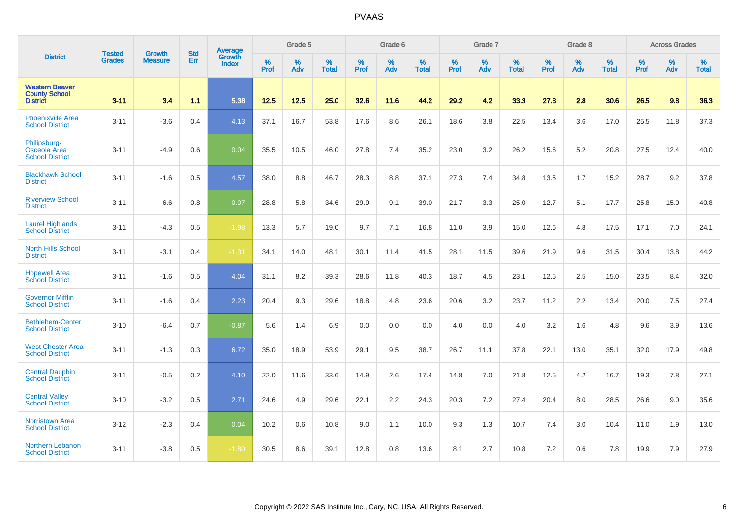# PVAAS

| District | Tested Grades | Growth Measure | Std Err | Average Growth Index | Grade 5 | | | Grade 6 | | | Grade 7 | | | Grade 8 | | | Across Grades | | |
|---|---|---|---|---|---|---|---|---|---|---|---|---|---|---|---|---|---|---|---|
| | | | | | % Prof | % Adv | % Total | % Prof | % Adv | % Total | % Prof | % Adv | % Total | % Prof | % Adv | % Total | % Prof | % Adv | % Total |
| **Western Beaver County School District** | **3-11** | **3.4** | **1.1** | **5.38** | **12.5** | **12.5** | **25.0** | **32.6** | **11.6** | **44.2** | **29.2** | **4.2** | **33.3** | **27.8** | **2.8** | **30.6** | **26.5** | **9.8** | **36.3** |
| Phoenixville Area School District | 3-11 | -3.6 | 0.4 | 4.13 | 37.1 | 16.7 | 53.8 | 17.6 | 8.6 | 26.1 | 18.6 | 3.8 | 22.5 | 13.4 | 3.6 | 17.0 | 25.5 | 11.8 | 37.3 |
| Philipsburg-Osceola Area School District | 3-11 | -4.9 | 0.6 | 0.04 | 35.5 | 10.5 | 46.0 | 27.8 | 7.4 | 35.2 | 23.0 | 3.2 | 26.2 | 15.6 | 5.2 | 20.8 | 27.5 | 12.4 | 40.0 |
| Blackhawk School District | 3-11 | -1.6 | 0.5 | 4.57 | 38.0 | 8.8 | 46.7 | 28.3 | 8.8 | 37.1 | 27.3 | 7.4 | 34.8 | 13.5 | 1.7 | 15.2 | 28.7 | 9.2 | 37.8 |
| Riverview School District | 3-11 | -6.6 | 0.8 | -0.07 | 28.8 | 5.8 | 34.6 | 29.9 | 9.1 | 39.0 | 21.7 | 3.3 | 25.0 | 12.7 | 5.1 | 17.7 | 25.8 | 15.0 | 40.8 |
| Laurel Highlands School District | 3-11 | -4.3 | 0.5 | -1.98 | 13.3 | 5.7 | 19.0 | 9.7 | 7.1 | 16.8 | 11.0 | 3.9 | 15.0 | 12.6 | 4.8 | 17.5 | 17.1 | 7.0 | 24.1 |
| North Hills School District | 3-11 | -3.1 | 0.4 | -1.31 | 34.1 | 14.0 | 48.1 | 30.1 | 11.4 | 41.5 | 28.1 | 11.5 | 39.6 | 21.9 | 9.6 | 31.5 | 30.4 | 13.8 | 44.2 |
| Hopewell Area School District | 3-11 | -1.6 | 0.5 | 4.04 | 31.1 | 8.2 | 39.3 | 28.6 | 11.8 | 40.3 | 18.7 | 4.5 | 23.1 | 12.5 | 2.5 | 15.0 | 23.5 | 8.4 | 32.0 |
| Governor Mifflin School District | 3-11 | -1.6 | 0.4 | 2.23 | 20.4 | 9.3 | 29.6 | 18.8 | 4.8 | 23.6 | 20.6 | 3.2 | 23.7 | 11.2 | 2.2 | 13.4 | 20.0 | 7.5 | 27.4 |
| Bethlehem-Center School District | 3-10 | -6.4 | 0.7 | -0.87 | 5.6 | 1.4 | 6.9 | 0.0 | 0.0 | 0.0 | 4.0 | 0.0 | 4.0 | 3.2 | 1.6 | 4.8 | 9.6 | 3.9 | 13.6 |
| West Chester Area School District | 3-11 | -1.3 | 0.3 | 6.72 | 35.0 | 18.9 | 53.9 | 29.1 | 9.5 | 38.7 | 26.7 | 11.1 | 37.8 | 22.1 | 13.0 | 35.1 | 32.0 | 17.9 | 49.8 |
| Central Dauphin School District | 3-11 | -0.5 | 0.2 | 4.10 | 22.0 | 11.6 | 33.6 | 14.9 | 2.6 | 17.4 | 14.8 | 7.0 | 21.8 | 12.5 | 4.2 | 16.7 | 19.3 | 7.8 | 27.1 |
| Central Valley School District | 3-10 | -3.2 | 0.5 | 2.71 | 24.6 | 4.9 | 29.6 | 22.1 | 2.2 | 24.3 | 20.3 | 7.2 | 27.4 | 20.4 | 8.0 | 28.5 | 26.6 | 9.0 | 35.6 |
| Norristown Area School District | 3-12 | -2.3 | 0.4 | 0.04 | 10.2 | 0.6 | 10.8 | 9.0 | 1.1 | 10.0 | 9.3 | 1.3 | 10.7 | 7.4 | 3.0 | 10.4 | 11.0 | 1.9 | 13.0 |
| Northern Lebanon School District | 3-11 | -3.8 | 0.5 | -1.80 | 30.5 | 8.6 | 39.1 | 12.8 | 0.8 | 13.6 | 8.1 | 2.7 | 10.8 | 7.2 | 0.6 | 7.8 | 19.9 | 7.9 | 27.9 |

Copyright © 2022 SAS Institute Inc., Cary, NC, USA. All Rights Reserved.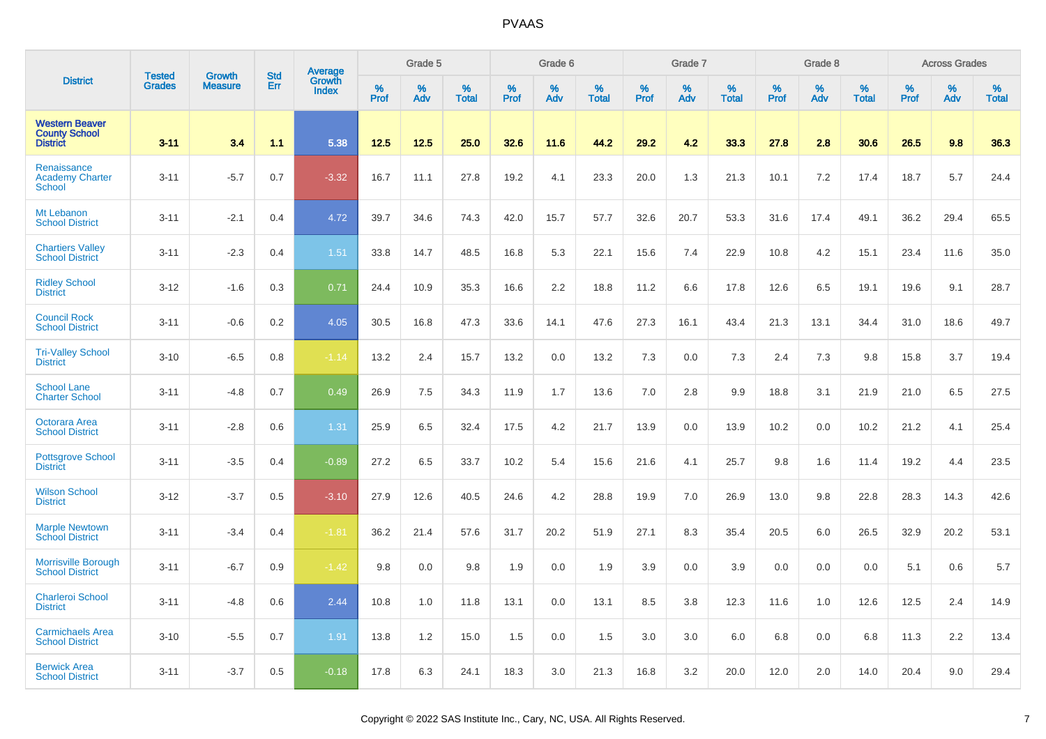# PVAAS

| District | Tested Grades | Growth Measure | Std Err | Average Growth Index | Grade 5 | | | Grade 6 | | | Grade 7 | | | Grade 8 | | | Across Grades | | |
|---|---|---|---|---|---|---|---|---|---|---|---|---|---|---|---|---|---|---|---|
| | | | | | % Prof | % Adv | % Total | % Prof | % Adv | % Total | % Prof | % Adv | % Total | % Prof | % Adv | % Total | % Prof | % Adv | % Total |
| **Western Beaver County School District** | **3-11** | **3.4** | **1.1** | **5.38** | **12.5** | **12.5** | **25.0** | **32.6** | **11.6** | **44.2** | **29.2** | **4.2** | **33.3** | **27.8** | **2.8** | **30.6** | **26.5** | **9.8** | **36.3** |
| Renaissance Academy Charter School | 3-11 | -5.7 | 0.7 | -3.32 | 16.7 | 11.1 | 27.8 | 19.2 | 4.1 | 23.3 | 20.0 | 1.3 | 21.3 | 10.1 | 7.2 | 17.4 | 18.7 | 5.7 | 24.4 |
| Mt Lebanon School District | 3-11 | -2.1 | 0.4 | 4.72 | 39.7 | 34.6 | 74.3 | 42.0 | 15.7 | 57.7 | 32.6 | 20.7 | 53.3 | 31.6 | 17.4 | 49.1 | 36.2 | 29.4 | 65.5 |
| Chartiers Valley School District | 3-11 | -2.3 | 0.4 | 1.51 | 33.8 | 14.7 | 48.5 | 16.8 | 5.3 | 22.1 | 15.6 | 7.4 | 22.9 | 10.8 | 4.2 | 15.1 | 23.4 | 11.6 | 35.0 |
| Ridley School District | 3-12 | -1.6 | 0.3 | 0.71 | 24.4 | 10.9 | 35.3 | 16.6 | 2.2 | 18.8 | 11.2 | 6.6 | 17.8 | 12.6 | 6.5 | 19.1 | 19.6 | 9.1 | 28.7 |
| Council Rock School District | 3-11 | -0.6 | 0.2 | 4.05 | 30.5 | 16.8 | 47.3 | 33.6 | 14.1 | 47.6 | 27.3 | 16.1 | 43.4 | 21.3 | 13.1 | 34.4 | 31.0 | 18.6 | 49.7 |
| Tri-Valley School District | 3-10 | -6.5 | 0.8 | -1.14 | 13.2 | 2.4 | 15.7 | 13.2 | 0.0 | 13.2 | 7.3 | 0.0 | 7.3 | 2.4 | 7.3 | 9.8 | 15.8 | 3.7 | 19.4 |
| School Lane Charter School | 3-11 | -4.8 | 0.7 | 0.49 | 26.9 | 7.5 | 34.3 | 11.9 | 1.7 | 13.6 | 7.0 | 2.8 | 9.9 | 18.8 | 3.1 | 21.9 | 21.0 | 6.5 | 27.5 |
| Octorara Area School District | 3-11 | -2.8 | 0.6 | 1.31 | 25.9 | 6.5 | 32.4 | 17.5 | 4.2 | 21.7 | 13.9 | 0.0 | 13.9 | 10.2 | 0.0 | 10.2 | 21.2 | 4.1 | 25.4 |
| Pottsgrove School District | 3-11 | -3.5 | 0.4 | -0.89 | 27.2 | 6.5 | 33.7 | 10.2 | 5.4 | 15.6 | 21.6 | 4.1 | 25.7 | 9.8 | 1.6 | 11.4 | 19.2 | 4.4 | 23.5 |
| Wilson School District | 3-12 | -3.7 | 0.5 | -3.10 | 27.9 | 12.6 | 40.5 | 24.6 | 4.2 | 28.8 | 19.9 | 7.0 | 26.9 | 13.0 | 9.8 | 22.8 | 28.3 | 14.3 | 42.6 |
| Marple Newtown School District | 3-11 | -3.4 | 0.4 | -1.81 | 36.2 | 21.4 | 57.6 | 31.7 | 20.2 | 51.9 | 27.1 | 8.3 | 35.4 | 20.5 | 6.0 | 26.5 | 32.9 | 20.2 | 53.1 |
| Morrisville Borough School District | 3-11 | -6.7 | 0.9 | -1.42 | 9.8 | 0.0 | 9.8 | 1.9 | 0.0 | 1.9 | 3.9 | 0.0 | 3.9 | 0.0 | 0.0 | 0.0 | 5.1 | 0.6 | 5.7 |
| Charleroi School District | 3-11 | -4.8 | 0.6 | 2.44 | 10.8 | 1.0 | 11.8 | 13.1 | 0.0 | 13.1 | 8.5 | 3.8 | 12.3 | 11.6 | 1.0 | 12.6 | 12.5 | 2.4 | 14.9 |
| Carmichaels Area School District | 3-10 | -5.5 | 0.7 | 1.91 | 13.8 | 1.2 | 15.0 | 1.5 | 0.0 | 1.5 | 3.0 | 3.0 | 6.0 | 6.8 | 0.0 | 6.8 | 11.3 | 2.2 | 13.4 |
| Berwick Area School District | 3-11 | -3.7 | 0.5 | -0.18 | 17.8 | 6.3 | 24.1 | 18.3 | 3.0 | 21.3 | 16.8 | 3.2 | 20.0 | 12.0 | 2.0 | 14.0 | 20.4 | 9.0 | 29.4 |

Copyright © 2022 SAS Institute Inc., Cary, NC, USA. All Rights Reserved.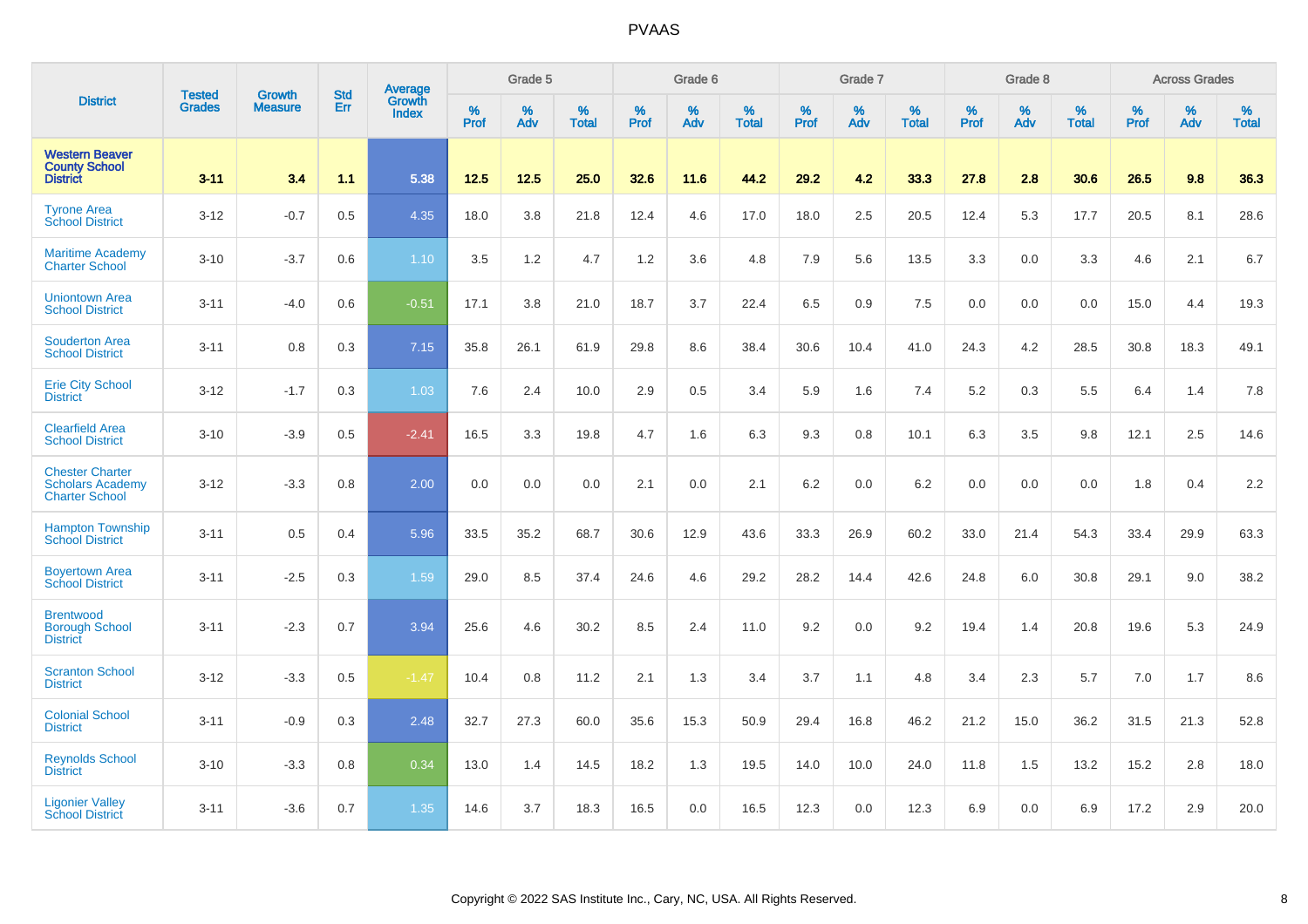# PVAAS

| District | Tested Grades | Growth Measure | Std Err | Average Growth Index | Grade 5 | | | Grade 6 | | | Grade 7 | | | Grade 8 | | | Across Grades | | |
|---|---|---|---|---|---|---|---|---|---|---|---|---|---|---|---|---|---|---|---|
| | | | | | % Prof | % Adv | % Total | % Prof | % Adv | % Total | % Prof | % Adv | % Total | % Prof | % Adv | % Total | % Prof | % Adv | % Total |
| **Western Beaver County School District** | **3-11** | **3.4** | **1.1** | **5.38** | **12.5** | **12.5** | **25.0** | **32.6** | **11.6** | **44.2** | **29.2** | **4.2** | **33.3** | **27.8** | **2.8** | **30.6** | **26.5** | **9.8** | **36.3** |
| Tyrone Area School District | 3-12 | -0.7 | 0.5 | 4.35 | 18.0 | 3.8 | 21.8 | 12.4 | 4.6 | 17.0 | 18.0 | 2.5 | 20.5 | 12.4 | 5.3 | 17.7 | 20.5 | 8.1 | 28.6 |
| Maritime Academy Charter School | 3-10 | -3.7 | 0.6 | 1.10 | 3.5 | 1.2 | 4.7 | 1.2 | 3.6 | 4.8 | 7.9 | 5.6 | 13.5 | 3.3 | 0.0 | 3.3 | 4.6 | 2.1 | 6.7 |
| Uniontown Area School District | 3-11 | -4.0 | 0.6 | -0.51 | 17.1 | 3.8 | 21.0 | 18.7 | 3.7 | 22.4 | 6.5 | 0.9 | 7.5 | 0.0 | 0.0 | 0.0 | 15.0 | 4.4 | 19.3 |
| Souderton Area School District | 3-11 | 0.8 | 0.3 | 7.15 | 35.8 | 26.1 | 61.9 | 29.8 | 8.6 | 38.4 | 30.6 | 10.4 | 41.0 | 24.3 | 4.2 | 28.5 | 30.8 | 18.3 | 49.1 |
| Erie City School District | 3-12 | -1.7 | 0.3 | 1.03 | 7.6 | 2.4 | 10.0 | 2.9 | 0.5 | 3.4 | 5.9 | 1.6 | 7.4 | 5.2 | 0.3 | 5.5 | 6.4 | 1.4 | 7.8 |
| Clearfield Area School District | 3-10 | -3.9 | 0.5 | -2.41 | 16.5 | 3.3 | 19.8 | 4.7 | 1.6 | 6.3 | 9.3 | 0.8 | 10.1 | 6.3 | 3.5 | 9.8 | 12.1 | 2.5 | 14.6 |
| Chester Charter Scholars Academy Charter School | 3-12 | -3.3 | 0.8 | 2.00 | 0.0 | 0.0 | 0.0 | 2.1 | 0.0 | 2.1 | 6.2 | 0.0 | 6.2 | 0.0 | 0.0 | 0.0 | 1.8 | 0.4 | 2.2 |
| Hampton Township School District | 3-11 | 0.5 | 0.4 | 5.96 | 33.5 | 35.2 | 68.7 | 30.6 | 12.9 | 43.6 | 33.3 | 26.9 | 60.2 | 33.0 | 21.4 | 54.3 | 33.4 | 29.9 | 63.3 |
| Boyertown Area School District | 3-11 | -2.5 | 0.3 | 1.59 | 29.0 | 8.5 | 37.4 | 24.6 | 4.6 | 29.2 | 28.2 | 14.4 | 42.6 | 24.8 | 6.0 | 30.8 | 29.1 | 9.0 | 38.2 |
| Brentwood Borough School District | 3-11 | -2.3 | 0.7 | 3.94 | 25.6 | 4.6 | 30.2 | 8.5 | 2.4 | 11.0 | 9.2 | 0.0 | 9.2 | 19.4 | 1.4 | 20.8 | 19.6 | 5.3 | 24.9 |
| Scranton School District | 3-12 | -3.3 | 0.5 | -1.47 | 10.4 | 0.8 | 11.2 | 2.1 | 1.3 | 3.4 | 3.7 | 1.1 | 4.8 | 3.4 | 2.3 | 5.7 | 7.0 | 1.7 | 8.6 |
| Colonial School District | 3-11 | -0.9 | 0.3 | 2.48 | 32.7 | 27.3 | 60.0 | 35.6 | 15.3 | 50.9 | 29.4 | 16.8 | 46.2 | 21.2 | 15.0 | 36.2 | 31.5 | 21.3 | 52.8 |
| Reynolds School District | 3-10 | -3.3 | 0.8 | 0.34 | 13.0 | 1.4 | 14.5 | 18.2 | 1.3 | 19.5 | 14.0 | 10.0 | 24.0 | 11.8 | 1.5 | 13.2 | 15.2 | 2.8 | 18.0 |
| Ligonier Valley School District | 3-11 | -3.6 | 0.7 | 1.35 | 14.6 | 3.7 | 18.3 | 16.5 | 0.0 | 16.5 | 12.3 | 0.0 | 12.3 | 6.9 | 0.0 | 6.9 | 17.2 | 2.9 | 20.0 |

Copyright © 2022 SAS Institute Inc., Cary, NC, USA. All Rights Reserved.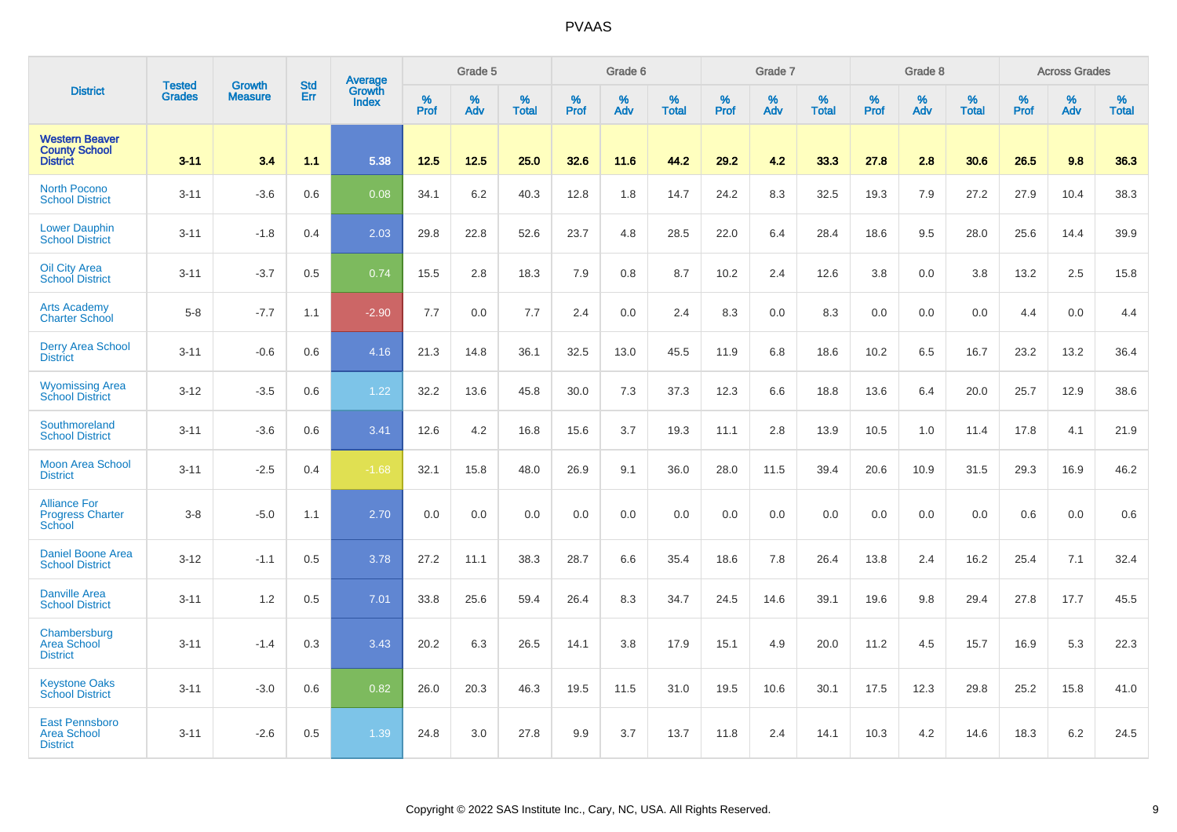# PVAAS

| District | Tested Grades | Growth Measure | Std Err | Average Growth Index | Grade 5 | | | Grade 6 | | | Grade 7 | | | Grade 8 | | | Across Grades | | |
|---|---|---|---|---|---|---|---|---|---|---|---|---|---|---|---|---|---|---|---|
| | | | | | % Prof | % Adv | % Total | % Prof | % Adv | % Total | % Prof | % Adv | % Total | % Prof | % Adv | % Total | % Prof | % Adv | % Total |
| **Western Beaver County School District** | **3-11** | **3.4** | **1.1** | **5.38** | **12.5** | **12.5** | **25.0** | **32.6** | **11.6** | **44.2** | **29.2** | **4.2** | **33.3** | **27.8** | **2.8** | **30.6** | **26.5** | **9.8** | **36.3** |
| North Pocono School District | 3-11 | -3.6 | 0.6 | 0.08 | 34.1 | 6.2 | 40.3 | 12.8 | 1.8 | 14.7 | 24.2 | 8.3 | 32.5 | 19.3 | 7.9 | 27.2 | 27.9 | 10.4 | 38.3 |
| Lower Dauphin School District | 3-11 | -1.8 | 0.4 | 2.03 | 29.8 | 22.8 | 52.6 | 23.7 | 4.8 | 28.5 | 22.0 | 6.4 | 28.4 | 18.6 | 9.5 | 28.0 | 25.6 | 14.4 | 39.9 |
| Oil City Area School District | 3-11 | -3.7 | 0.5 | 0.74 | 15.5 | 2.8 | 18.3 | 7.9 | 0.8 | 8.7 | 10.2 | 2.4 | 12.6 | 3.8 | 0.0 | 3.8 | 13.2 | 2.5 | 15.8 |
| Arts Academy Charter School | 5-8 | -7.7 | 1.1 | -2.90 | 7.7 | 0.0 | 7.7 | 2.4 | 0.0 | 2.4 | 8.3 | 0.0 | 8.3 | 0.0 | 0.0 | 0.0 | 4.4 | 0.0 | 4.4 |
| Derry Area School District | 3-11 | -0.6 | 0.6 | 4.16 | 21.3 | 14.8 | 36.1 | 32.5 | 13.0 | 45.5 | 11.9 | 6.8 | 18.6 | 10.2 | 6.5 | 16.7 | 23.2 | 13.2 | 36.4 |
| Wyomissing Area School District | 3-12 | -3.5 | 0.6 | 1.22 | 32.2 | 13.6 | 45.8 | 30.0 | 7.3 | 37.3 | 12.3 | 6.6 | 18.8 | 13.6 | 6.4 | 20.0 | 25.7 | 12.9 | 38.6 |
| Southmoreland School District | 3-11 | -3.6 | 0.6 | 3.41 | 12.6 | 4.2 | 16.8 | 15.6 | 3.7 | 19.3 | 11.1 | 2.8 | 13.9 | 10.5 | 1.0 | 11.4 | 17.8 | 4.1 | 21.9 |
| Moon Area School District | 3-11 | -2.5 | 0.4 | -1.68 | 32.1 | 15.8 | 48.0 | 26.9 | 9.1 | 36.0 | 28.0 | 11.5 | 39.4 | 20.6 | 10.9 | 31.5 | 29.3 | 16.9 | 46.2 |
| Alliance For Progress Charter School | 3-8 | -5.0 | 1.1 | 2.70 | 0.0 | 0.0 | 0.0 | 0.0 | 0.0 | 0.0 | 0.0 | 0.0 | 0.0 | 0.0 | 0.0 | 0.0 | 0.6 | 0.0 | 0.6 |
| Daniel Boone Area School District | 3-12 | -1.1 | 0.5 | 3.78 | 27.2 | 11.1 | 38.3 | 28.7 | 6.6 | 35.4 | 18.6 | 7.8 | 26.4 | 13.8 | 2.4 | 16.2 | 25.4 | 7.1 | 32.4 |
| Danville Area School District | 3-11 | 1.2 | 0.5 | 7.01 | 33.8 | 25.6 | 59.4 | 26.4 | 8.3 | 34.7 | 24.5 | 14.6 | 39.1 | 19.6 | 9.8 | 29.4 | 27.8 | 17.7 | 45.5 |
| Chambersburg Area School District | 3-11 | -1.4 | 0.3 | 3.43 | 20.2 | 6.3 | 26.5 | 14.1 | 3.8 | 17.9 | 15.1 | 4.9 | 20.0 | 11.2 | 4.5 | 15.7 | 16.9 | 5.3 | 22.3 |
| Keystone Oaks School District | 3-11 | -3.0 | 0.6 | 0.82 | 26.0 | 20.3 | 46.3 | 19.5 | 11.5 | 31.0 | 19.5 | 10.6 | 30.1 | 17.5 | 12.3 | 29.8 | 25.2 | 15.8 | 41.0 |
| East Pennsboro Area School District | 3-11 | -2.6 | 0.5 | 1.39 | 24.8 | 3.0 | 27.8 | 9.9 | 3.7 | 13.7 | 11.8 | 2.4 | 14.1 | 10.3 | 4.2 | 14.6 | 18.3 | 6.2 | 24.5 |

Copyright © 2022 SAS Institute Inc., Cary, NC, USA. All Rights Reserved.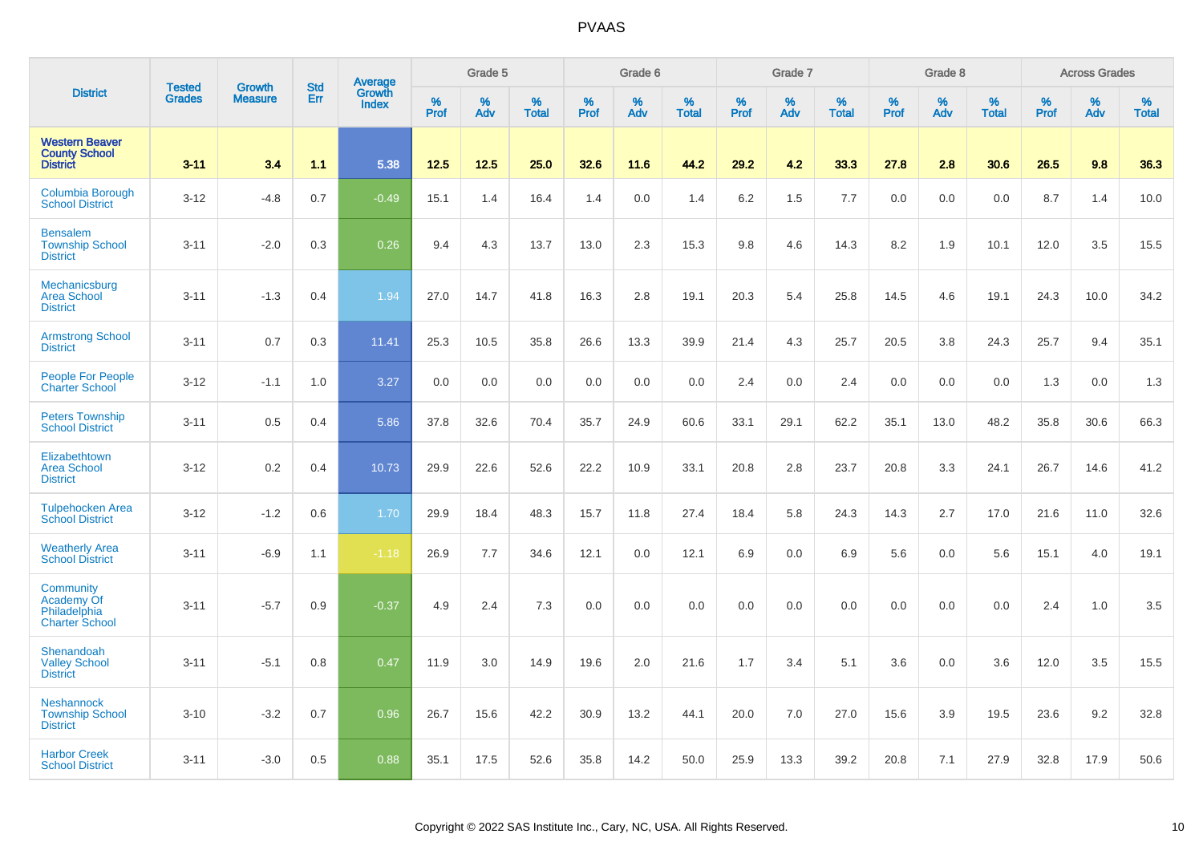# PVAAS

| District | Tested Grades | Growth Measure | Std Err | Average Growth Index | Grade 5 | | | Grade 6 | | | Grade 7 | | | Grade 8 | | | Across Grades | | |
|---|---|---|---|---|---|---|---|---|---|---|---|---|---|---|---|---|---|---|---|
| | | | | | % Prof | % Adv | % Total | % Prof | % Adv | % Total | % Prof | % Adv | % Total | % Prof | % Adv | % Total | % Prof | % Adv | % Total |
| **Western Beaver County School District** | **3-11** | **3.4** | **1.1** | **5.38** | **12.5** | **12.5** | **25.0** | **32.6** | **11.6** | **44.2** | **29.2** | **4.2** | **33.3** | **27.8** | **2.8** | **30.6** | **26.5** | **9.8** | **36.3** |
| Columbia Borough School District | 3-12 | -4.8 | 0.7 | -0.49 | 15.1 | 1.4 | 16.4 | 1.4 | 0.0 | 1.4 | 6.2 | 1.5 | 7.7 | 0.0 | 0.0 | 0.0 | 8.7 | 1.4 | 10.0 |
| Bensalem Township School District | 3-11 | -2.0 | 0.3 | 0.26 | 9.4 | 4.3 | 13.7 | 13.0 | 2.3 | 15.3 | 9.8 | 4.6 | 14.3 | 8.2 | 1.9 | 10.1 | 12.0 | 3.5 | 15.5 |
| Mechanicsburg Area School District | 3-11 | -1.3 | 0.4 | 1.94 | 27.0 | 14.7 | 41.8 | 16.3 | 2.8 | 19.1 | 20.3 | 5.4 | 25.8 | 14.5 | 4.6 | 19.1 | 24.3 | 10.0 | 34.2 |
| Armstrong School District | 3-11 | 0.7 | 0.3 | 11.41 | 25.3 | 10.5 | 35.8 | 26.6 | 13.3 | 39.9 | 21.4 | 4.3 | 25.7 | 20.5 | 3.8 | 24.3 | 25.7 | 9.4 | 35.1 |
| People For People Charter School | 3-12 | -1.1 | 1.0 | 3.27 | 0.0 | 0.0 | 0.0 | 0.0 | 0.0 | 0.0 | 2.4 | 0.0 | 2.4 | 0.0 | 0.0 | 0.0 | 1.3 | 0.0 | 1.3 |
| Peters Township School District | 3-11 | 0.5 | 0.4 | 5.86 | 37.8 | 32.6 | 70.4 | 35.7 | 24.9 | 60.6 | 33.1 | 29.1 | 62.2 | 35.1 | 13.0 | 48.2 | 35.8 | 30.6 | 66.3 |
| Elizabethtown Area School District | 3-12 | 0.2 | 0.4 | 10.73 | 29.9 | 22.6 | 52.6 | 22.2 | 10.9 | 33.1 | 20.8 | 2.8 | 23.7 | 20.8 | 3.3 | 24.1 | 26.7 | 14.6 | 41.2 |
| Tulpehocken Area School District | 3-12 | -1.2 | 0.6 | 1.70 | 29.9 | 18.4 | 48.3 | 15.7 | 11.8 | 27.4 | 18.4 | 5.8 | 24.3 | 14.3 | 2.7 | 17.0 | 21.6 | 11.0 | 32.6 |
| Weatherly Area School District | 3-11 | -6.9 | 1.1 | -1.18 | 26.9 | 7.7 | 34.6 | 12.1 | 0.0 | 12.1 | 6.9 | 0.0 | 6.9 | 5.6 | 0.0 | 5.6 | 15.1 | 4.0 | 19.1 |
| Community Academy Of Philadelphia Charter School | 3-11 | -5.7 | 0.9 | -0.37 | 4.9 | 2.4 | 7.3 | 0.0 | 0.0 | 0.0 | 0.0 | 0.0 | 0.0 | 0.0 | 0.0 | 0.0 | 2.4 | 1.0 | 3.5 |
| Shenandoah Valley School District | 3-11 | -5.1 | 0.8 | 0.47 | 11.9 | 3.0 | 14.9 | 19.6 | 2.0 | 21.6 | 1.7 | 3.4 | 5.1 | 3.6 | 0.0 | 3.6 | 12.0 | 3.5 | 15.5 |
| Neshannock Township School District | 3-10 | -3.2 | 0.7 | 0.96 | 26.7 | 15.6 | 42.2 | 30.9 | 13.2 | 44.1 | 20.0 | 7.0 | 27.0 | 15.6 | 3.9 | 19.5 | 23.6 | 9.2 | 32.8 |
| Harbor Creek School District | 3-11 | -3.0 | 0.5 | 0.88 | 35.1 | 17.5 | 52.6 | 35.8 | 14.2 | 50.0 | 25.9 | 13.3 | 39.2 | 20.8 | 7.1 | 27.9 | 32.8 | 17.9 | 50.6 |

Copyright © 2022 SAS Institute Inc., Cary, NC, USA. All Rights Reserved.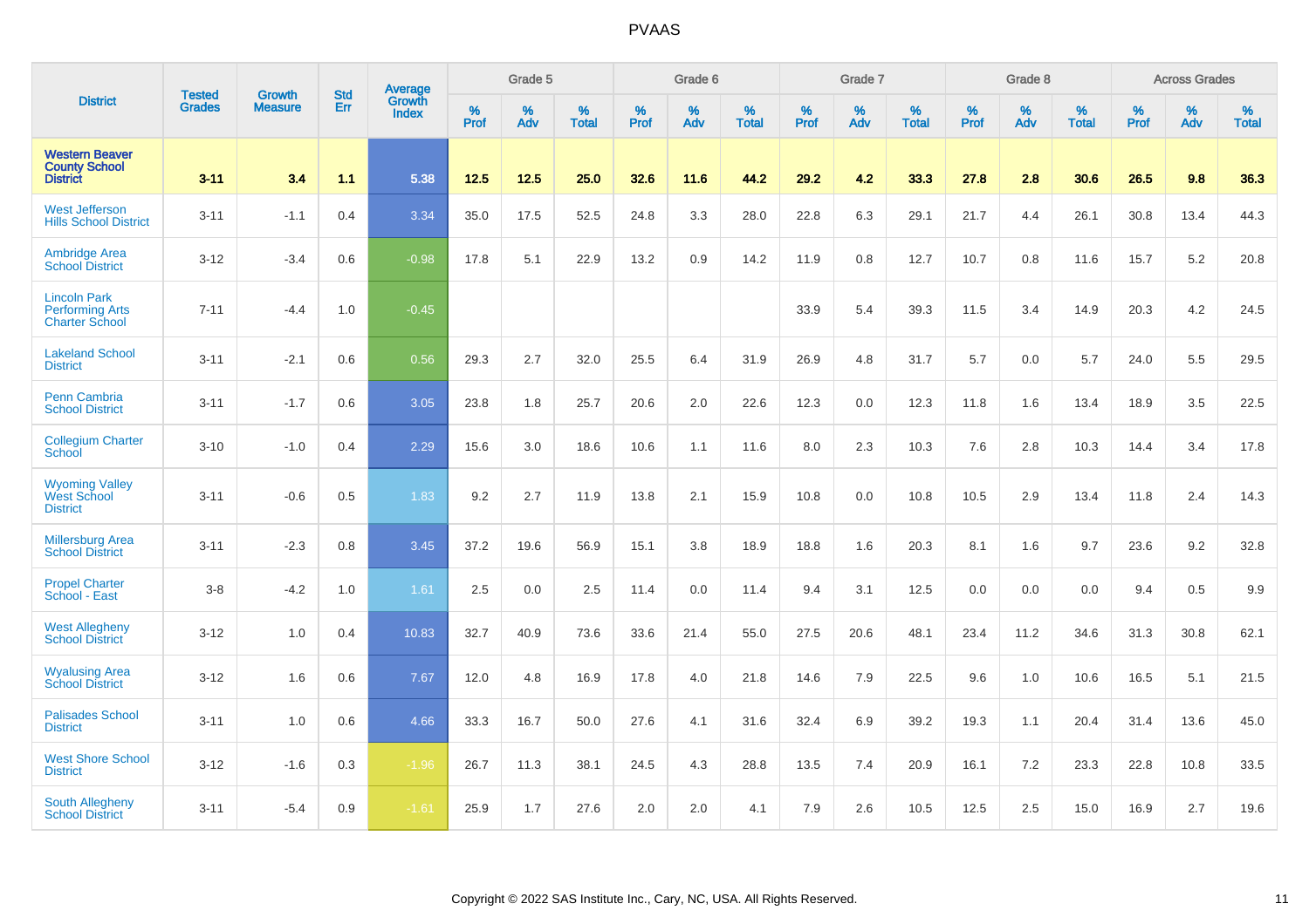# PVAAS

| District | Tested Grades | Growth Measure | Std Err | Average Growth Index | Grade 5 | | | Grade 6 | | | Grade 7 | | | Grade 8 | | | Across Grades | | |
|---|---|---|---|---|---|---|---|---|---|---|---|---|---|---|---|---|---|---|---|
| | | | | | % Prof | % Adv | % Total | % Prof | % Adv | % Total | % Prof | % Adv | % Total | % Prof | % Adv | % Total | % Prof | % Adv | % Total |
| **Western Beaver County School District** | **3-11** | **3.4** | **1.1** | **5.38** | **12.5** | **12.5** | **25.0** | **32.6** | **11.6** | **44.2** | **29.2** | **4.2** | **33.3** | **27.8** | **2.8** | **30.6** | **26.5** | **9.8** | **36.3** |
| West Jefferson Hills School District | 3-11 | -1.1 | 0.4 | 3.34 | 35.0 | 17.5 | 52.5 | 24.8 | 3.3 | 28.0 | 22.8 | 6.3 | 29.1 | 21.7 | 4.4 | 26.1 | 30.8 | 13.4 | 44.3 |
| Ambridge Area School District | 3-12 | -3.4 | 0.6 | -0.98 | 17.8 | 5.1 | 22.9 | 13.2 | 0.9 | 14.2 | 11.9 | 0.8 | 12.7 | 10.7 | 0.8 | 11.6 | 15.7 | 5.2 | 20.8 |
| Lincoln Park Performing Arts Charter School | 7-11 | -4.4 | 1.0 | -0.45 | | | | | | | 33.9 | 5.4 | 39.3 | 11.5 | 3.4 | 14.9 | 20.3 | 4.2 | 24.5 |
| Lakeland School District | 3-11 | -2.1 | 0.6 | 0.56 | 29.3 | 2.7 | 32.0 | 25.5 | 6.4 | 31.9 | 26.9 | 4.8 | 31.7 | 5.7 | 0.0 | 5.7 | 24.0 | 5.5 | 29.5 |
| Penn Cambria School District | 3-11 | -1.7 | 0.6 | 3.05 | 23.8 | 1.8 | 25.7 | 20.6 | 2.0 | 22.6 | 12.3 | 0.0 | 12.3 | 11.8 | 1.6 | 13.4 | 18.9 | 3.5 | 22.5 |
| Collegium Charter School | 3-10 | -1.0 | 0.4 | 2.29 | 15.6 | 3.0 | 18.6 | 10.6 | 1.1 | 11.6 | 8.0 | 2.3 | 10.3 | 7.6 | 2.8 | 10.3 | 14.4 | 3.4 | 17.8 |
| Wyoming Valley West School District | 3-11 | -0.6 | 0.5 | 1.83 | 9.2 | 2.7 | 11.9 | 13.8 | 2.1 | 15.9 | 10.8 | 0.0 | 10.8 | 10.5 | 2.9 | 13.4 | 11.8 | 2.4 | 14.3 |
| Millersburg Area School District | 3-11 | -2.3 | 0.8 | 3.45 | 37.2 | 19.6 | 56.9 | 15.1 | 3.8 | 18.9 | 18.8 | 1.6 | 20.3 | 8.1 | 1.6 | 9.7 | 23.6 | 9.2 | 32.8 |
| Propel Charter School - East | 3-8 | -4.2 | 1.0 | 1.61 | 2.5 | 0.0 | 2.5 | 11.4 | 0.0 | 11.4 | 9.4 | 3.1 | 12.5 | 0.0 | 0.0 | 0.0 | 9.4 | 0.5 | 9.9 |
| West Allegheny School District | 3-12 | 1.0 | 0.4 | 10.83 | 32.7 | 40.9 | 73.6 | 33.6 | 21.4 | 55.0 | 27.5 | 20.6 | 48.1 | 23.4 | 11.2 | 34.6 | 31.3 | 30.8 | 62.1 |
| Wyalusing Area School District | 3-12 | 1.6 | 0.6 | 7.67 | 12.0 | 4.8 | 16.9 | 17.8 | 4.0 | 21.8 | 14.6 | 7.9 | 22.5 | 9.6 | 1.0 | 10.6 | 16.5 | 5.1 | 21.5 |
| Palisades School District | 3-11 | 1.0 | 0.6 | 4.66 | 33.3 | 16.7 | 50.0 | 27.6 | 4.1 | 31.6 | 32.4 | 6.9 | 39.2 | 19.3 | 1.1 | 20.4 | 31.4 | 13.6 | 45.0 |
| West Shore School District | 3-12 | -1.6 | 0.3 | -1.96 | 26.7 | 11.3 | 38.1 | 24.5 | 4.3 | 28.8 | 13.5 | 7.4 | 20.9 | 16.1 | 7.2 | 23.3 | 22.8 | 10.8 | 33.5 |
| South Allegheny School District | 3-11 | -5.4 | 0.9 | -1.61 | 25.9 | 1.7 | 27.6 | 2.0 | 2.0 | 4.1 | 7.9 | 2.6 | 10.5 | 12.5 | 2.5 | 15.0 | 16.9 | 2.7 | 19.6 |

Copyright © 2022 SAS Institute Inc., Cary, NC, USA. All Rights Reserved.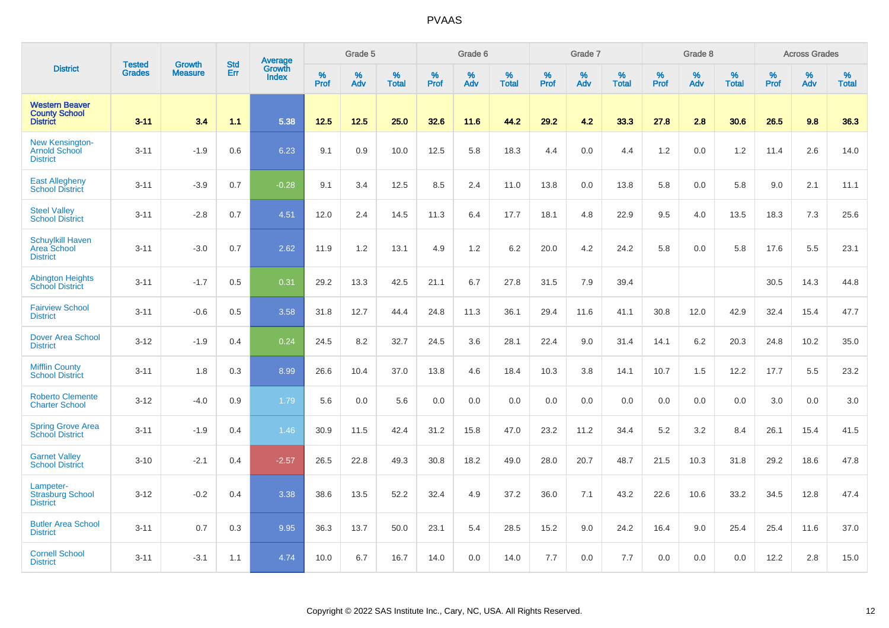| District | Tested Grades | Growth Measure | Std Err | Average Growth Index | Grade 5 | | | Grade 6 | | | Grade 7 | | | Grade 8 | | | Across Grades | | |
|---|---|---|---|---|---|---|---|---|---|---|---|---|---|---|---|---|---|---|---|
| | | | | | % Prof | % Adv | % Total | % Prof | % Adv | % Total | % Prof | % Adv | % Total | % Prof | % Adv | % Total | % Prof | % Adv | % Total |
| **Western Beaver County School District** | **3-11** | **3.4** | **1.1** | **5.38** | **12.5** | **12.5** | **25.0** | **32.6** | **11.6** | **44.2** | **29.2** | **4.2** | **33.3** | **27.8** | **2.8** | **30.6** | **26.5** | **9.8** | **36.3** |
| New Kensington-Arnold School District | 3-11 | -1.9 | 0.6 | 6.23 | 9.1 | 0.9 | 10.0 | 12.5 | 5.8 | 18.3 | 4.4 | 0.0 | 4.4 | 1.2 | 0.0 | 1.2 | 11.4 | 2.6 | 14.0 |
| East Allegheny School District | 3-11 | -3.9 | 0.7 | -0.28 | 9.1 | 3.4 | 12.5 | 8.5 | 2.4 | 11.0 | 13.8 | 0.0 | 13.8 | 5.8 | 0.0 | 5.8 | 9.0 | 2.1 | 11.1 |
| Steel Valley School District | 3-11 | -2.8 | 0.7 | 4.51 | 12.0 | 2.4 | 14.5 | 11.3 | 6.4 | 17.7 | 18.1 | 4.8 | 22.9 | 9.5 | 4.0 | 13.5 | 18.3 | 7.3 | 25.6 |
| Schuylkill Haven Area School District | 3-11 | -3.0 | 0.7 | 2.62 | 11.9 | 1.2 | 13.1 | 4.9 | 1.2 | 6.2 | 20.0 | 4.2 | 24.2 | 5.8 | 0.0 | 5.8 | 17.6 | 5.5 | 23.1 |
| Abington Heights School District | 3-11 | -1.7 | 0.5 | 0.31 | 29.2 | 13.3 | 42.5 | 21.1 | 6.7 | 27.8 | 31.5 | 7.9 | 39.4 | | | | 30.5 | 14.3 | 44.8 |
| Fairview School District | 3-11 | -0.6 | 0.5 | 3.58 | 31.8 | 12.7 | 44.4 | 24.8 | 11.3 | 36.1 | 29.4 | 11.6 | 41.1 | 30.8 | 12.0 | 42.9 | 32.4 | 15.4 | 47.7 |
| Dover Area School District | 3-12 | -1.9 | 0.4 | 0.24 | 24.5 | 8.2 | 32.7 | 24.5 | 3.6 | 28.1 | 22.4 | 9.0 | 31.4 | 14.1 | 6.2 | 20.3 | 24.8 | 10.2 | 35.0 |
| Mifflin County School District | 3-11 | 1.8 | 0.3 | 8.99 | 26.6 | 10.4 | 37.0 | 13.8 | 4.6 | 18.4 | 10.3 | 3.8 | 14.1 | 10.7 | 1.5 | 12.2 | 17.7 | 5.5 | 23.2 |
| Roberto Clemente Charter School | 3-12 | -4.0 | 0.9 | 1.79 | 5.6 | 0.0 | 5.6 | 0.0 | 0.0 | 0.0 | 0.0 | 0.0 | 0.0 | 0.0 | 0.0 | 0.0 | 3.0 | 0.0 | 3.0 |
| Spring Grove Area School District | 3-11 | -1.9 | 0.4 | 1.46 | 30.9 | 11.5 | 42.4 | 31.2 | 15.8 | 47.0 | 23.2 | 11.2 | 34.4 | 5.2 | 3.2 | 8.4 | 26.1 | 15.4 | 41.5 |
| Garnet Valley School District | 3-10 | -2.1 | 0.4 | -2.57 | 26.5 | 22.8 | 49.3 | 30.8 | 18.2 | 49.0 | 28.0 | 20.7 | 48.7 | 21.5 | 10.3 | 31.8 | 29.2 | 18.6 | 47.8 |
| Lampeter-Strasburg School District | 3-12 | -0.2 | 0.4 | 3.38 | 38.6 | 13.5 | 52.2 | 32.4 | 4.9 | 37.2 | 36.0 | 7.1 | 43.2 | 22.6 | 10.6 | 33.2 | 34.5 | 12.8 | 47.4 |
| Butler Area School District | 3-11 | 0.7 | 0.3 | 9.95 | 36.3 | 13.7 | 50.0 | 23.1 | 5.4 | 28.5 | 15.2 | 9.0 | 24.2 | 16.4 | 9.0 | 25.4 | 25.4 | 11.6 | 37.0 |
| Cornell School District | 3-11 | -3.1 | 1.1 | 4.74 | 10.0 | 6.7 | 16.7 | 14.0 | 0.0 | 14.0 | 7.7 | 0.0 | 7.7 | 0.0 | 0.0 | 0.0 | 12.2 | 2.8 | 15.0 |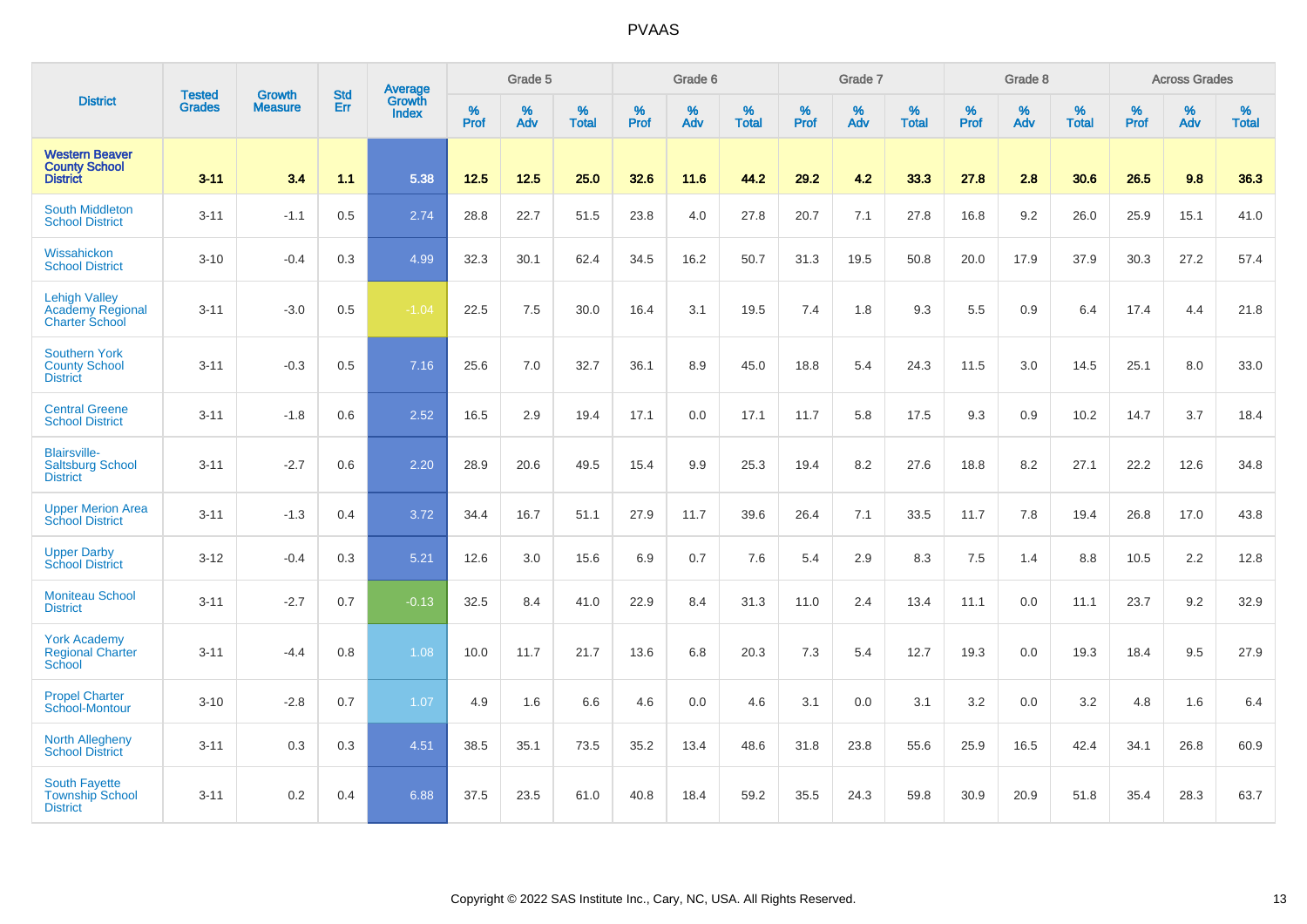| District | Tested Grades | Growth Measure | Std Err | Average Growth Index | Grade 5 | | | Grade 6 | | | Grade 7 | | | Grade 8 | | | Across Grades | | |
|---|---|---|---|---|---|---|---|---|---|---|---|---|---|---|---|---|---|---|---|
| | | | | | % Prof | % Adv | % Total | % Prof | % Adv | % Total | % Prof | % Adv | % Total | % Prof | % Adv | % Total | % Prof | % Adv | % Total |
| **Western Beaver County School District** | **3-11** | **3.4** | **1.1** | **5.38** | **12.5** | **12.5** | **25.0** | **32.6** | **11.6** | **44.2** | **29.2** | **4.2** | **33.3** | **27.8** | **2.8** | **30.6** | **26.5** | **9.8** | **36.3** |
| South Middleton School District | 3-11 | -1.1 | 0.5 | 2.74 | 28.8 | 22.7 | 51.5 | 23.8 | 4.0 | 27.8 | 20.7 | 7.1 | 27.8 | 16.8 | 9.2 | 26.0 | 25.9 | 15.1 | 41.0 |
| Wissahickon School District | 3-10 | -0.4 | 0.3 | 4.99 | 32.3 | 30.1 | 62.4 | 34.5 | 16.2 | 50.7 | 31.3 | 19.5 | 50.8 | 20.0 | 17.9 | 37.9 | 30.3 | 27.2 | 57.4 |
| Lehigh Valley Academy Regional Charter School | 3-11 | -3.0 | 0.5 | -1.04 | 22.5 | 7.5 | 30.0 | 16.4 | 3.1 | 19.5 | 7.4 | 1.8 | 9.3 | 5.5 | 0.9 | 6.4 | 17.4 | 4.4 | 21.8 |
| Southern York County School District | 3-11 | -0.3 | 0.5 | 7.16 | 25.6 | 7.0 | 32.7 | 36.1 | 8.9 | 45.0 | 18.8 | 5.4 | 24.3 | 11.5 | 3.0 | 14.5 | 25.1 | 8.0 | 33.0 |
| Central Greene School District | 3-11 | -1.8 | 0.6 | 2.52 | 16.5 | 2.9 | 19.4 | 17.1 | 0.0 | 17.1 | 11.7 | 5.8 | 17.5 | 9.3 | 0.9 | 10.2 | 14.7 | 3.7 | 18.4 |
| Blairsville-Saltsburg School District | 3-11 | -2.7 | 0.6 | 2.20 | 28.9 | 20.6 | 49.5 | 15.4 | 9.9 | 25.3 | 19.4 | 8.2 | 27.6 | 18.8 | 8.2 | 27.1 | 22.2 | 12.6 | 34.8 |
| Upper Merion Area School District | 3-11 | -1.3 | 0.4 | 3.72 | 34.4 | 16.7 | 51.1 | 27.9 | 11.7 | 39.6 | 26.4 | 7.1 | 33.5 | 11.7 | 7.8 | 19.4 | 26.8 | 17.0 | 43.8 |
| Upper Darby School District | 3-12 | -0.4 | 0.3 | 5.21 | 12.6 | 3.0 | 15.6 | 6.9 | 0.7 | 7.6 | 5.4 | 2.9 | 8.3 | 7.5 | 1.4 | 8.8 | 10.5 | 2.2 | 12.8 |
| Moniteau School District | 3-11 | -2.7 | 0.7 | -0.13 | 32.5 | 8.4 | 41.0 | 22.9 | 8.4 | 31.3 | 11.0 | 2.4 | 13.4 | 11.1 | 0.0 | 11.1 | 23.7 | 9.2 | 32.9 |
| York Academy Regional Charter School | 3-11 | -4.4 | 0.8 | 1.08 | 10.0 | 11.7 | 21.7 | 13.6 | 6.8 | 20.3 | 7.3 | 5.4 | 12.7 | 19.3 | 0.0 | 19.3 | 18.4 | 9.5 | 27.9 |
| Propel Charter School-Montour | 3-10 | -2.8 | 0.7 | 1.07 | 4.9 | 1.6 | 6.6 | 4.6 | 0.0 | 4.6 | 3.1 | 0.0 | 3.1 | 3.2 | 0.0 | 3.2 | 4.8 | 1.6 | 6.4 |
| North Allegheny School District | 3-11 | 0.3 | 0.3 | 4.51 | 38.5 | 35.1 | 73.5 | 35.2 | 13.4 | 48.6 | 31.8 | 23.8 | 55.6 | 25.9 | 16.5 | 42.4 | 34.1 | 26.8 | 60.9 |
| South Fayette Township School District | 3-11 | 0.2 | 0.4 | 6.88 | 37.5 | 23.5 | 61.0 | 40.8 | 18.4 | 59.2 | 35.5 | 24.3 | 59.8 | 30.9 | 20.9 | 51.8 | 35.4 | 28.3 | 63.7 |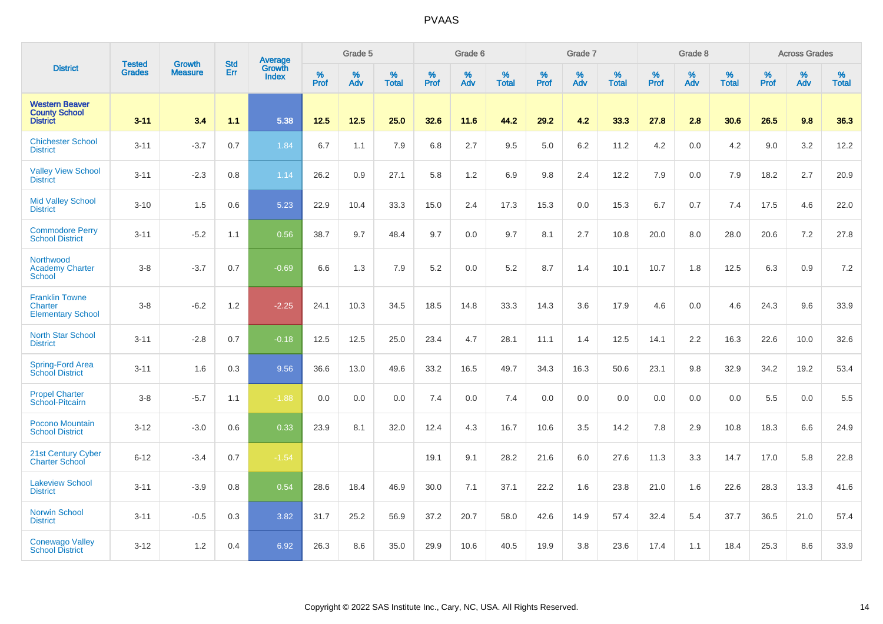# PVAAS

| District | Tested Grades | Growth Measure | Std Err | Average Growth Index | Grade 5 | | | Grade 6 | | | Grade 7 | | | Grade 8 | | | Across Grades | | |
|---|---|---|---|---|---|---|---|---|---|---|---|---|---|---|---|---|---|---|---|
| | | | | | % Prof | % Adv | % Total | % Prof | % Adv | % Total | % Prof | % Adv | % Total | % Prof | % Adv | % Total | % Prof | % Adv | % Total |
| **Western Beaver County School District** | **3-11** | **3.4** | **1.1** | **5.38** | **12.5** | **12.5** | **25.0** | **32.6** | **11.6** | **44.2** | **29.2** | **4.2** | **33.3** | **27.8** | **2.8** | **30.6** | **26.5** | **9.8** | **36.3** |
| Chichester School District | 3-11 | -3.7 | 0.7 | 1.84 | 6.7 | 1.1 | 7.9 | 6.8 | 2.7 | 9.5 | 5.0 | 6.2 | 11.2 | 4.2 | 0.0 | 4.2 | 9.0 | 3.2 | 12.2 |
| Valley View School District | 3-11 | -2.3 | 0.8 | 1.14 | 26.2 | 0.9 | 27.1 | 5.8 | 1.2 | 6.9 | 9.8 | 2.4 | 12.2 | 7.9 | 0.0 | 7.9 | 18.2 | 2.7 | 20.9 |
| Mid Valley School District | 3-10 | 1.5 | 0.6 | 5.23 | 22.9 | 10.4 | 33.3 | 15.0 | 2.4 | 17.3 | 15.3 | 0.0 | 15.3 | 6.7 | 0.7 | 7.4 | 17.5 | 4.6 | 22.0 |
| Commodore Perry School District | 3-11 | -5.2 | 1.1 | 0.56 | 38.7 | 9.7 | 48.4 | 9.7 | 0.0 | 9.7 | 8.1 | 2.7 | 10.8 | 20.0 | 8.0 | 28.0 | 20.6 | 7.2 | 27.8 |
| Northwood Academy Charter School | 3-8 | -3.7 | 0.7 | -0.69 | 6.6 | 1.3 | 7.9 | 5.2 | 0.0 | 5.2 | 8.7 | 1.4 | 10.1 | 10.7 | 1.8 | 12.5 | 6.3 | 0.9 | 7.2 |
| Franklin Towne Charter Elementary School | 3-8 | -6.2 | 1.2 | -2.25 | 24.1 | 10.3 | 34.5 | 18.5 | 14.8 | 33.3 | 14.3 | 3.6 | 17.9 | 4.6 | 0.0 | 4.6 | 24.3 | 9.6 | 33.9 |
| North Star School District | 3-11 | -2.8 | 0.7 | -0.18 | 12.5 | 12.5 | 25.0 | 23.4 | 4.7 | 28.1 | 11.1 | 1.4 | 12.5 | 14.1 | 2.2 | 16.3 | 22.6 | 10.0 | 32.6 |
| Spring-Ford Area School District | 3-11 | 1.6 | 0.3 | 9.56 | 36.6 | 13.0 | 49.6 | 33.2 | 16.5 | 49.7 | 34.3 | 16.3 | 50.6 | 23.1 | 9.8 | 32.9 | 34.2 | 19.2 | 53.4 |
| Propel Charter School-Pitcairn | 3-8 | -5.7 | 1.1 | -1.88 | 0.0 | 0.0 | 0.0 | 7.4 | 0.0 | 7.4 | 0.0 | 0.0 | 0.0 | 0.0 | 0.0 | 0.0 | 5.5 | 0.0 | 5.5 |
| Pocono Mountain School District | 3-12 | -3.0 | 0.6 | 0.33 | 23.9 | 8.1 | 32.0 | 12.4 | 4.3 | 16.7 | 10.6 | 3.5 | 14.2 | 7.8 | 2.9 | 10.8 | 18.3 | 6.6 | 24.9 |
| 21st Century Cyber Charter School | 6-12 | -3.4 | 0.7 | -1.54 | | | | 19.1 | 9.1 | 28.2 | 21.6 | 6.0 | 27.6 | 11.3 | 3.3 | 14.7 | 17.0 | 5.8 | 22.8 |
| Lakeview School District | 3-11 | -3.9 | 0.8 | 0.54 | 28.6 | 18.4 | 46.9 | 30.0 | 7.1 | 37.1 | 22.2 | 1.6 | 23.8 | 21.0 | 1.6 | 22.6 | 28.3 | 13.3 | 41.6 |
| Norwin School District | 3-11 | -0.5 | 0.3 | 3.82 | 31.7 | 25.2 | 56.9 | 37.2 | 20.7 | 58.0 | 42.6 | 14.9 | 57.4 | 32.4 | 5.4 | 37.7 | 36.5 | 21.0 | 57.4 |
| Conewago Valley School District | 3-12 | 1.2 | 0.4 | 6.92 | 26.3 | 8.6 | 35.0 | 29.9 | 10.6 | 40.5 | 19.9 | 3.8 | 23.6 | 17.4 | 1.1 | 18.4 | 25.3 | 8.6 | 33.9 |

Copyright © 2022 SAS Institute Inc., Cary, NC, USA. All Rights Reserved.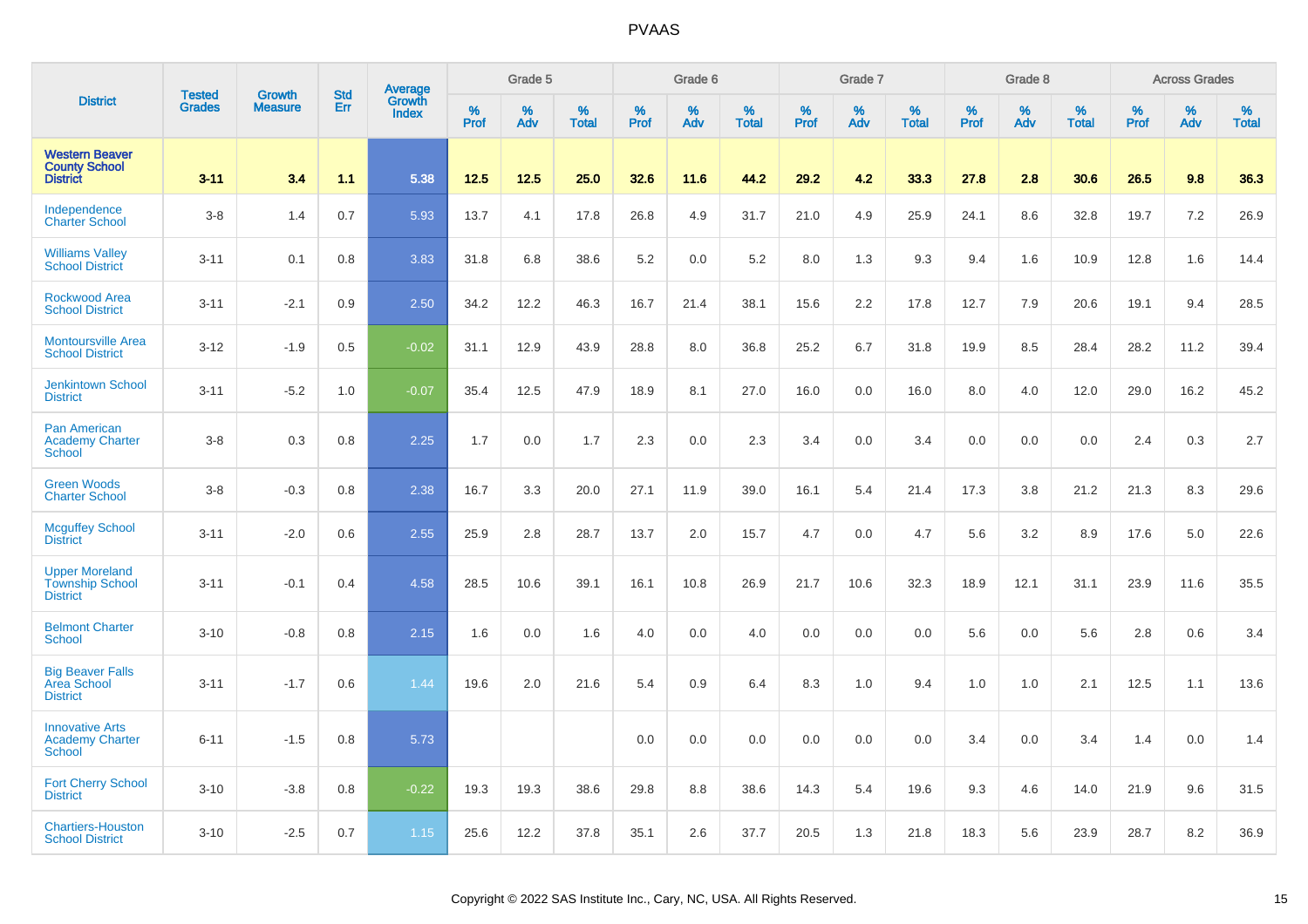# PVAAS

| District | Tested Grades | Growth Measure | Std Err | Average Growth Index | Grade 5 | | | Grade 6 | | | Grade 7 | | | Grade 8 | | | Across Grades | | |
|---|---|---|---|---|---|---|---|---|---|---|---|---|---|---|---|---|---|---|---|
| | | | | | % Prof | % Adv | % Total | % Prof | % Adv | % Total | % Prof | % Adv | % Total | % Prof | % Adv | % Total | % Prof | % Adv | % Total |
| **Western Beaver County School District** | **3-11** | **3.4** | **1.1** | **5.38** | **12.5** | **12.5** | **25.0** | **32.6** | **11.6** | **44.2** | **29.2** | **4.2** | **33.3** | **27.8** | **2.8** | **30.6** | **26.5** | **9.8** | **36.3** |
| Independence Charter School | 3-8 | 1.4 | 0.7 | 5.93 | 13.7 | 4.1 | 17.8 | 26.8 | 4.9 | 31.7 | 21.0 | 4.9 | 25.9 | 24.1 | 8.6 | 32.8 | 19.7 | 7.2 | 26.9 |
| Williams Valley School District | 3-11 | 0.1 | 0.8 | 3.83 | 31.8 | 6.8 | 38.6 | 5.2 | 0.0 | 5.2 | 8.0 | 1.3 | 9.3 | 9.4 | 1.6 | 10.9 | 12.8 | 1.6 | 14.4 |
| Rockwood Area School District | 3-11 | -2.1 | 0.9 | 2.50 | 34.2 | 12.2 | 46.3 | 16.7 | 21.4 | 38.1 | 15.6 | 2.2 | 17.8 | 12.7 | 7.9 | 20.6 | 19.1 | 9.4 | 28.5 |
| Montoursville Area School District | 3-12 | -1.9 | 0.5 | -0.02 | 31.1 | 12.9 | 43.9 | 28.8 | 8.0 | 36.8 | 25.2 | 6.7 | 31.8 | 19.9 | 8.5 | 28.4 | 28.2 | 11.2 | 39.4 |
| Jenkintown School District | 3-11 | -5.2 | 1.0 | -0.07 | 35.4 | 12.5 | 47.9 | 18.9 | 8.1 | 27.0 | 16.0 | 0.0 | 16.0 | 8.0 | 4.0 | 12.0 | 29.0 | 16.2 | 45.2 |
| Pan American Academy Charter School | 3-8 | 0.3 | 0.8 | 2.25 | 1.7 | 0.0 | 1.7 | 2.3 | 0.0 | 2.3 | 3.4 | 0.0 | 3.4 | 0.0 | 0.0 | 0.0 | 2.4 | 0.3 | 2.7 |
| Green Woods Charter School | 3-8 | -0.3 | 0.8 | 2.38 | 16.7 | 3.3 | 20.0 | 27.1 | 11.9 | 39.0 | 16.1 | 5.4 | 21.4 | 17.3 | 3.8 | 21.2 | 21.3 | 8.3 | 29.6 |
| Mcguffey School District | 3-11 | -2.0 | 0.6 | 2.55 | 25.9 | 2.8 | 28.7 | 13.7 | 2.0 | 15.7 | 4.7 | 0.0 | 4.7 | 5.6 | 3.2 | 8.9 | 17.6 | 5.0 | 22.6 |
| Upper Moreland Township School District | 3-11 | -0.1 | 0.4 | 4.58 | 28.5 | 10.6 | 39.1 | 16.1 | 10.8 | 26.9 | 21.7 | 10.6 | 32.3 | 18.9 | 12.1 | 31.1 | 23.9 | 11.6 | 35.5 |
| Belmont Charter School | 3-10 | -0.8 | 0.8 | 2.15 | 1.6 | 0.0 | 1.6 | 4.0 | 0.0 | 4.0 | 0.0 | 0.0 | 0.0 | 5.6 | 0.0 | 5.6 | 2.8 | 0.6 | 3.4 |
| Big Beaver Falls Area School District | 3-11 | -1.7 | 0.6 | 1.44 | 19.6 | 2.0 | 21.6 | 5.4 | 0.9 | 6.4 | 8.3 | 1.0 | 9.4 | 1.0 | 1.0 | 2.1 | 12.5 | 1.1 | 13.6 |
| Innovative Arts Academy Charter School | 6-11 | -1.5 | 0.8 | 5.73 | | | | 0.0 | 0.0 | 0.0 | 0.0 | 0.0 | 0.0 | 3.4 | 0.0 | 3.4 | 1.4 | 0.0 | 1.4 |
| Fort Cherry School District | 3-10 | -3.8 | 0.8 | -0.22 | 19.3 | 19.3 | 38.6 | 29.8 | 8.8 | 38.6 | 14.3 | 5.4 | 19.6 | 9.3 | 4.6 | 14.0 | 21.9 | 9.6 | 31.5 |
| Chartiers-Houston School District | 3-10 | -2.5 | 0.7 | 1.15 | 25.6 | 12.2 | 37.8 | 35.1 | 2.6 | 37.7 | 20.5 | 1.3 | 21.8 | 18.3 | 5.6 | 23.9 | 28.7 | 8.2 | 36.9 |

Copyright © 2022 SAS Institute Inc., Cary, NC, USA. All Rights Reserved.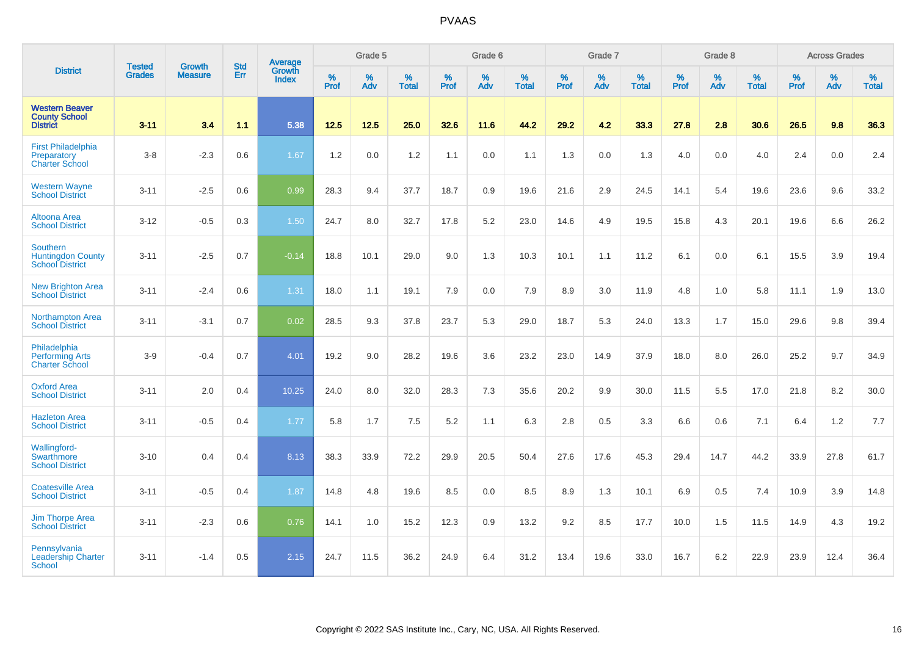# PVAAS

| District | Tested Grades | Growth Measure | Std Err | Average Growth Index | Grade 5 | | | Grade 6 | | | Grade 7 | | | Grade 8 | | | Across Grades | | |
|---|---|---|---|---|---|---|---|---|---|---|---|---|---|---|---|---|---|---|---|
| | | | | | % Prof | % Adv | % Total | % Prof | % Adv | % Total | % Prof | % Adv | % Total | % Prof | % Adv | % Total | % Prof | % Adv | % Total |
| **Western Beaver County School District** | **3-11** | **3.4** | **1.1** | **5.38** | **12.5** | **12.5** | **25.0** | **32.6** | **11.6** | **44.2** | **29.2** | **4.2** | **33.3** | **27.8** | **2.8** | **30.6** | **26.5** | **9.8** | **36.3** |
| First Philadelphia Preparatory Charter School | 3-8 | -2.3 | 0.6 | 1.67 | 1.2 | 0.0 | 1.2 | 1.1 | 0.0 | 1.1 | 1.3 | 0.0 | 1.3 | 4.0 | 0.0 | 4.0 | 2.4 | 0.0 | 2.4 |
| Western Wayne School District | 3-11 | -2.5 | 0.6 | 0.99 | 28.3 | 9.4 | 37.7 | 18.7 | 0.9 | 19.6 | 21.6 | 2.9 | 24.5 | 14.1 | 5.4 | 19.6 | 23.6 | 9.6 | 33.2 |
| Altoona Area School District | 3-12 | -0.5 | 0.3 | 1.50 | 24.7 | 8.0 | 32.7 | 17.8 | 5.2 | 23.0 | 14.6 | 4.9 | 19.5 | 15.8 | 4.3 | 20.1 | 19.6 | 6.6 | 26.2 |
| Southern Huntingdon County School District | 3-11 | -2.5 | 0.7 | -0.14 | 18.8 | 10.1 | 29.0 | 9.0 | 1.3 | 10.3 | 10.1 | 1.1 | 11.2 | 6.1 | 0.0 | 6.1 | 15.5 | 3.9 | 19.4 |
| New Brighton Area School District | 3-11 | -2.4 | 0.6 | 1.31 | 18.0 | 1.1 | 19.1 | 7.9 | 0.0 | 7.9 | 8.9 | 3.0 | 11.9 | 4.8 | 1.0 | 5.8 | 11.1 | 1.9 | 13.0 |
| Northampton Area School District | 3-11 | -3.1 | 0.7 | 0.02 | 28.5 | 9.3 | 37.8 | 23.7 | 5.3 | 29.0 | 18.7 | 5.3 | 24.0 | 13.3 | 1.7 | 15.0 | 29.6 | 9.8 | 39.4 |
| Philadelphia Performing Arts Charter School | 3-9 | -0.4 | 0.7 | 4.01 | 19.2 | 9.0 | 28.2 | 19.6 | 3.6 | 23.2 | 23.0 | 14.9 | 37.9 | 18.0 | 8.0 | 26.0 | 25.2 | 9.7 | 34.9 |
| Oxford Area School District | 3-11 | 2.0 | 0.4 | 10.25 | 24.0 | 8.0 | 32.0 | 28.3 | 7.3 | 35.6 | 20.2 | 9.9 | 30.0 | 11.5 | 5.5 | 17.0 | 21.8 | 8.2 | 30.0 |
| Hazleton Area School District | 3-11 | -0.5 | 0.4 | 1.77 | 5.8 | 1.7 | 7.5 | 5.2 | 1.1 | 6.3 | 2.8 | 0.5 | 3.3 | 6.6 | 0.6 | 7.1 | 6.4 | 1.2 | 7.7 |
| Wallingford-Swarthmore School District | 3-10 | 0.4 | 0.4 | 8.13 | 38.3 | 33.9 | 72.2 | 29.9 | 20.5 | 50.4 | 27.6 | 17.6 | 45.3 | 29.4 | 14.7 | 44.2 | 33.9 | 27.8 | 61.7 |
| Coatesville Area School District | 3-11 | -0.5 | 0.4 | 1.87 | 14.8 | 4.8 | 19.6 | 8.5 | 0.0 | 8.5 | 8.9 | 1.3 | 10.1 | 6.9 | 0.5 | 7.4 | 10.9 | 3.9 | 14.8 |
| Jim Thorpe Area School District | 3-11 | -2.3 | 0.6 | 0.76 | 14.1 | 1.0 | 15.2 | 12.3 | 0.9 | 13.2 | 9.2 | 8.5 | 17.7 | 10.0 | 1.5 | 11.5 | 14.9 | 4.3 | 19.2 |
| Pennsylvania Leadership Charter School | 3-11 | -1.4 | 0.5 | 2.15 | 24.7 | 11.5 | 36.2 | 24.9 | 6.4 | 31.2 | 13.4 | 19.6 | 33.0 | 16.7 | 6.2 | 22.9 | 23.9 | 12.4 | 36.4 |

Copyright © 2022 SAS Institute Inc., Cary, NC, USA. All Rights Reserved.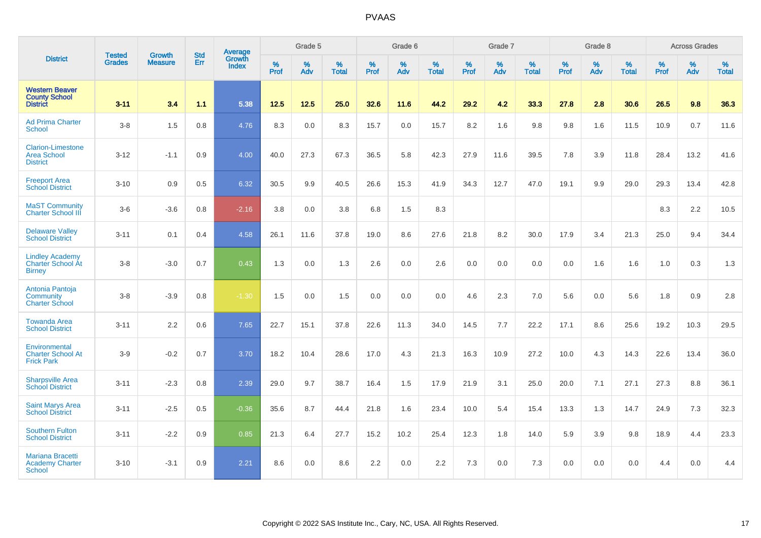# PVAAS

| District | Tested Grades | Growth Measure | Std Err | Average Growth Index | Grade 5 | | | Grade 6 | | | Grade 7 | | | Grade 8 | | | Across Grades | | |
|---|---|---|---|---|---|---|---|---|---|---|---|---|---|---|---|---|---|---|---|
| | | | | | % Prof | % Adv | % Total | % Prof | % Adv | % Total | % Prof | % Adv | % Total | % Prof | % Adv | % Total | % Prof | % Adv | % Total |
| **Western Beaver County School District** | **3-11** | **3.4** | **1.1** | **5.38** | **12.5** | **12.5** | **25.0** | **32.6** | **11.6** | **44.2** | **29.2** | **4.2** | **33.3** | **27.8** | **2.8** | **30.6** | **26.5** | **9.8** | **36.3** |
| Ad Prima Charter School | 3-8 | 1.5 | 0.8 | 4.76 | 8.3 | 0.0 | 8.3 | 15.7 | 0.0 | 15.7 | 8.2 | 1.6 | 9.8 | 9.8 | 1.6 | 11.5 | 10.9 | 0.7 | 11.6 |
| Clarion-Limestone Area School District | 3-12 | -1.1 | 0.9 | 4.00 | 40.0 | 27.3 | 67.3 | 36.5 | 5.8 | 42.3 | 27.9 | 11.6 | 39.5 | 7.8 | 3.9 | 11.8 | 28.4 | 13.2 | 41.6 |
| Freeport Area School District | 3-10 | 0.9 | 0.5 | 6.32 | 30.5 | 9.9 | 40.5 | 26.6 | 15.3 | 41.9 | 34.3 | 12.7 | 47.0 | 19.1 | 9.9 | 29.0 | 29.3 | 13.4 | 42.8 |
| MaST Community Charter School III | 3-6 | -3.6 | 0.8 | -2.16 | 3.8 | 0.0 | 3.8 | 6.8 | 1.5 | 8.3 | | | | | | | 8.3 | 2.2 | 10.5 |
| Delaware Valley School District | 3-11 | 0.1 | 0.4 | 4.58 | 26.1 | 11.6 | 37.8 | 19.0 | 8.6 | 27.6 | 21.8 | 8.2 | 30.0 | 17.9 | 3.4 | 21.3 | 25.0 | 9.4 | 34.4 |
| Lindley Academy Charter School At Birney | 3-8 | -3.0 | 0.7 | 0.43 | 1.3 | 0.0 | 1.3 | 2.6 | 0.0 | 2.6 | 0.0 | 0.0 | 0.0 | 0.0 | 1.6 | 1.6 | 1.0 | 0.3 | 1.3 |
| Antonia Pantoja Community Charter School | 3-8 | -3.9 | 0.8 | -1.30 | 1.5 | 0.0 | 1.5 | 0.0 | 0.0 | 0.0 | 4.6 | 2.3 | 7.0 | 5.6 | 0.0 | 5.6 | 1.8 | 0.9 | 2.8 |
| Towanda Area School District | 3-11 | 2.2 | 0.6 | 7.65 | 22.7 | 15.1 | 37.8 | 22.6 | 11.3 | 34.0 | 14.5 | 7.7 | 22.2 | 17.1 | 8.6 | 25.6 | 19.2 | 10.3 | 29.5 |
| Environmental Charter School At Frick Park | 3-9 | -0.2 | 0.7 | 3.70 | 18.2 | 10.4 | 28.6 | 17.0 | 4.3 | 21.3 | 16.3 | 10.9 | 27.2 | 10.0 | 4.3 | 14.3 | 22.6 | 13.4 | 36.0 |
| Sharpsville Area School District | 3-11 | -2.3 | 0.8 | 2.39 | 29.0 | 9.7 | 38.7 | 16.4 | 1.5 | 17.9 | 21.9 | 3.1 | 25.0 | 20.0 | 7.1 | 27.1 | 27.3 | 8.8 | 36.1 |
| Saint Marys Area School District | 3-11 | -2.5 | 0.5 | -0.36 | 35.6 | 8.7 | 44.4 | 21.8 | 1.6 | 23.4 | 10.0 | 5.4 | 15.4 | 13.3 | 1.3 | 14.7 | 24.9 | 7.3 | 32.3 |
| Southern Fulton School District | 3-11 | -2.2 | 0.9 | 0.85 | 21.3 | 6.4 | 27.7 | 15.2 | 10.2 | 25.4 | 12.3 | 1.8 | 14.0 | 5.9 | 3.9 | 9.8 | 18.9 | 4.4 | 23.3 |
| Mariana Bracetti Academy Charter School | 3-10 | -3.1 | 0.9 | 2.21 | 8.6 | 0.0 | 8.6 | 2.2 | 0.0 | 2.2 | 7.3 | 0.0 | 7.3 | 0.0 | 0.0 | 0.0 | 4.4 | 0.0 | 4.4 |

Copyright © 2022 SAS Institute Inc., Cary, NC, USA. All Rights Reserved.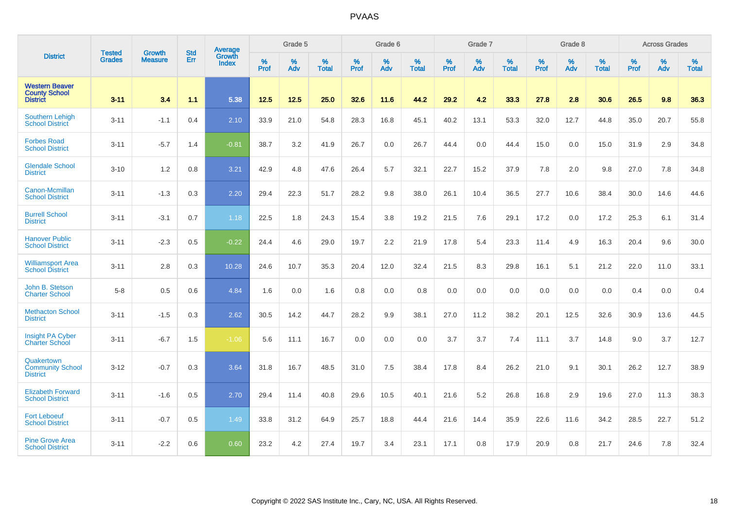# PVAAS

| District | Tested Grades | Growth Measure | Std Err | Average Growth Index | Grade 5 | | | Grade 6 | | | Grade 7 | | | Grade 8 | | | Across Grades | | |
|---|---|---|---|---|---|---|---|---|---|---|---|---|---|---|---|---|---|---|---|
| | | | | | % Prof | % Adv | % Total | % Prof | % Adv | % Total | % Prof | % Adv | % Total | % Prof | % Adv | % Total | % Prof | % Adv | % Total |
| **Western Beaver County School District** | **3-11** | **3.4** | **1.1** | **5.38** | **12.5** | **12.5** | **25.0** | **32.6** | **11.6** | **44.2** | **29.2** | **4.2** | **33.3** | **27.8** | **2.8** | **30.6** | **26.5** | **9.8** | **36.3** |
| Southern Lehigh School District | 3-11 | -1.1 | 0.4 | 2.10 | 33.9 | 21.0 | 54.8 | 28.3 | 16.8 | 45.1 | 40.2 | 13.1 | 53.3 | 32.0 | 12.7 | 44.8 | 35.0 | 20.7 | 55.8 |
| Forbes Road School District | 3-11 | -5.7 | 1.4 | -0.81 | 38.7 | 3.2 | 41.9 | 26.7 | 0.0 | 26.7 | 44.4 | 0.0 | 44.4 | 15.0 | 0.0 | 15.0 | 31.9 | 2.9 | 34.8 |
| Glendale School District | 3-10 | 1.2 | 0.8 | 3.21 | 42.9 | 4.8 | 47.6 | 26.4 | 5.7 | 32.1 | 22.7 | 15.2 | 37.9 | 7.8 | 2.0 | 9.8 | 27.0 | 7.8 | 34.8 |
| Canon-Mcmillan School District | 3-11 | -1.3 | 0.3 | 2.20 | 29.4 | 22.3 | 51.7 | 28.2 | 9.8 | 38.0 | 26.1 | 10.4 | 36.5 | 27.7 | 10.6 | 38.4 | 30.0 | 14.6 | 44.6 |
| Burrell School District | 3-11 | -3.1 | 0.7 | 1.18 | 22.5 | 1.8 | 24.3 | 15.4 | 3.8 | 19.2 | 21.5 | 7.6 | 29.1 | 17.2 | 0.0 | 17.2 | 25.3 | 6.1 | 31.4 |
| Hanover Public School District | 3-11 | -2.3 | 0.5 | -0.22 | 24.4 | 4.6 | 29.0 | 19.7 | 2.2 | 21.9 | 17.8 | 5.4 | 23.3 | 11.4 | 4.9 | 16.3 | 20.4 | 9.6 | 30.0 |
| Williamsport Area School District | 3-11 | 2.8 | 0.3 | 10.28 | 24.6 | 10.7 | 35.3 | 20.4 | 12.0 | 32.4 | 21.5 | 8.3 | 29.8 | 16.1 | 5.1 | 21.2 | 22.0 | 11.0 | 33.1 |
| John B. Stetson Charter School | 5-8 | 0.5 | 0.6 | 4.84 | 1.6 | 0.0 | 1.6 | 0.8 | 0.0 | 0.8 | 0.0 | 0.0 | 0.0 | 0.0 | 0.0 | 0.0 | 0.4 | 0.0 | 0.4 |
| Methacton School District | 3-11 | -1.5 | 0.3 | 2.62 | 30.5 | 14.2 | 44.7 | 28.2 | 9.9 | 38.1 | 27.0 | 11.2 | 38.2 | 20.1 | 12.5 | 32.6 | 30.9 | 13.6 | 44.5 |
| Insight PA Cyber Charter School | 3-11 | -6.7 | 1.5 | -1.06 | 5.6 | 11.1 | 16.7 | 0.0 | 0.0 | 0.0 | 3.7 | 3.7 | 7.4 | 11.1 | 3.7 | 14.8 | 9.0 | 3.7 | 12.7 |
| Quakertown Community School District | 3-12 | -0.7 | 0.3 | 3.64 | 31.8 | 16.7 | 48.5 | 31.0 | 7.5 | 38.4 | 17.8 | 8.4 | 26.2 | 21.0 | 9.1 | 30.1 | 26.2 | 12.7 | 38.9 |
| Elizabeth Forward School District | 3-11 | -1.6 | 0.5 | 2.70 | 29.4 | 11.4 | 40.8 | 29.6 | 10.5 | 40.1 | 21.6 | 5.2 | 26.8 | 16.8 | 2.9 | 19.6 | 27.0 | 11.3 | 38.3 |
| Fort Leboeuf School District | 3-11 | -0.7 | 0.5 | 1.49 | 33.8 | 31.2 | 64.9 | 25.7 | 18.8 | 44.4 | 21.6 | 14.4 | 35.9 | 22.6 | 11.6 | 34.2 | 28.5 | 22.7 | 51.2 |
| Pine Grove Area School District | 3-11 | -2.2 | 0.6 | 0.60 | 23.2 | 4.2 | 27.4 | 19.7 | 3.4 | 23.1 | 17.1 | 0.8 | 17.9 | 20.9 | 0.8 | 21.7 | 24.6 | 7.8 | 32.4 |

Copyright © 2022 SAS Institute Inc., Cary, NC, USA. All Rights Reserved.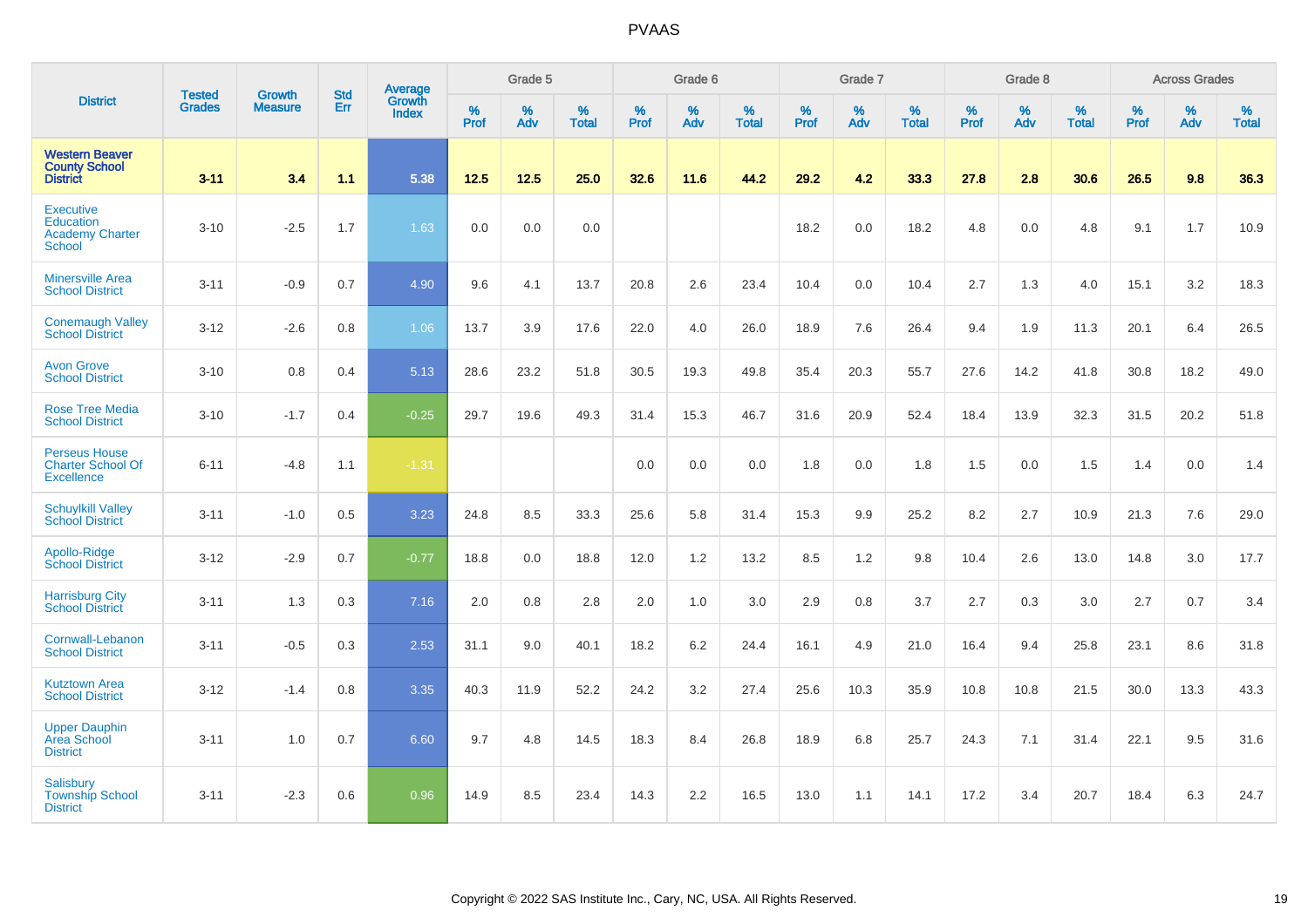| District | Tested Grades | Growth Measure | Std Err | Average Growth Index | Grade 5 | | | Grade 6 | | | Grade 7 | | | Grade 8 | | | Across Grades | | |
|---|---|---|---|---|---|---|---|---|---|---|---|---|---|---|---|---|---|---|---|
| | | | | | % Prof | % Adv | % Total | % Prof | % Adv | % Total | % Prof | % Adv | % Total | % Prof | % Adv | % Total | % Prof | % Adv | % Total |
| **Western Beaver County School District** | **3-11** | **3.4** | **1.1** | **5.38** | **12.5** | **12.5** | **25.0** | **32.6** | **11.6** | **44.2** | **29.2** | **4.2** | **33.3** | **27.8** | **2.8** | **30.6** | **26.5** | **9.8** | **36.3** |
| Executive Education Academy Charter School | 3-10 | -2.5 | 1.7 | 1.63 | 0.0 | 0.0 | 0.0 | | | | 18.2 | 0.0 | 18.2 | 4.8 | 0.0 | 4.8 | 9.1 | 1.7 | 10.9 |
| Minersville Area School District | 3-11 | -0.9 | 0.7 | 4.90 | 9.6 | 4.1 | 13.7 | 20.8 | 2.6 | 23.4 | 10.4 | 0.0 | 10.4 | 2.7 | 1.3 | 4.0 | 15.1 | 3.2 | 18.3 |
| Conemaugh Valley School District | 3-12 | -2.6 | 0.8 | 1.06 | 13.7 | 3.9 | 17.6 | 22.0 | 4.0 | 26.0 | 18.9 | 7.6 | 26.4 | 9.4 | 1.9 | 11.3 | 20.1 | 6.4 | 26.5 |
| Avon Grove School District | 3-10 | 0.8 | 0.4 | 5.13 | 28.6 | 23.2 | 51.8 | 30.5 | 19.3 | 49.8 | 35.4 | 20.3 | 55.7 | 27.6 | 14.2 | 41.8 | 30.8 | 18.2 | 49.0 |
| Rose Tree Media School District | 3-10 | -1.7 | 0.4 | -0.25 | 29.7 | 19.6 | 49.3 | 31.4 | 15.3 | 46.7 | 31.6 | 20.9 | 52.4 | 18.4 | 13.9 | 32.3 | 31.5 | 20.2 | 51.8 |
| Perseus House Charter School Of Excellence | 6-11 | -4.8 | 1.1 | -1.31 | | | | 0.0 | 0.0 | 0.0 | 1.8 | 0.0 | 1.8 | 1.5 | 0.0 | 1.5 | 1.4 | 0.0 | 1.4 |
| Schuylkill Valley School District | 3-11 | -1.0 | 0.5 | 3.23 | 24.8 | 8.5 | 33.3 | 25.6 | 5.8 | 31.4 | 15.3 | 9.9 | 25.2 | 8.2 | 2.7 | 10.9 | 21.3 | 7.6 | 29.0 |
| Apollo-Ridge School District | 3-12 | -2.9 | 0.7 | -0.77 | 18.8 | 0.0 | 18.8 | 12.0 | 1.2 | 13.2 | 8.5 | 1.2 | 9.8 | 10.4 | 2.6 | 13.0 | 14.8 | 3.0 | 17.7 |
| Harrisburg City School District | 3-11 | 1.3 | 0.3 | 7.16 | 2.0 | 0.8 | 2.8 | 2.0 | 1.0 | 3.0 | 2.9 | 0.8 | 3.7 | 2.7 | 0.3 | 3.0 | 2.7 | 0.7 | 3.4 |
| Cornwall-Lebanon School District | 3-11 | -0.5 | 0.3 | 2.53 | 31.1 | 9.0 | 40.1 | 18.2 | 6.2 | 24.4 | 16.1 | 4.9 | 21.0 | 16.4 | 9.4 | 25.8 | 23.1 | 8.6 | 31.8 |
| Kutztown Area School District | 3-12 | -1.4 | 0.8 | 3.35 | 40.3 | 11.9 | 52.2 | 24.2 | 3.2 | 27.4 | 25.6 | 10.3 | 35.9 | 10.8 | 10.8 | 21.5 | 30.0 | 13.3 | 43.3 |
| Upper Dauphin Area School District | 3-11 | 1.0 | 0.7 | 6.60 | 9.7 | 4.8 | 14.5 | 18.3 | 8.4 | 26.8 | 18.9 | 6.8 | 25.7 | 24.3 | 7.1 | 31.4 | 22.1 | 9.5 | 31.6 |
| Salisbury Township School District | 3-11 | -2.3 | 0.6 | 0.96 | 14.9 | 8.5 | 23.4 | 14.3 | 2.2 | 16.5 | 13.0 | 1.1 | 14.1 | 17.2 | 3.4 | 20.7 | 18.4 | 6.3 | 24.7 |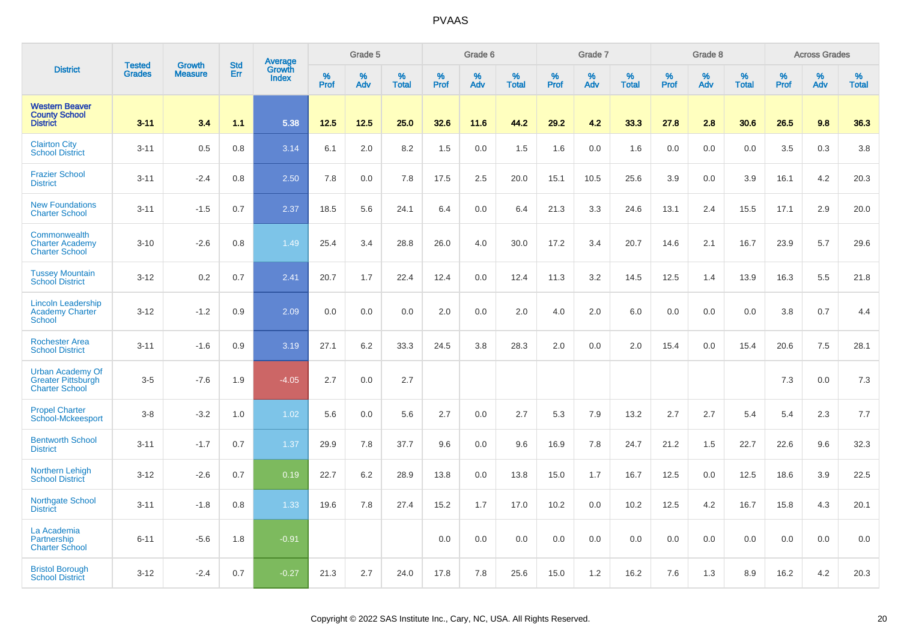# PVAAS

| District | Tested Grades | Growth Measure | Std Err | Average Growth Index | Grade 5 | | | Grade 6 | | | Grade 7 | | | Grade 8 | | | Across Grades | | |
|---|---|---|---|---|---|---|---|---|---|---|---|---|---|---|---|---|---|---|---|
| | | | | | % Prof | % Adv | % Total | % Prof | % Adv | % Total | % Prof | % Adv | % Total | % Prof | % Adv | % Total | % Prof | % Adv | % Total |
| **Western Beaver County School District** | **3-11** | **3.4** | **1.1** | **5.38** | **12.5** | **12.5** | **25.0** | **32.6** | **11.6** | **44.2** | **29.2** | **4.2** | **33.3** | **27.8** | **2.8** | **30.6** | **26.5** | **9.8** | **36.3** |
| Clairton City School District | 3-11 | 0.5 | 0.8 | 3.14 | 6.1 | 2.0 | 8.2 | 1.5 | 0.0 | 1.5 | 1.6 | 0.0 | 1.6 | 0.0 | 0.0 | 0.0 | 3.5 | 0.3 | 3.8 |
| Frazier School District | 3-11 | -2.4 | 0.8 | 2.50 | 7.8 | 0.0 | 7.8 | 17.5 | 2.5 | 20.0 | 15.1 | 10.5 | 25.6 | 3.9 | 0.0 | 3.9 | 16.1 | 4.2 | 20.3 |
| New Foundations Charter School | 3-11 | -1.5 | 0.7 | 2.37 | 18.5 | 5.6 | 24.1 | 6.4 | 0.0 | 6.4 | 21.3 | 3.3 | 24.6 | 13.1 | 2.4 | 15.5 | 17.1 | 2.9 | 20.0 |
| Commonwealth Charter Academy Charter School | 3-10 | -2.6 | 0.8 | 1.49 | 25.4 | 3.4 | 28.8 | 26.0 | 4.0 | 30.0 | 17.2 | 3.4 | 20.7 | 14.6 | 2.1 | 16.7 | 23.9 | 5.7 | 29.6 |
| Tussey Mountain School District | 3-12 | 0.2 | 0.7 | 2.41 | 20.7 | 1.7 | 22.4 | 12.4 | 0.0 | 12.4 | 11.3 | 3.2 | 14.5 | 12.5 | 1.4 | 13.9 | 16.3 | 5.5 | 21.8 |
| Lincoln Leadership Academy Charter School | 3-12 | -1.2 | 0.9 | 2.09 | 0.0 | 0.0 | 0.0 | 2.0 | 0.0 | 2.0 | 4.0 | 2.0 | 6.0 | 0.0 | 0.0 | 0.0 | 3.8 | 0.7 | 4.4 |
| Rochester Area School District | 3-11 | -1.6 | 0.9 | 3.19 | 27.1 | 6.2 | 33.3 | 24.5 | 3.8 | 28.3 | 2.0 | 0.0 | 2.0 | 15.4 | 0.0 | 15.4 | 20.6 | 7.5 | 28.1 |
| Urban Academy Of Greater Pittsburgh Charter School | 3-5 | -7.6 | 1.9 | -4.05 | 2.7 | 0.0 | 2.7 | | | | | | | | | | 7.3 | 0.0 | 7.3 |
| Propel Charter School-Mckeesport | 3-8 | -3.2 | 1.0 | 1.02 | 5.6 | 0.0 | 5.6 | 2.7 | 0.0 | 2.7 | 5.3 | 7.9 | 13.2 | 2.7 | 2.7 | 5.4 | 5.4 | 2.3 | 7.7 |
| Bentworth School District | 3-11 | -1.7 | 0.7 | 1.37 | 29.9 | 7.8 | 37.7 | 9.6 | 0.0 | 9.6 | 16.9 | 7.8 | 24.7 | 21.2 | 1.5 | 22.7 | 22.6 | 9.6 | 32.3 |
| Northern Lehigh School District | 3-12 | -2.6 | 0.7 | 0.19 | 22.7 | 6.2 | 28.9 | 13.8 | 0.0 | 13.8 | 15.0 | 1.7 | 16.7 | 12.5 | 0.0 | 12.5 | 18.6 | 3.9 | 22.5 |
| Northgate School District | 3-11 | -1.8 | 0.8 | 1.33 | 19.6 | 7.8 | 27.4 | 15.2 | 1.7 | 17.0 | 10.2 | 0.0 | 10.2 | 12.5 | 4.2 | 16.7 | 15.8 | 4.3 | 20.1 |
| La Academia Partnership Charter School | 6-11 | -5.6 | 1.8 | -0.91 | | | | 0.0 | 0.0 | 0.0 | 0.0 | 0.0 | 0.0 | 0.0 | 0.0 | 0.0 | 0.0 | 0.0 | 0.0 |
| Bristol Borough School District | 3-12 | -2.4 | 0.7 | -0.27 | 21.3 | 2.7 | 24.0 | 17.8 | 7.8 | 25.6 | 15.0 | 1.2 | 16.2 | 7.6 | 1.3 | 8.9 | 16.2 | 4.2 | 20.3 |

Copyright © 2022 SAS Institute Inc., Cary, NC, USA. All Rights Reserved.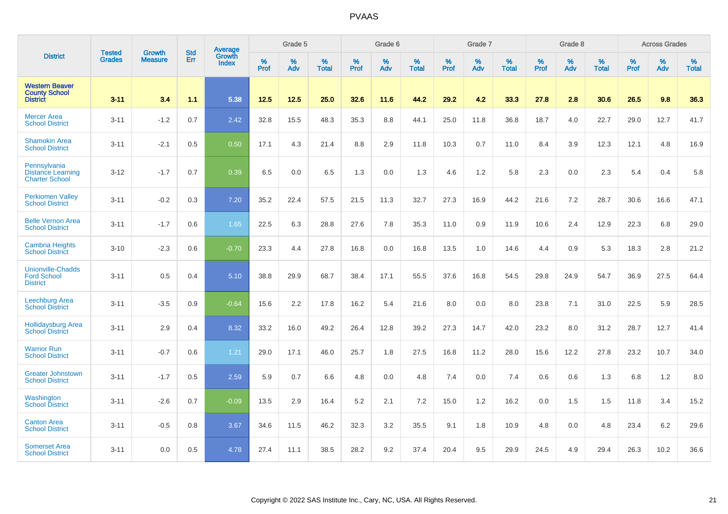# PVAAS

| District | Tested Grades | Growth Measure | Std Err | Average Growth Index | Grade 5 | | | Grade 6 | | | Grade 7 | | | Grade 8 | | | Across Grades | | |
|---|---|---|---|---|---|---|---|---|---|---|---|---|---|---|---|---|---|---|---|
| | | | | | % Prof | % Adv | % Total | % Prof | % Adv | % Total | % Prof | % Adv | % Total | % Prof | % Adv | % Total | % Prof | % Adv | % Total |
| **Western Beaver County School District** | **3-11** | **3.4** | **1.1** | **5.38** | **12.5** | **12.5** | **25.0** | **32.6** | **11.6** | **44.2** | **29.2** | **4.2** | **33.3** | **27.8** | **2.8** | **30.6** | **26.5** | **9.8** | **36.3** |
| Mercer Area School District | 3-11 | -1.2 | 0.7 | 2.42 | 32.8 | 15.5 | 48.3 | 35.3 | 8.8 | 44.1 | 25.0 | 11.8 | 36.8 | 18.7 | 4.0 | 22.7 | 29.0 | 12.7 | 41.7 |
| Shamokin Area School District | 3-11 | -2.1 | 0.5 | 0.50 | 17.1 | 4.3 | 21.4 | 8.8 | 2.9 | 11.8 | 10.3 | 0.7 | 11.0 | 8.4 | 3.9 | 12.3 | 12.1 | 4.8 | 16.9 |
| Pennsylvania Distance Learning Charter School | 3-12 | -1.7 | 0.7 | 0.39 | 6.5 | 0.0 | 6.5 | 1.3 | 0.0 | 1.3 | 4.6 | 1.2 | 5.8 | 2.3 | 0.0 | 2.3 | 5.4 | 0.4 | 5.8 |
| Perkiomen Valley School District | 3-11 | -0.2 | 0.3 | 7.20 | 35.2 | 22.4 | 57.5 | 21.5 | 11.3 | 32.7 | 27.3 | 16.9 | 44.2 | 21.6 | 7.2 | 28.7 | 30.6 | 16.6 | 47.1 |
| Belle Vernon Area School District | 3-11 | -1.7 | 0.6 | 1.65 | 22.5 | 6.3 | 28.8 | 27.6 | 7.8 | 35.3 | 11.0 | 0.9 | 11.9 | 10.6 | 2.4 | 12.9 | 22.3 | 6.8 | 29.0 |
| Cambria Heights School District | 3-10 | -2.3 | 0.6 | -0.70 | 23.3 | 4.4 | 27.8 | 16.8 | 0.0 | 16.8 | 13.5 | 1.0 | 14.6 | 4.4 | 0.9 | 5.3 | 18.3 | 2.8 | 21.2 |
| Unionville-Chadds Ford School District | 3-11 | 0.5 | 0.4 | 5.10 | 38.8 | 29.9 | 68.7 | 38.4 | 17.1 | 55.5 | 37.6 | 16.8 | 54.5 | 29.8 | 24.9 | 54.7 | 36.9 | 27.5 | 64.4 |
| Leechburg Area School District | 3-11 | -3.5 | 0.9 | -0.64 | 15.6 | 2.2 | 17.8 | 16.2 | 5.4 | 21.6 | 8.0 | 0.0 | 8.0 | 23.8 | 7.1 | 31.0 | 22.5 | 5.9 | 28.5 |
| Hollidaysburg Area School District | 3-11 | 2.9 | 0.4 | 8.32 | 33.2 | 16.0 | 49.2 | 26.4 | 12.8 | 39.2 | 27.3 | 14.7 | 42.0 | 23.2 | 8.0 | 31.2 | 28.7 | 12.7 | 41.4 |
| Warrior Run School District | 3-11 | -0.7 | 0.6 | 1.21 | 29.0 | 17.1 | 46.0 | 25.7 | 1.8 | 27.5 | 16.8 | 11.2 | 28.0 | 15.6 | 12.2 | 27.8 | 23.2 | 10.7 | 34.0 |
| Greater Johnstown School District | 3-11 | -1.7 | 0.5 | 2.59 | 5.9 | 0.7 | 6.6 | 4.8 | 0.0 | 4.8 | 7.4 | 0.0 | 7.4 | 0.6 | 0.6 | 1.3 | 6.8 | 1.2 | 8.0 |
| Washington School District | 3-11 | -2.6 | 0.7 | -0.09 | 13.5 | 2.9 | 16.4 | 5.2 | 2.1 | 7.2 | 15.0 | 1.2 | 16.2 | 0.0 | 1.5 | 1.5 | 11.8 | 3.4 | 15.2 |
| Canton Area School District | 3-11 | -0.5 | 0.8 | 3.67 | 34.6 | 11.5 | 46.2 | 32.3 | 3.2 | 35.5 | 9.1 | 1.8 | 10.9 | 4.8 | 0.0 | 4.8 | 23.4 | 6.2 | 29.6 |
| Somerset Area School District | 3-11 | 0.0 | 0.5 | 4.78 | 27.4 | 11.1 | 38.5 | 28.2 | 9.2 | 37.4 | 20.4 | 9.5 | 29.9 | 24.5 | 4.9 | 29.4 | 26.3 | 10.2 | 36.6 |

Copyright © 2022 SAS Institute Inc., Cary, NC, USA. All Rights Reserved.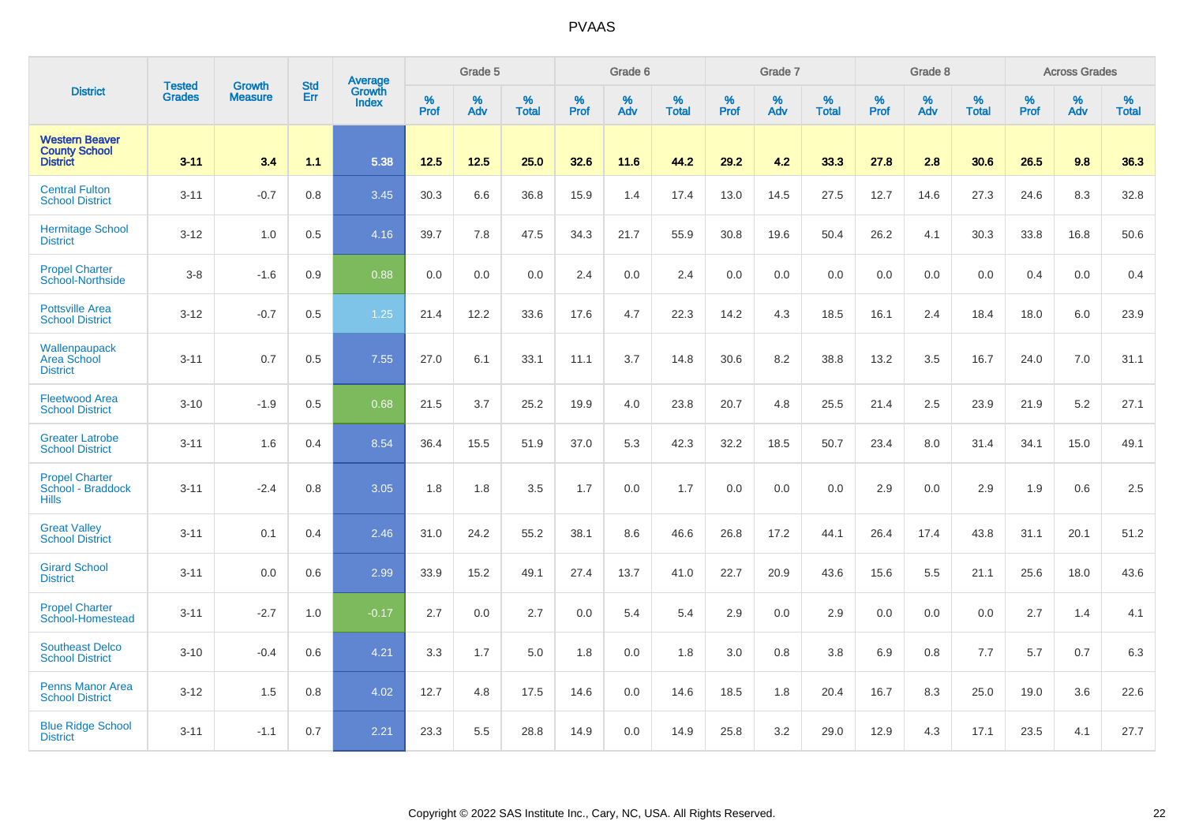| District | Tested Grades | Growth Measure | Std Err | Average Growth Index | Grade 5 | | | Grade 6 | | | Grade 7 | | | Grade 8 | | | Across Grades | | |
|---|---|---|---|---|---|---|---|---|---|---|---|---|---|---|---|---|---|---|---|
| | | | | | % Prof | % Adv | % Total | % Prof | % Adv | % Total | % Prof | % Adv | % Total | % Prof | % Adv | % Total | % Prof | % Adv | % Total |
| **Western Beaver County School District** | **3-11** | **3.4** | **1.1** | **5.38** | **12.5** | **12.5** | **25.0** | **32.6** | **11.6** | **44.2** | **29.2** | **4.2** | **33.3** | **27.8** | **2.8** | **30.6** | **26.5** | **9.8** | **36.3** |
| Central Fulton School District | 3-11 | -0.7 | 0.8 | 3.45 | 30.3 | 6.6 | 36.8 | 15.9 | 1.4 | 17.4 | 13.0 | 14.5 | 27.5 | 12.7 | 14.6 | 27.3 | 24.6 | 8.3 | 32.8 |
| Hermitage School District | 3-12 | 1.0 | 0.5 | 4.16 | 39.7 | 7.8 | 47.5 | 34.3 | 21.7 | 55.9 | 30.8 | 19.6 | 50.4 | 26.2 | 4.1 | 30.3 | 33.8 | 16.8 | 50.6 |
| Propel Charter School-Northside | 3-8 | -1.6 | 0.9 | 0.88 | 0.0 | 0.0 | 0.0 | 2.4 | 0.0 | 2.4 | 0.0 | 0.0 | 0.0 | 0.0 | 0.0 | 0.0 | 0.4 | 0.0 | 0.4 |
| Pottsville Area School District | 3-12 | -0.7 | 0.5 | 1.25 | 21.4 | 12.2 | 33.6 | 17.6 | 4.7 | 22.3 | 14.2 | 4.3 | 18.5 | 16.1 | 2.4 | 18.4 | 18.0 | 6.0 | 23.9 |
| Wallenpaupack Area School District | 3-11 | 0.7 | 0.5 | 7.55 | 27.0 | 6.1 | 33.1 | 11.1 | 3.7 | 14.8 | 30.6 | 8.2 | 38.8 | 13.2 | 3.5 | 16.7 | 24.0 | 7.0 | 31.1 |
| Fleetwood Area School District | 3-10 | -1.9 | 0.5 | 0.68 | 21.5 | 3.7 | 25.2 | 19.9 | 4.0 | 23.8 | 20.7 | 4.8 | 25.5 | 21.4 | 2.5 | 23.9 | 21.9 | 5.2 | 27.1 |
| Greater Latrobe School District | 3-11 | 1.6 | 0.4 | 8.54 | 36.4 | 15.5 | 51.9 | 37.0 | 5.3 | 42.3 | 32.2 | 18.5 | 50.7 | 23.4 | 8.0 | 31.4 | 34.1 | 15.0 | 49.1 |
| Propel Charter School - Braddock Hills | 3-11 | -2.4 | 0.8 | 3.05 | 1.8 | 1.8 | 3.5 | 1.7 | 0.0 | 1.7 | 0.0 | 0.0 | 0.0 | 2.9 | 0.0 | 2.9 | 1.9 | 0.6 | 2.5 |
| Great Valley School District | 3-11 | 0.1 | 0.4 | 2.46 | 31.0 | 24.2 | 55.2 | 38.1 | 8.6 | 46.6 | 26.8 | 17.2 | 44.1 | 26.4 | 17.4 | 43.8 | 31.1 | 20.1 | 51.2 |
| Girard School District | 3-11 | 0.0 | 0.6 | 2.99 | 33.9 | 15.2 | 49.1 | 27.4 | 13.7 | 41.0 | 22.7 | 20.9 | 43.6 | 15.6 | 5.5 | 21.1 | 25.6 | 18.0 | 43.6 |
| Propel Charter School-Homestead | 3-11 | -2.7 | 1.0 | -0.17 | 2.7 | 0.0 | 2.7 | 0.0 | 5.4 | 5.4 | 2.9 | 0.0 | 2.9 | 0.0 | 0.0 | 0.0 | 2.7 | 1.4 | 4.1 |
| Southeast Delco School District | 3-10 | -0.4 | 0.6 | 4.21 | 3.3 | 1.7 | 5.0 | 1.8 | 0.0 | 1.8 | 3.0 | 0.8 | 3.8 | 6.9 | 0.8 | 7.7 | 5.7 | 0.7 | 6.3 |
| Penns Manor Area School District | 3-12 | 1.5 | 0.8 | 4.02 | 12.7 | 4.8 | 17.5 | 14.6 | 0.0 | 14.6 | 18.5 | 1.8 | 20.4 | 16.7 | 8.3 | 25.0 | 19.0 | 3.6 | 22.6 |
| Blue Ridge School District | 3-11 | -1.1 | 0.7 | 2.21 | 23.3 | 5.5 | 28.8 | 14.9 | 0.0 | 14.9 | 25.8 | 3.2 | 29.0 | 12.9 | 4.3 | 17.1 | 23.5 | 4.1 | 27.7 |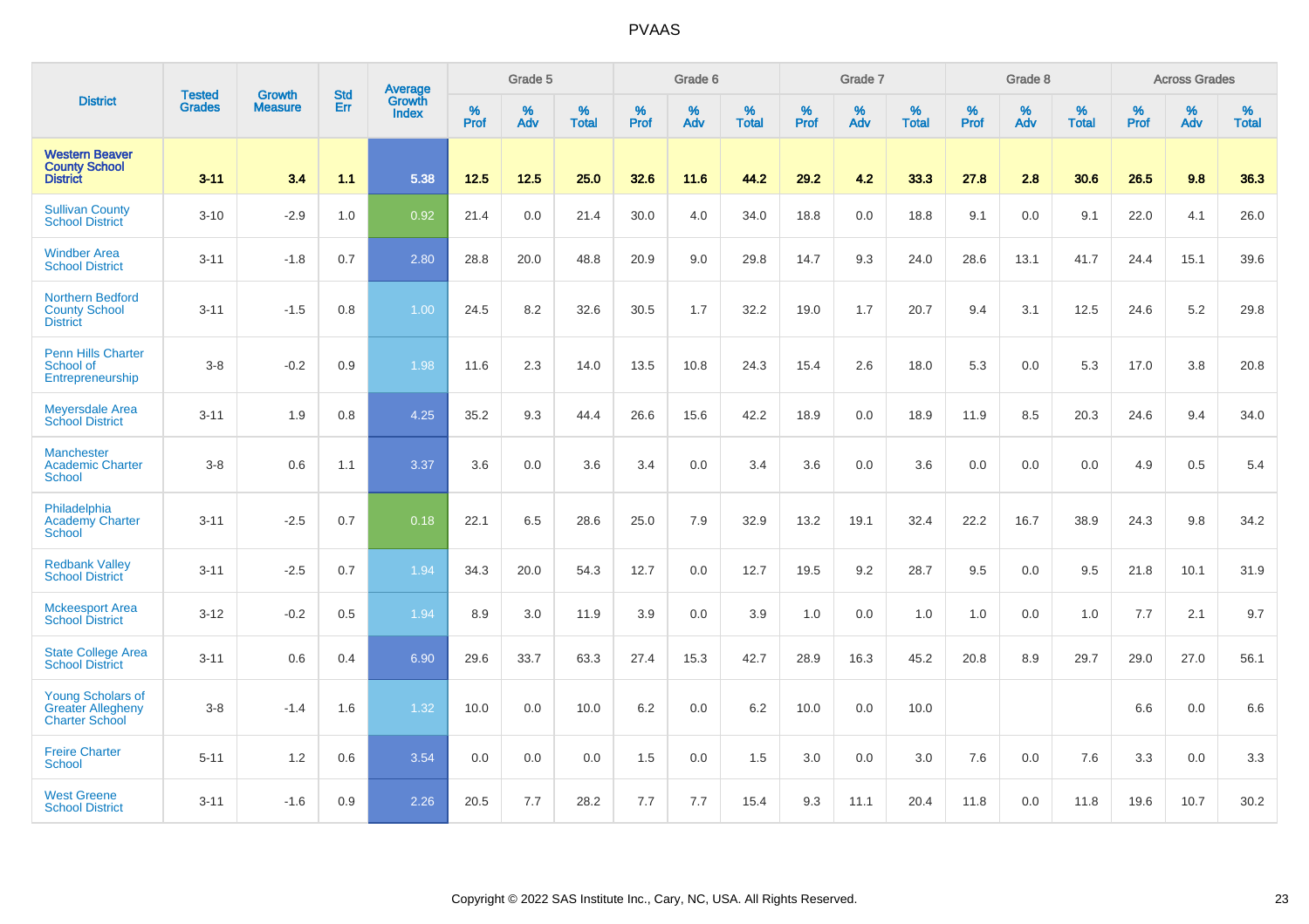# PVAAS

| District | Tested Grades | Growth Measure | Std Err | Average Growth Index | Grade 5 | | | Grade 6 | | | Grade 7 | | | Grade 8 | | | Across Grades | | |
|---|---|---|---|---|---|---|---|---|---|---|---|---|---|---|---|---|---|---|---|
| | | | | | % Prof | % Adv | % Total | % Prof | % Adv | % Total | % Prof | % Adv | % Total | % Prof | % Adv | % Total | % Prof | % Adv | % Total |
| **Western Beaver County School District** | **3-11** | **3.4** | **1.1** | **5.38** | **12.5** | **12.5** | **25.0** | **32.6** | **11.6** | **44.2** | **29.2** | **4.2** | **33.3** | **27.8** | **2.8** | **30.6** | **26.5** | **9.8** | **36.3** |
| Sullivan County School District | 3-10 | -2.9 | 1.0 | 0.92 | 21.4 | 0.0 | 21.4 | 30.0 | 4.0 | 34.0 | 18.8 | 0.0 | 18.8 | 9.1 | 0.0 | 9.1 | 22.0 | 4.1 | 26.0 |
| Windber Area School District | 3-11 | -1.8 | 0.7 | 2.80 | 28.8 | 20.0 | 48.8 | 20.9 | 9.0 | 29.8 | 14.7 | 9.3 | 24.0 | 28.6 | 13.1 | 41.7 | 24.4 | 15.1 | 39.6 |
| Northern Bedford County School District | 3-11 | -1.5 | 0.8 | 1.00 | 24.5 | 8.2 | 32.6 | 30.5 | 1.7 | 32.2 | 19.0 | 1.7 | 20.7 | 9.4 | 3.1 | 12.5 | 24.6 | 5.2 | 29.8 |
| Penn Hills Charter School of Entrepreneurship | 3-8 | -0.2 | 0.9 | 1.98 | 11.6 | 2.3 | 14.0 | 13.5 | 10.8 | 24.3 | 15.4 | 2.6 | 18.0 | 5.3 | 0.0 | 5.3 | 17.0 | 3.8 | 20.8 |
| Meyersdale Area School District | 3-11 | 1.9 | 0.8 | 4.25 | 35.2 | 9.3 | 44.4 | 26.6 | 15.6 | 42.2 | 18.9 | 0.0 | 18.9 | 11.9 | 8.5 | 20.3 | 24.6 | 9.4 | 34.0 |
| Manchester Academic Charter School | 3-8 | 0.6 | 1.1 | 3.37 | 3.6 | 0.0 | 3.6 | 3.4 | 0.0 | 3.4 | 3.6 | 0.0 | 3.6 | 0.0 | 0.0 | 0.0 | 4.9 | 0.5 | 5.4 |
| Philadelphia Academy Charter School | 3-11 | -2.5 | 0.7 | 0.18 | 22.1 | 6.5 | 28.6 | 25.0 | 7.9 | 32.9 | 13.2 | 19.1 | 32.4 | 22.2 | 16.7 | 38.9 | 24.3 | 9.8 | 34.2 |
| Redbank Valley School District | 3-11 | -2.5 | 0.7 | 1.94 | 34.3 | 20.0 | 54.3 | 12.7 | 0.0 | 12.7 | 19.5 | 9.2 | 28.7 | 9.5 | 0.0 | 9.5 | 21.8 | 10.1 | 31.9 |
| Mckeesport Area School District | 3-12 | -0.2 | 0.5 | 1.94 | 8.9 | 3.0 | 11.9 | 3.9 | 0.0 | 3.9 | 1.0 | 0.0 | 1.0 | 1.0 | 0.0 | 1.0 | 7.7 | 2.1 | 9.7 |
| State College Area School District | 3-11 | 0.6 | 0.4 | 6.90 | 29.6 | 33.7 | 63.3 | 27.4 | 15.3 | 42.7 | 28.9 | 16.3 | 45.2 | 20.8 | 8.9 | 29.7 | 29.0 | 27.0 | 56.1 |
| Young Scholars of Greater Allegheny Charter School | 3-8 | -1.4 | 1.6 | 1.32 | 10.0 | 0.0 | 10.0 | 6.2 | 0.0 | 6.2 | 10.0 | 0.0 | 10.0 | | | | 6.6 | 0.0 | 6.6 |
| Freire Charter School | 5-11 | 1.2 | 0.6 | 3.54 | 0.0 | 0.0 | 0.0 | 1.5 | 0.0 | 1.5 | 3.0 | 0.0 | 3.0 | 7.6 | 0.0 | 7.6 | 3.3 | 0.0 | 3.3 |
| West Greene School District | 3-11 | -1.6 | 0.9 | 2.26 | 20.5 | 7.7 | 28.2 | 7.7 | 7.7 | 15.4 | 9.3 | 11.1 | 20.4 | 11.8 | 0.0 | 11.8 | 19.6 | 10.7 | 30.2 |

Copyright © 2022 SAS Institute Inc., Cary, NC, USA. All Rights Reserved.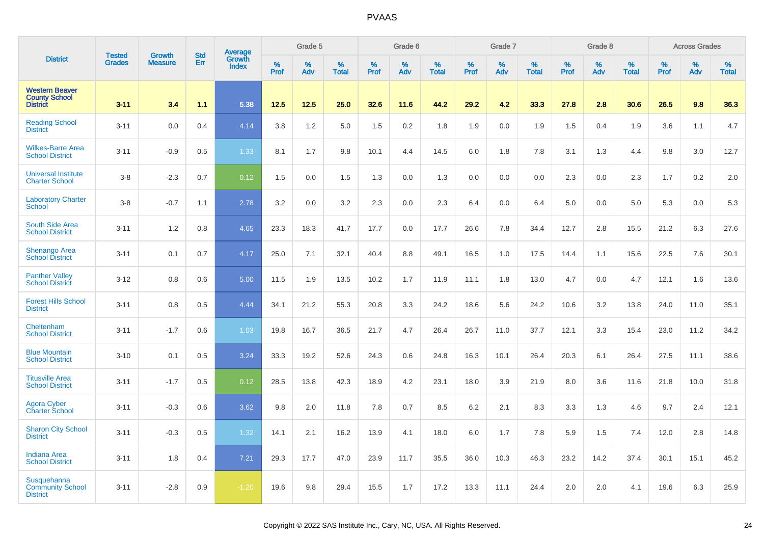# PVAAS

| District | Tested Grades | Growth Measure | Std Err | Average Growth Index | Grade 5 | | | Grade 6 | | | Grade 7 | | | Grade 8 | | | Across Grades | | |
|---|---|---|---|---|---|---|---|---|---|---|---|---|---|---|---|---|---|---|---|
| | | | | | % Prof | % Adv | % Total | % Prof | % Adv | % Total | % Prof | % Adv | % Total | % Prof | % Adv | % Total | % Prof | % Adv | % Total |
| **Western Beaver County School District** | **3-11** | **3.4** | **1.1** | **5.38** | **12.5** | **12.5** | **25.0** | **32.6** | **11.6** | **44.2** | **29.2** | **4.2** | **33.3** | **27.8** | **2.8** | **30.6** | **26.5** | **9.8** | **36.3** |
| Reading School District | 3-11 | 0.0 | 0.4 | 4.14 | 3.8 | 1.2 | 5.0 | 1.5 | 0.2 | 1.8 | 1.9 | 0.0 | 1.9 | 1.5 | 0.4 | 1.9 | 3.6 | 1.1 | 4.7 |
| Wilkes-Barre Area School District | 3-11 | -0.9 | 0.5 | 1.33 | 8.1 | 1.7 | 9.8 | 10.1 | 4.4 | 14.5 | 6.0 | 1.8 | 7.8 | 3.1 | 1.3 | 4.4 | 9.8 | 3.0 | 12.7 |
| Universal Institute Charter School | 3-8 | -2.3 | 0.7 | 0.12 | 1.5 | 0.0 | 1.5 | 1.3 | 0.0 | 1.3 | 0.0 | 0.0 | 0.0 | 2.3 | 0.0 | 2.3 | 1.7 | 0.2 | 2.0 |
| Laboratory Charter School | 3-8 | -0.7 | 1.1 | 2.78 | 3.2 | 0.0 | 3.2 | 2.3 | 0.0 | 2.3 | 6.4 | 0.0 | 6.4 | 5.0 | 0.0 | 5.0 | 5.3 | 0.0 | 5.3 |
| South Side Area School District | 3-11 | 1.2 | 0.8 | 4.65 | 23.3 | 18.3 | 41.7 | 17.7 | 0.0 | 17.7 | 26.6 | 7.8 | 34.4 | 12.7 | 2.8 | 15.5 | 21.2 | 6.3 | 27.6 |
| Shenango Area School District | 3-11 | 0.1 | 0.7 | 4.17 | 25.0 | 7.1 | 32.1 | 40.4 | 8.8 | 49.1 | 16.5 | 1.0 | 17.5 | 14.4 | 1.1 | 15.6 | 22.5 | 7.6 | 30.1 |
| Panther Valley School District | 3-12 | 0.8 | 0.6 | 5.00 | 11.5 | 1.9 | 13.5 | 10.2 | 1.7 | 11.9 | 11.1 | 1.8 | 13.0 | 4.7 | 0.0 | 4.7 | 12.1 | 1.6 | 13.6 |
| Forest Hills School District | 3-11 | 0.8 | 0.5 | 4.44 | 34.1 | 21.2 | 55.3 | 20.8 | 3.3 | 24.2 | 18.6 | 5.6 | 24.2 | 10.6 | 3.2 | 13.8 | 24.0 | 11.0 | 35.1 |
| Cheltenham School District | 3-11 | -1.7 | 0.6 | 1.03 | 19.8 | 16.7 | 36.5 | 21.7 | 4.7 | 26.4 | 26.7 | 11.0 | 37.7 | 12.1 | 3.3 | 15.4 | 23.0 | 11.2 | 34.2 |
| Blue Mountain School District | 3-10 | 0.1 | 0.5 | 3.24 | 33.3 | 19.2 | 52.6 | 24.3 | 0.6 | 24.8 | 16.3 | 10.1 | 26.4 | 20.3 | 6.1 | 26.4 | 27.5 | 11.1 | 38.6 |
| Titusville Area School District | 3-11 | -1.7 | 0.5 | 0.12 | 28.5 | 13.8 | 42.3 | 18.9 | 4.2 | 23.1 | 18.0 | 3.9 | 21.9 | 8.0 | 3.6 | 11.6 | 21.8 | 10.0 | 31.8 |
| Agora Cyber Charter School | 3-11 | -0.3 | 0.6 | 3.62 | 9.8 | 2.0 | 11.8 | 7.8 | 0.7 | 8.5 | 6.2 | 2.1 | 8.3 | 3.3 | 1.3 | 4.6 | 9.7 | 2.4 | 12.1 |
| Sharon City School District | 3-11 | -0.3 | 0.5 | 1.32 | 14.1 | 2.1 | 16.2 | 13.9 | 4.1 | 18.0 | 6.0 | 1.7 | 7.8 | 5.9 | 1.5 | 7.4 | 12.0 | 2.8 | 14.8 |
| Indiana Area School District | 3-11 | 1.8 | 0.4 | 7.21 | 29.3 | 17.7 | 47.0 | 23.9 | 11.7 | 35.5 | 36.0 | 10.3 | 46.3 | 23.2 | 14.2 | 37.4 | 30.1 | 15.1 | 45.2 |
| Susquehanna Community School District | 3-11 | -2.8 | 0.9 | -1.20 | 19.6 | 9.8 | 29.4 | 15.5 | 1.7 | 17.2 | 13.3 | 11.1 | 24.4 | 2.0 | 2.0 | 4.1 | 19.6 | 6.3 | 25.9 |

Copyright © 2022 SAS Institute Inc., Cary, NC, USA. All Rights Reserved.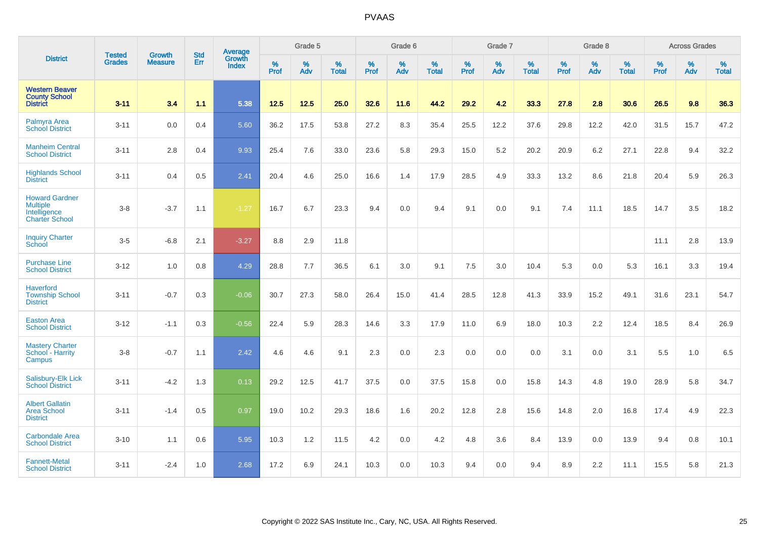# PVAAS

| District | Tested Grades | Growth Measure | Std Err | Average Growth Index | Grade 5 | | | Grade 6 | | | Grade 7 | | | Grade 8 | | | Across Grades | | |
|---|---|---|---|---|---|---|---|---|---|---|---|---|---|---|---|---|---|---|---|
| | | | | | % Prof | % Adv | % Total | % Prof | % Adv | % Total | % Prof | % Adv | % Total | % Prof | % Adv | % Total | % Prof | % Adv | % Total |
| **Western Beaver County School District** | **3-11** | **3.4** | **1.1** | **5.38** | **12.5** | **12.5** | **25.0** | **32.6** | **11.6** | **44.2** | **29.2** | **4.2** | **33.3** | **27.8** | **2.8** | **30.6** | **26.5** | **9.8** | **36.3** |
| Palmyra Area School District | 3-11 | 0.0 | 0.4 | 5.60 | 36.2 | 17.5 | 53.8 | 27.2 | 8.3 | 35.4 | 25.5 | 12.2 | 37.6 | 29.8 | 12.2 | 42.0 | 31.5 | 15.7 | 47.2 |
| Manheim Central School District | 3-11 | 2.8 | 0.4 | 9.93 | 25.4 | 7.6 | 33.0 | 23.6 | 5.8 | 29.3 | 15.0 | 5.2 | 20.2 | 20.9 | 6.2 | 27.1 | 22.8 | 9.4 | 32.2 |
| Highlands School District | 3-11 | 0.4 | 0.5 | 2.41 | 20.4 | 4.6 | 25.0 | 16.6 | 1.4 | 17.9 | 28.5 | 4.9 | 33.3 | 13.2 | 8.6 | 21.8 | 20.4 | 5.9 | 26.3 |
| Howard Gardner Multiple Intelligence Charter School | 3-8 | -3.7 | 1.1 | -1.27 | 16.7 | 6.7 | 23.3 | 9.4 | 0.0 | 9.4 | 9.1 | 0.0 | 9.1 | 7.4 | 11.1 | 18.5 | 14.7 | 3.5 | 18.2 |
| Inquiry Charter School | 3-5 | -6.8 | 2.1 | -3.27 | 8.8 | 2.9 | 11.8 | | | | | | | | | | 11.1 | 2.8 | 13.9 |
| Purchase Line School District | 3-12 | 1.0 | 0.8 | 4.29 | 28.8 | 7.7 | 36.5 | 6.1 | 3.0 | 9.1 | 7.5 | 3.0 | 10.4 | 5.3 | 0.0 | 5.3 | 16.1 | 3.3 | 19.4 |
| Haverford Township School District | 3-11 | -0.7 | 0.3 | -0.06 | 30.7 | 27.3 | 58.0 | 26.4 | 15.0 | 41.4 | 28.5 | 12.8 | 41.3 | 33.9 | 15.2 | 49.1 | 31.6 | 23.1 | 54.7 |
| Easton Area School District | 3-12 | -1.1 | 0.3 | -0.56 | 22.4 | 5.9 | 28.3 | 14.6 | 3.3 | 17.9 | 11.0 | 6.9 | 18.0 | 10.3 | 2.2 | 12.4 | 18.5 | 8.4 | 26.9 |
| Mastery Charter School - Harrity Campus | 3-8 | -0.7 | 1.1 | 2.42 | 4.6 | 4.6 | 9.1 | 2.3 | 0.0 | 2.3 | 0.0 | 0.0 | 0.0 | 3.1 | 0.0 | 3.1 | 5.5 | 1.0 | 6.5 |
| Salisbury-Elk Lick School District | 3-11 | -4.2 | 1.3 | 0.13 | 29.2 | 12.5 | 41.7 | 37.5 | 0.0 | 37.5 | 15.8 | 0.0 | 15.8 | 14.3 | 4.8 | 19.0 | 28.9 | 5.8 | 34.7 |
| Albert Gallatin Area School District | 3-11 | -1.4 | 0.5 | 0.97 | 19.0 | 10.2 | 29.3 | 18.6 | 1.6 | 20.2 | 12.8 | 2.8 | 15.6 | 14.8 | 2.0 | 16.8 | 17.4 | 4.9 | 22.3 |
| Carbondale Area School District | 3-10 | 1.1 | 0.6 | 5.95 | 10.3 | 1.2 | 11.5 | 4.2 | 0.0 | 4.2 | 4.8 | 3.6 | 8.4 | 13.9 | 0.0 | 13.9 | 9.4 | 0.8 | 10.1 |
| Fannett-Metal School District | 3-11 | -2.4 | 1.0 | 2.68 | 17.2 | 6.9 | 24.1 | 10.3 | 0.0 | 10.3 | 9.4 | 0.0 | 9.4 | 8.9 | 2.2 | 11.1 | 15.5 | 5.8 | 21.3 |

Copyright © 2022 SAS Institute Inc., Cary, NC, USA. All Rights Reserved.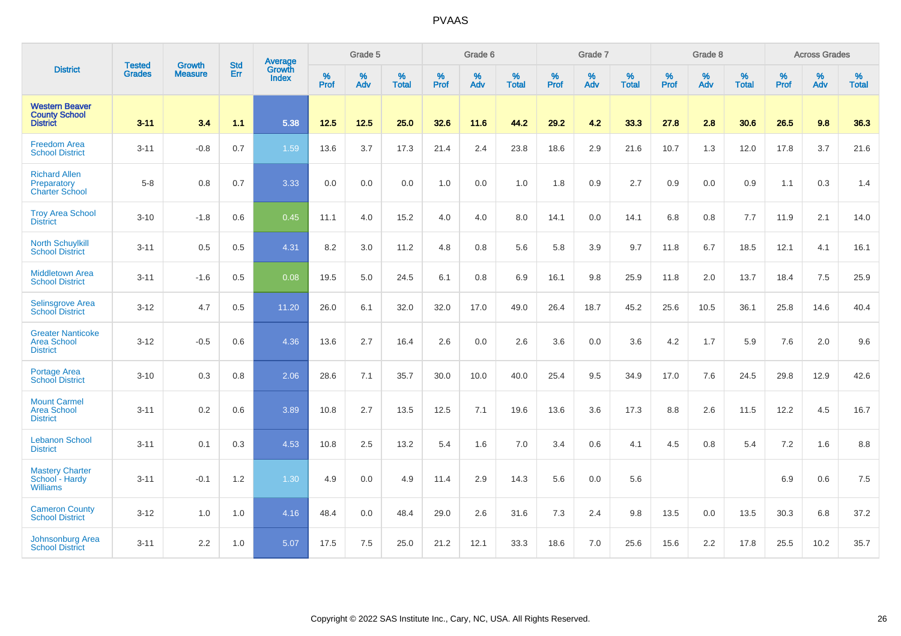# PVAAS

| District | Tested Grades | Growth Measure | Std Err | Average Growth Index | Grade 5 | | | Grade 6 | | | Grade 7 | | | Grade 8 | | | Across Grades | | |
|---|---|---|---|---|---|---|---|---|---|---|---|---|---|---|---|---|---|---|---|
| | | | | | % Prof | % Adv | % Total | % Prof | % Adv | % Total | % Prof | % Adv | % Total | % Prof | % Adv | % Total | % Prof | % Adv | % Total |
| **Western Beaver County School District** | **3-11** | **3.4** | **1.1** | **5.38** | **12.5** | **12.5** | **25.0** | **32.6** | **11.6** | **44.2** | **29.2** | **4.2** | **33.3** | **27.8** | **2.8** | **30.6** | **26.5** | **9.8** | **36.3** |
| Freedom Area School District | 3-11 | -0.8 | 0.7 | 1.59 | 13.6 | 3.7 | 17.3 | 21.4 | 2.4 | 23.8 | 18.6 | 2.9 | 21.6 | 10.7 | 1.3 | 12.0 | 17.8 | 3.7 | 21.6 |
| Richard Allen Preparatory Charter School | 5-8 | 0.8 | 0.7 | 3.33 | 0.0 | 0.0 | 0.0 | 1.0 | 0.0 | 1.0 | 1.8 | 0.9 | 2.7 | 0.9 | 0.0 | 0.9 | 1.1 | 0.3 | 1.4 |
| Troy Area School District | 3-10 | -1.8 | 0.6 | 0.45 | 11.1 | 4.0 | 15.2 | 4.0 | 4.0 | 8.0 | 14.1 | 0.0 | 14.1 | 6.8 | 0.8 | 7.7 | 11.9 | 2.1 | 14.0 |
| North Schuylkill School District | 3-11 | 0.5 | 0.5 | 4.31 | 8.2 | 3.0 | 11.2 | 4.8 | 0.8 | 5.6 | 5.8 | 3.9 | 9.7 | 11.8 | 6.7 | 18.5 | 12.1 | 4.1 | 16.1 |
| Middletown Area School District | 3-11 | -1.6 | 0.5 | 0.08 | 19.5 | 5.0 | 24.5 | 6.1 | 0.8 | 6.9 | 16.1 | 9.8 | 25.9 | 11.8 | 2.0 | 13.7 | 18.4 | 7.5 | 25.9 |
| Selinsgrove Area School District | 3-12 | 4.7 | 0.5 | 11.20 | 26.0 | 6.1 | 32.0 | 32.0 | 17.0 | 49.0 | 26.4 | 18.7 | 45.2 | 25.6 | 10.5 | 36.1 | 25.8 | 14.6 | 40.4 |
| Greater Nanticoke Area School District | 3-12 | -0.5 | 0.6 | 4.36 | 13.6 | 2.7 | 16.4 | 2.6 | 0.0 | 2.6 | 3.6 | 0.0 | 3.6 | 4.2 | 1.7 | 5.9 | 7.6 | 2.0 | 9.6 |
| Portage Area School District | 3-10 | 0.3 | 0.8 | 2.06 | 28.6 | 7.1 | 35.7 | 30.0 | 10.0 | 40.0 | 25.4 | 9.5 | 34.9 | 17.0 | 7.6 | 24.5 | 29.8 | 12.9 | 42.6 |
| Mount Carmel Area School District | 3-11 | 0.2 | 0.6 | 3.89 | 10.8 | 2.7 | 13.5 | 12.5 | 7.1 | 19.6 | 13.6 | 3.6 | 17.3 | 8.8 | 2.6 | 11.5 | 12.2 | 4.5 | 16.7 |
| Lebanon School District | 3-11 | 0.1 | 0.3 | 4.53 | 10.8 | 2.5 | 13.2 | 5.4 | 1.6 | 7.0 | 3.4 | 0.6 | 4.1 | 4.5 | 0.8 | 5.4 | 7.2 | 1.6 | 8.8 |
| Mastery Charter School - Hardy Williams | 3-11 | -0.1 | 1.2 | 1.30 | 4.9 | 0.0 | 4.9 | 11.4 | 2.9 | 14.3 | 5.6 | 0.0 | 5.6 | | | | 6.9 | 0.6 | 7.5 |
| Cameron County School District | 3-12 | 1.0 | 1.0 | 4.16 | 48.4 | 0.0 | 48.4 | 29.0 | 2.6 | 31.6 | 7.3 | 2.4 | 9.8 | 13.5 | 0.0 | 13.5 | 30.3 | 6.8 | 37.2 |
| Johnsonburg Area School District | 3-11 | 2.2 | 1.0 | 5.07 | 17.5 | 7.5 | 25.0 | 21.2 | 12.1 | 33.3 | 18.6 | 7.0 | 25.6 | 15.6 | 2.2 | 17.8 | 25.5 | 10.2 | 35.7 |

Copyright © 2022 SAS Institute Inc., Cary, NC, USA. All Rights Reserved.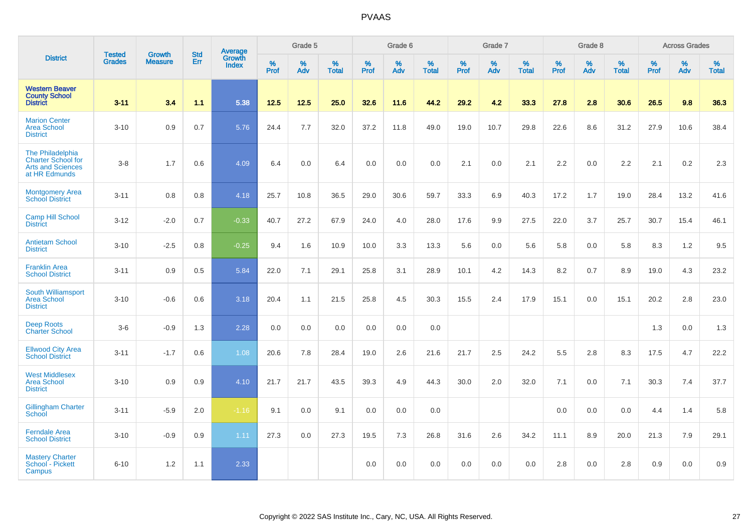# PVAAS

| District | Tested Grades | Growth Measure | Std Err | Average Growth Index | Grade 5 | | | Grade 6 | | | Grade 7 | | | Grade 8 | | | Across Grades | | |
|---|---|---|---|---|---|---|---|---|---|---|---|---|---|---|---|---|---|---|---|
| | | | | | % Prof | % Adv | % Total | % Prof | % Adv | % Total | % Prof | % Adv | % Total | % Prof | % Adv | % Total | % Prof | % Adv | % Total |
| **Western Beaver County School District** | **3-11** | **3.4** | **1.1** | **5.38** | **12.5** | **12.5** | **25.0** | **32.6** | **11.6** | **44.2** | **29.2** | **4.2** | **33.3** | **27.8** | **2.8** | **30.6** | **26.5** | **9.8** | **36.3** |
| Marion Center Area School District | 3-10 | 0.9 | 0.7 | 5.76 | 24.4 | 7.7 | 32.0 | 37.2 | 11.8 | 49.0 | 19.0 | 10.7 | 29.8 | 22.6 | 8.6 | 31.2 | 27.9 | 10.6 | 38.4 |
| The Philadelphia Charter School for Arts and Sciences at HR Edmunds | 3-8 | 1.7 | 0.6 | 4.09 | 6.4 | 0.0 | 6.4 | 0.0 | 0.0 | 0.0 | 2.1 | 0.0 | 2.1 | 2.2 | 0.0 | 2.2 | 2.1 | 0.2 | 2.3 |
| Montgomery Area School District | 3-11 | 0.8 | 0.8 | 4.18 | 25.7 | 10.8 | 36.5 | 29.0 | 30.6 | 59.7 | 33.3 | 6.9 | 40.3 | 17.2 | 1.7 | 19.0 | 28.4 | 13.2 | 41.6 |
| Camp Hill School District | 3-12 | -2.0 | 0.7 | -0.33 | 40.7 | 27.2 | 67.9 | 24.0 | 4.0 | 28.0 | 17.6 | 9.9 | 27.5 | 22.0 | 3.7 | 25.7 | 30.7 | 15.4 | 46.1 |
| Antietam School District | 3-10 | -2.5 | 0.8 | -0.25 | 9.4 | 1.6 | 10.9 | 10.0 | 3.3 | 13.3 | 5.6 | 0.0 | 5.6 | 5.8 | 0.0 | 5.8 | 8.3 | 1.2 | 9.5 |
| Franklin Area School District | 3-11 | 0.9 | 0.5 | 5.84 | 22.0 | 7.1 | 29.1 | 25.8 | 3.1 | 28.9 | 10.1 | 4.2 | 14.3 | 8.2 | 0.7 | 8.9 | 19.0 | 4.3 | 23.2 |
| South Williamsport Area School District | 3-10 | -0.6 | 0.6 | 3.18 | 20.4 | 1.1 | 21.5 | 25.8 | 4.5 | 30.3 | 15.5 | 2.4 | 17.9 | 15.1 | 0.0 | 15.1 | 20.2 | 2.8 | 23.0 |
| Deep Roots Charter School | 3-6 | -0.9 | 1.3 | 2.28 | 0.0 | 0.0 | 0.0 | 0.0 | 0.0 | 0.0 | | | | | | | 1.3 | 0.0 | 1.3 |
| Ellwood City Area School District | 3-11 | -1.7 | 0.6 | 1.08 | 20.6 | 7.8 | 28.4 | 19.0 | 2.6 | 21.6 | 21.7 | 2.5 | 24.2 | 5.5 | 2.8 | 8.3 | 17.5 | 4.7 | 22.2 |
| West Middlesex Area School District | 3-10 | 0.9 | 0.9 | 4.10 | 21.7 | 21.7 | 43.5 | 39.3 | 4.9 | 44.3 | 30.0 | 2.0 | 32.0 | 7.1 | 0.0 | 7.1 | 30.3 | 7.4 | 37.7 |
| Gillingham Charter School | 3-11 | -5.9 | 2.0 | -1.16 | 9.1 | 0.0 | 9.1 | 0.0 | 0.0 | 0.0 | | | | 0.0 | 0.0 | 0.0 | 4.4 | 1.4 | 5.8 |
| Ferndale Area School District | 3-10 | -0.9 | 0.9 | 1.11 | 27.3 | 0.0 | 27.3 | 19.5 | 7.3 | 26.8 | 31.6 | 2.6 | 34.2 | 11.1 | 8.9 | 20.0 | 21.3 | 7.9 | 29.1 |
| Mastery Charter School - Pickett Campus | 6-10 | 1.2 | 1.1 | 2.33 | | | | 0.0 | 0.0 | 0.0 | 0.0 | 0.0 | 0.0 | 2.8 | 0.0 | 2.8 | 0.9 | 0.0 | 0.9 |

Copyright © 2022 SAS Institute Inc., Cary, NC, USA. All Rights Reserved.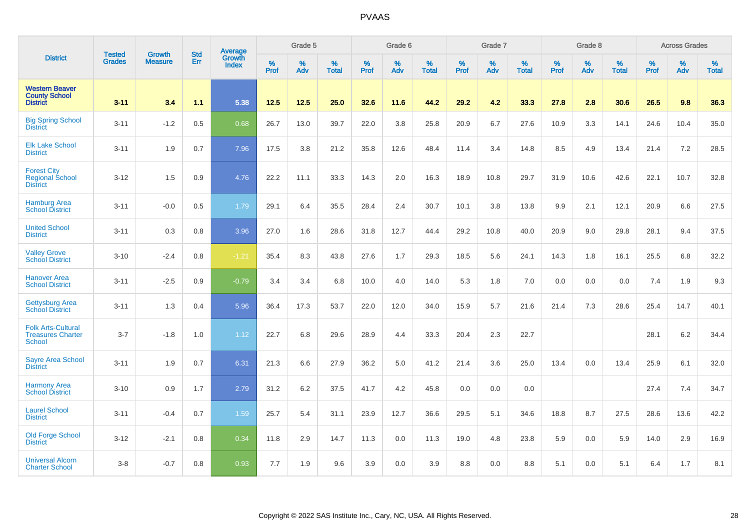# PVAAS

| District | Tested Grades | Growth Measure | Std Err | Average Growth Index | Grade 5 | | | Grade 6 | | | Grade 7 | | | Grade 8 | | | Across Grades | | |
|---|---|---|---|---|---|---|---|---|---|---|---|---|---|---|---|---|---|---|---|
| | | | | | % Prof | % Adv | % Total | % Prof | % Adv | % Total | % Prof | % Adv | % Total | % Prof | % Adv | % Total | % Prof | % Adv | % Total |
| **Western Beaver County School District** | **3-11** | **3.4** | **1.1** | **5.38** | **12.5** | **12.5** | **25.0** | **32.6** | **11.6** | **44.2** | **29.2** | **4.2** | **33.3** | **27.8** | **2.8** | **30.6** | **26.5** | **9.8** | **36.3** |
| Big Spring School District | 3-11 | -1.2 | 0.5 | 0.68 | 26.7 | 13.0 | 39.7 | 22.0 | 3.8 | 25.8 | 20.9 | 6.7 | 27.6 | 10.9 | 3.3 | 14.1 | 24.6 | 10.4 | 35.0 |
| Elk Lake School District | 3-11 | 1.9 | 0.7 | 7.96 | 17.5 | 3.8 | 21.2 | 35.8 | 12.6 | 48.4 | 11.4 | 3.4 | 14.8 | 8.5 | 4.9 | 13.4 | 21.4 | 7.2 | 28.5 |
| Forest City Regional School District | 3-12 | 1.5 | 0.9 | 4.76 | 22.2 | 11.1 | 33.3 | 14.3 | 2.0 | 16.3 | 18.9 | 10.8 | 29.7 | 31.9 | 10.6 | 42.6 | 22.1 | 10.7 | 32.8 |
| Hamburg Area School District | 3-11 | -0.0 | 0.5 | 1.79 | 29.1 | 6.4 | 35.5 | 28.4 | 2.4 | 30.7 | 10.1 | 3.8 | 13.8 | 9.9 | 2.1 | 12.1 | 20.9 | 6.6 | 27.5 |
| United School District | 3-11 | 0.3 | 0.8 | 3.96 | 27.0 | 1.6 | 28.6 | 31.8 | 12.7 | 44.4 | 29.2 | 10.8 | 40.0 | 20.9 | 9.0 | 29.8 | 28.1 | 9.4 | 37.5 |
| Valley Grove School District | 3-10 | -2.4 | 0.8 | -1.21 | 35.4 | 8.3 | 43.8 | 27.6 | 1.7 | 29.3 | 18.5 | 5.6 | 24.1 | 14.3 | 1.8 | 16.1 | 25.5 | 6.8 | 32.2 |
| Hanover Area School District | 3-11 | -2.5 | 0.9 | -0.79 | 3.4 | 3.4 | 6.8 | 10.0 | 4.0 | 14.0 | 5.3 | 1.8 | 7.0 | 0.0 | 0.0 | 0.0 | 7.4 | 1.9 | 9.3 |
| Gettysburg Area School District | 3-11 | 1.3 | 0.4 | 5.96 | 36.4 | 17.3 | 53.7 | 22.0 | 12.0 | 34.0 | 15.9 | 5.7 | 21.6 | 21.4 | 7.3 | 28.6 | 25.4 | 14.7 | 40.1 |
| Folk Arts-Cultural Treasures Charter School | 3-7 | -1.8 | 1.0 | 1.12 | 22.7 | 6.8 | 29.6 | 28.9 | 4.4 | 33.3 | 20.4 | 2.3 | 22.7 | | | | 28.1 | 6.2 | 34.4 |
| Sayre Area School District | 3-11 | 1.9 | 0.7 | 6.31 | 21.3 | 6.6 | 27.9 | 36.2 | 5.0 | 41.2 | 21.4 | 3.6 | 25.0 | 13.4 | 0.0 | 13.4 | 25.9 | 6.1 | 32.0 |
| Harmony Area School District | 3-10 | 0.9 | 1.7 | 2.79 | 31.2 | 6.2 | 37.5 | 41.7 | 4.2 | 45.8 | 0.0 | 0.0 | 0.0 | | | | 27.4 | 7.4 | 34.7 |
| Laurel School District | 3-11 | -0.4 | 0.7 | 1.59 | 25.7 | 5.4 | 31.1 | 23.9 | 12.7 | 36.6 | 29.5 | 5.1 | 34.6 | 18.8 | 8.7 | 27.5 | 28.6 | 13.6 | 42.2 |
| Old Forge School District | 3-12 | -2.1 | 0.8 | 0.34 | 11.8 | 2.9 | 14.7 | 11.3 | 0.0 | 11.3 | 19.0 | 4.8 | 23.8 | 5.9 | 0.0 | 5.9 | 14.0 | 2.9 | 16.9 |
| Universal Alcorn Charter School | 3-8 | -0.7 | 0.8 | 0.93 | 7.7 | 1.9 | 9.6 | 3.9 | 0.0 | 3.9 | 8.8 | 0.0 | 8.8 | 5.1 | 0.0 | 5.1 | 6.4 | 1.7 | 8.1 |

Copyright © 2022 SAS Institute Inc., Cary, NC, USA. All Rights Reserved.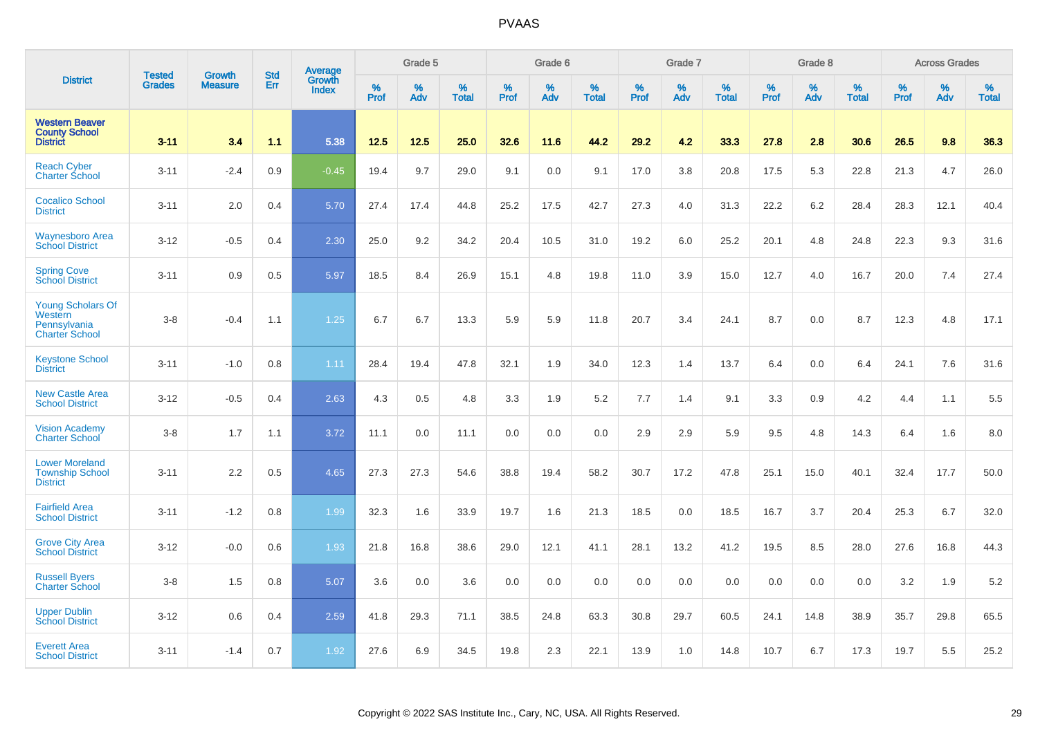| District | Tested Grades | Growth Measure | Std Err | Average Growth Index | Grade 5 | | | Grade 6 | | | Grade 7 | | | Grade 8 | | | Across Grades | | |
|---|---|---|---|---|---|---|---|---|---|---|---|---|---|---|---|---|---|---|---|
| | | | | | % Prof | % Adv | % Total | % Prof | % Adv | % Total | % Prof | % Adv | % Total | % Prof | % Adv | % Total | % Prof | % Adv | % Total |
| **Western Beaver County School District** | **3-11** | **3.4** | **1.1** | **5.38** | **12.5** | **12.5** | **25.0** | **32.6** | **11.6** | **44.2** | **29.2** | **4.2** | **33.3** | **27.8** | **2.8** | **30.6** | **26.5** | **9.8** | **36.3** |
| Reach Cyber Charter School | 3-11 | -2.4 | 0.9 | -0.45 | 19.4 | 9.7 | 29.0 | 9.1 | 0.0 | 9.1 | 17.0 | 3.8 | 20.8 | 17.5 | 5.3 | 22.8 | 21.3 | 4.7 | 26.0 |
| Cocalico School District | 3-11 | 2.0 | 0.4 | 5.70 | 27.4 | 17.4 | 44.8 | 25.2 | 17.5 | 42.7 | 27.3 | 4.0 | 31.3 | 22.2 | 6.2 | 28.4 | 28.3 | 12.1 | 40.4 |
| Waynesboro Area School District | 3-12 | -0.5 | 0.4 | 2.30 | 25.0 | 9.2 | 34.2 | 20.4 | 10.5 | 31.0 | 19.2 | 6.0 | 25.2 | 20.1 | 4.8 | 24.8 | 22.3 | 9.3 | 31.6 |
| Spring Cove School District | 3-11 | 0.9 | 0.5 | 5.97 | 18.5 | 8.4 | 26.9 | 15.1 | 4.8 | 19.8 | 11.0 | 3.9 | 15.0 | 12.7 | 4.0 | 16.7 | 20.0 | 7.4 | 27.4 |
| Young Scholars Of Western Pennsylvania Charter School | 3-8 | -0.4 | 1.1 | 1.25 | 6.7 | 6.7 | 13.3 | 5.9 | 5.9 | 11.8 | 20.7 | 3.4 | 24.1 | 8.7 | 0.0 | 8.7 | 12.3 | 4.8 | 17.1 |
| Keystone School District | 3-11 | -1.0 | 0.8 | 1.11 | 28.4 | 19.4 | 47.8 | 32.1 | 1.9 | 34.0 | 12.3 | 1.4 | 13.7 | 6.4 | 0.0 | 6.4 | 24.1 | 7.6 | 31.6 |
| New Castle Area School District | 3-12 | -0.5 | 0.4 | 2.63 | 4.3 | 0.5 | 4.8 | 3.3 | 1.9 | 5.2 | 7.7 | 1.4 | 9.1 | 3.3 | 0.9 | 4.2 | 4.4 | 1.1 | 5.5 |
| Vision Academy Charter School | 3-8 | 1.7 | 1.1 | 3.72 | 11.1 | 0.0 | 11.1 | 0.0 | 0.0 | 0.0 | 2.9 | 2.9 | 5.9 | 9.5 | 4.8 | 14.3 | 6.4 | 1.6 | 8.0 |
| Lower Moreland Township School District | 3-11 | 2.2 | 0.5 | 4.65 | 27.3 | 27.3 | 54.6 | 38.8 | 19.4 | 58.2 | 30.7 | 17.2 | 47.8 | 25.1 | 15.0 | 40.1 | 32.4 | 17.7 | 50.0 |
| Fairfield Area School District | 3-11 | -1.2 | 0.8 | 1.99 | 32.3 | 1.6 | 33.9 | 19.7 | 1.6 | 21.3 | 18.5 | 0.0 | 18.5 | 16.7 | 3.7 | 20.4 | 25.3 | 6.7 | 32.0 |
| Grove City Area School District | 3-12 | -0.0 | 0.6 | 1.93 | 21.8 | 16.8 | 38.6 | 29.0 | 12.1 | 41.1 | 28.1 | 13.2 | 41.2 | 19.5 | 8.5 | 28.0 | 27.6 | 16.8 | 44.3 |
| Russell Byers Charter School | 3-8 | 1.5 | 0.8 | 5.07 | 3.6 | 0.0 | 3.6 | 0.0 | 0.0 | 0.0 | 0.0 | 0.0 | 0.0 | 0.0 | 0.0 | 0.0 | 3.2 | 1.9 | 5.2 |
| Upper Dublin School District | 3-12 | 0.6 | 0.4 | 2.59 | 41.8 | 29.3 | 71.1 | 38.5 | 24.8 | 63.3 | 30.8 | 29.7 | 60.5 | 24.1 | 14.8 | 38.9 | 35.7 | 29.8 | 65.5 |
| Everett Area School District | 3-11 | -1.4 | 0.7 | 1.92 | 27.6 | 6.9 | 34.5 | 19.8 | 2.3 | 22.1 | 13.9 | 1.0 | 14.8 | 10.7 | 6.7 | 17.3 | 19.7 | 5.5 | 25.2 |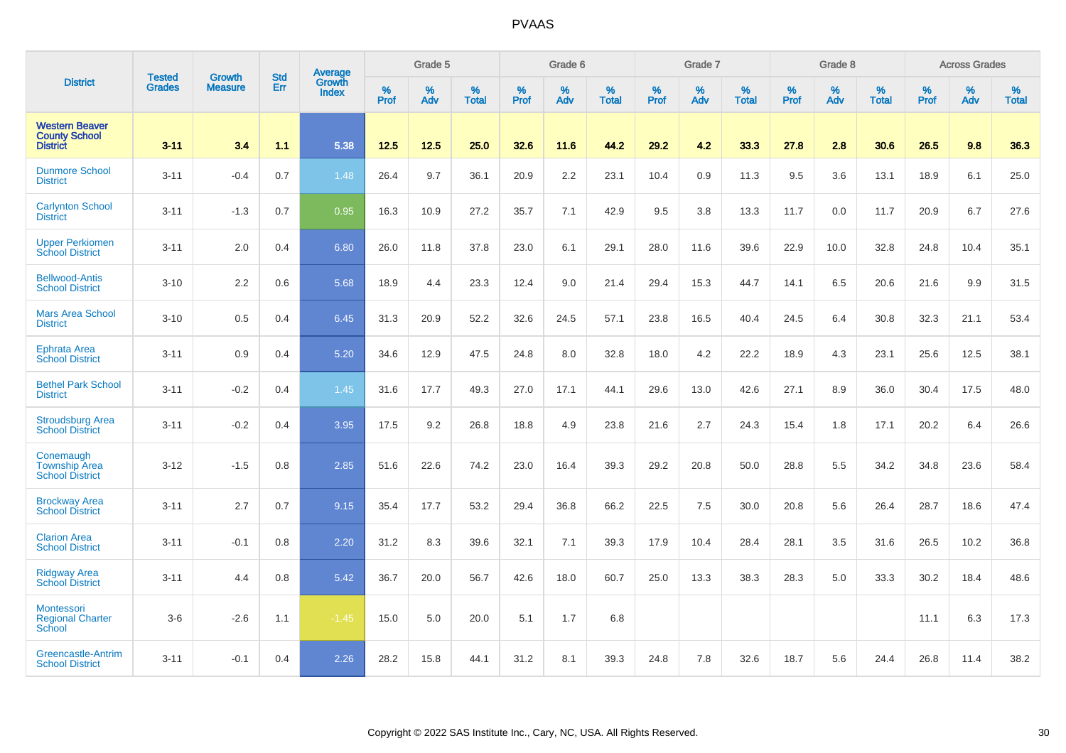# PVAAS

| District | Tested Grades | Growth Measure | Std Err | Average Growth Index | Grade 5 | | | Grade 6 | | | Grade 7 | | | Grade 8 | | | Across Grades | | |
|---|---|---|---|---|---|---|---|---|---|---|---|---|---|---|---|---|---|---|---|
| | | | | | % Prof | % Adv | % Total | % Prof | % Adv | % Total | % Prof | % Adv | % Total | % Prof | % Adv | % Total | % Prof | % Adv | % Total |
| **Western Beaver County School District** | **3-11** | **3.4** | **1.1** | **5.38** | **12.5** | **12.5** | **25.0** | **32.6** | **11.6** | **44.2** | **29.2** | **4.2** | **33.3** | **27.8** | **2.8** | **30.6** | **26.5** | **9.8** | **36.3** |
| Dunmore School District | 3-11 | -0.4 | 0.7 | 1.48 | 26.4 | 9.7 | 36.1 | 20.9 | 2.2 | 23.1 | 10.4 | 0.9 | 11.3 | 9.5 | 3.6 | 13.1 | 18.9 | 6.1 | 25.0 |
| Carlynton School District | 3-11 | -1.3 | 0.7 | 0.95 | 16.3 | 10.9 | 27.2 | 35.7 | 7.1 | 42.9 | 9.5 | 3.8 | 13.3 | 11.7 | 0.0 | 11.7 | 20.9 | 6.7 | 27.6 |
| Upper Perkiomen School District | 3-11 | 2.0 | 0.4 | 6.80 | 26.0 | 11.8 | 37.8 | 23.0 | 6.1 | 29.1 | 28.0 | 11.6 | 39.6 | 22.9 | 10.0 | 32.8 | 24.8 | 10.4 | 35.1 |
| Bellwood-Antis School District | 3-10 | 2.2 | 0.6 | 5.68 | 18.9 | 4.4 | 23.3 | 12.4 | 9.0 | 21.4 | 29.4 | 15.3 | 44.7 | 14.1 | 6.5 | 20.6 | 21.6 | 9.9 | 31.5 |
| Mars Area School District | 3-10 | 0.5 | 0.4 | 6.45 | 31.3 | 20.9 | 52.2 | 32.6 | 24.5 | 57.1 | 23.8 | 16.5 | 40.4 | 24.5 | 6.4 | 30.8 | 32.3 | 21.1 | 53.4 |
| Ephrata Area School District | 3-11 | 0.9 | 0.4 | 5.20 | 34.6 | 12.9 | 47.5 | 24.8 | 8.0 | 32.8 | 18.0 | 4.2 | 22.2 | 18.9 | 4.3 | 23.1 | 25.6 | 12.5 | 38.1 |
| Bethel Park School District | 3-11 | -0.2 | 0.4 | 1.45 | 31.6 | 17.7 | 49.3 | 27.0 | 17.1 | 44.1 | 29.6 | 13.0 | 42.6 | 27.1 | 8.9 | 36.0 | 30.4 | 17.5 | 48.0 |
| Stroudsburg Area School District | 3-11 | -0.2 | 0.4 | 3.95 | 17.5 | 9.2 | 26.8 | 18.8 | 4.9 | 23.8 | 21.6 | 2.7 | 24.3 | 15.4 | 1.8 | 17.1 | 20.2 | 6.4 | 26.6 |
| Conemaugh Township Area School District | 3-12 | -1.5 | 0.8 | 2.85 | 51.6 | 22.6 | 74.2 | 23.0 | 16.4 | 39.3 | 29.2 | 20.8 | 50.0 | 28.8 | 5.5 | 34.2 | 34.8 | 23.6 | 58.4 |
| Brockway Area School District | 3-11 | 2.7 | 0.7 | 9.15 | 35.4 | 17.7 | 53.2 | 29.4 | 36.8 | 66.2 | 22.5 | 7.5 | 30.0 | 20.8 | 5.6 | 26.4 | 28.7 | 18.6 | 47.4 |
| Clarion Area School District | 3-11 | -0.1 | 0.8 | 2.20 | 31.2 | 8.3 | 39.6 | 32.1 | 7.1 | 39.3 | 17.9 | 10.4 | 28.4 | 28.1 | 3.5 | 31.6 | 26.5 | 10.2 | 36.8 |
| Ridgway Area School District | 3-11 | 4.4 | 0.8 | 5.42 | 36.7 | 20.0 | 56.7 | 42.6 | 18.0 | 60.7 | 25.0 | 13.3 | 38.3 | 28.3 | 5.0 | 33.3 | 30.2 | 18.4 | 48.6 |
| Montessori Regional Charter School | 3-6 | -2.6 | 1.1 | -1.45 | 15.0 | 5.0 | 20.0 | 5.1 | 1.7 | 6.8 | | | | | | | 11.1 | 6.3 | 17.3 |
| Greencastle-Antrim School District | 3-11 | -0.1 | 0.4 | 2.26 | 28.2 | 15.8 | 44.1 | 31.2 | 8.1 | 39.3 | 24.8 | 7.8 | 32.6 | 18.7 | 5.6 | 24.4 | 26.8 | 11.4 | 38.2 |

Copyright © 2022 SAS Institute Inc., Cary, NC, USA. All Rights Reserved.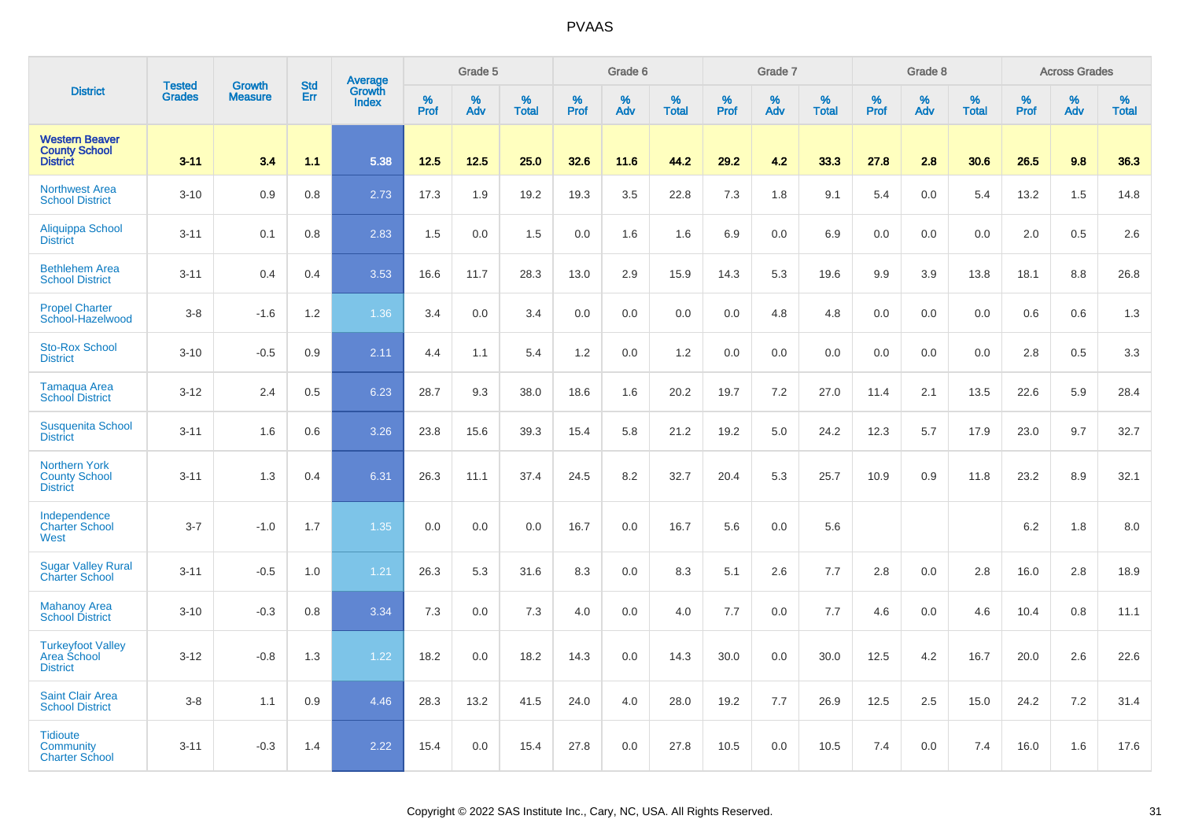# PVAAS

| District | Tested Grades | Growth Measure | Std Err | Average Growth Index | Grade 5 | | | Grade 6 | | | Grade 7 | | | Grade 8 | | | Across Grades | | |
|---|---|---|---|---|---|---|---|---|---|---|---|---|---|---|---|---|---|---|---|
| | | | | | % Prof | % Adv | % Total | % Prof | % Adv | % Total | % Prof | % Adv | % Total | % Prof | % Adv | % Total | % Prof | % Adv | % Total |
| **Western Beaver County School District** | **3-11** | **3.4** | **1.1** | **5.38** | **12.5** | **12.5** | **25.0** | **32.6** | **11.6** | **44.2** | **29.2** | **4.2** | **33.3** | **27.8** | **2.8** | **30.6** | **26.5** | **9.8** | **36.3** |
| Northwest Area School District | 3-10 | 0.9 | 0.8 | 2.73 | 17.3 | 1.9 | 19.2 | 19.3 | 3.5 | 22.8 | 7.3 | 1.8 | 9.1 | 5.4 | 0.0 | 5.4 | 13.2 | 1.5 | 14.8 |
| Aliquippa School District | 3-11 | 0.1 | 0.8 | 2.83 | 1.5 | 0.0 | 1.5 | 0.0 | 1.6 | 1.6 | 6.9 | 0.0 | 6.9 | 0.0 | 0.0 | 0.0 | 2.0 | 0.5 | 2.6 |
| Bethlehem Area School District | 3-11 | 0.4 | 0.4 | 3.53 | 16.6 | 11.7 | 28.3 | 13.0 | 2.9 | 15.9 | 14.3 | 5.3 | 19.6 | 9.9 | 3.9 | 13.8 | 18.1 | 8.8 | 26.8 |
| Propel Charter School-Hazelwood | 3-8 | -1.6 | 1.2 | 1.36 | 3.4 | 0.0 | 3.4 | 0.0 | 0.0 | 0.0 | 0.0 | 4.8 | 4.8 | 0.0 | 0.0 | 0.0 | 0.6 | 0.6 | 1.3 |
| Sto-Rox School District | 3-10 | -0.5 | 0.9 | 2.11 | 4.4 | 1.1 | 5.4 | 1.2 | 0.0 | 1.2 | 0.0 | 0.0 | 0.0 | 0.0 | 0.0 | 0.0 | 2.8 | 0.5 | 3.3 |
| Tamaqua Area School District | 3-12 | 2.4 | 0.5 | 6.23 | 28.7 | 9.3 | 38.0 | 18.6 | 1.6 | 20.2 | 19.7 | 7.2 | 27.0 | 11.4 | 2.1 | 13.5 | 22.6 | 5.9 | 28.4 |
| Susquenita School District | 3-11 | 1.6 | 0.6 | 3.26 | 23.8 | 15.6 | 39.3 | 15.4 | 5.8 | 21.2 | 19.2 | 5.0 | 24.2 | 12.3 | 5.7 | 17.9 | 23.0 | 9.7 | 32.7 |
| Northern York County School District | 3-11 | 1.3 | 0.4 | 6.31 | 26.3 | 11.1 | 37.4 | 24.5 | 8.2 | 32.7 | 20.4 | 5.3 | 25.7 | 10.9 | 0.9 | 11.8 | 23.2 | 8.9 | 32.1 |
| Independence Charter School West | 3-7 | -1.0 | 1.7 | 1.35 | 0.0 | 0.0 | 0.0 | 16.7 | 0.0 | 16.7 | 5.6 | 0.0 | 5.6 | | | | 6.2 | 1.8 | 8.0 |
| Sugar Valley Rural Charter School | 3-11 | -0.5 | 1.0 | 1.21 | 26.3 | 5.3 | 31.6 | 8.3 | 0.0 | 8.3 | 5.1 | 2.6 | 7.7 | 2.8 | 0.0 | 2.8 | 16.0 | 2.8 | 18.9 |
| Mahanoy Area School District | 3-10 | -0.3 | 0.8 | 3.34 | 7.3 | 0.0 | 7.3 | 4.0 | 0.0 | 4.0 | 7.7 | 0.0 | 7.7 | 4.6 | 0.0 | 4.6 | 10.4 | 0.8 | 11.1 |
| Turkeyfoot Valley Area School District | 3-12 | -0.8 | 1.3 | 1.22 | 18.2 | 0.0 | 18.2 | 14.3 | 0.0 | 14.3 | 30.0 | 0.0 | 30.0 | 12.5 | 4.2 | 16.7 | 20.0 | 2.6 | 22.6 |
| Saint Clair Area School District | 3-8 | 1.1 | 0.9 | 4.46 | 28.3 | 13.2 | 41.5 | 24.0 | 4.0 | 28.0 | 19.2 | 7.7 | 26.9 | 12.5 | 2.5 | 15.0 | 24.2 | 7.2 | 31.4 |
| Tidioute Community Charter School | 3-11 | -0.3 | 1.4 | 2.22 | 15.4 | 0.0 | 15.4 | 27.8 | 0.0 | 27.8 | 10.5 | 0.0 | 10.5 | 7.4 | 0.0 | 7.4 | 16.0 | 1.6 | 17.6 |

Copyright © 2022 SAS Institute Inc., Cary, NC, USA. All Rights Reserved.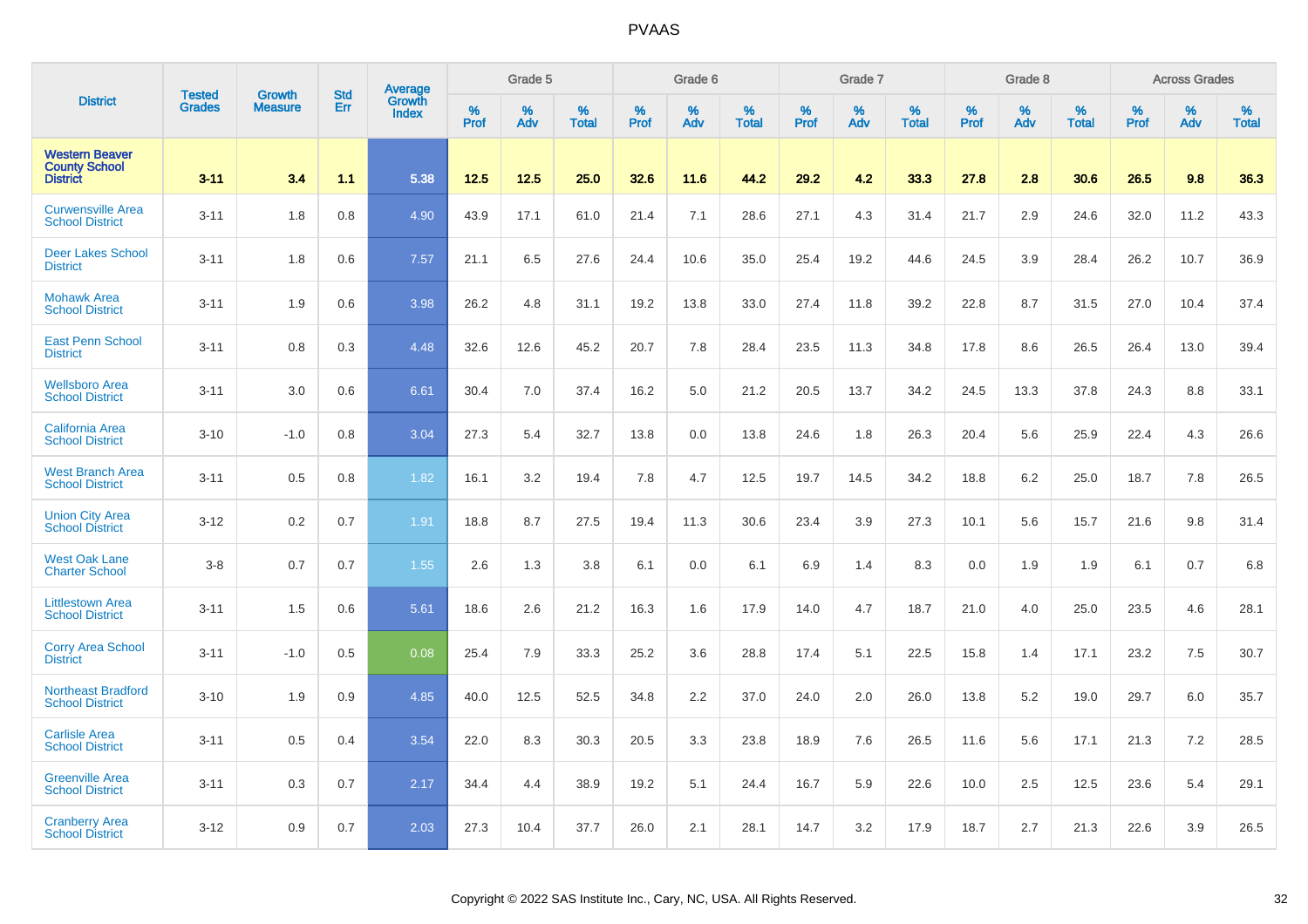| District | Tested Grades | Growth Measure | Std Err | Average Growth Index | Grade 5 | | | Grade 6 | | | Grade 7 | | | Grade 8 | | | Across Grades | | |
|---|---|---|---|---|---|---|---|---|---|---|---|---|---|---|---|---|---|---|---|
| | | | | | % Prof | % Adv | % Total | % Prof | % Adv | % Total | % Prof | % Adv | % Total | % Prof | % Adv | % Total | % Prof | % Adv | % Total |
| **Western Beaver County School District** | **3-11** | **3.4** | **1.1** | **5.38** | **12.5** | **12.5** | **25.0** | **32.6** | **11.6** | **44.2** | **29.2** | **4.2** | **33.3** | **27.8** | **2.8** | **30.6** | **26.5** | **9.8** | **36.3** |
| Curwensville Area School District | 3-11 | 1.8 | 0.8 | 4.90 | 43.9 | 17.1 | 61.0 | 21.4 | 7.1 | 28.6 | 27.1 | 4.3 | 31.4 | 21.7 | 2.9 | 24.6 | 32.0 | 11.2 | 43.3 |
| Deer Lakes School District | 3-11 | 1.8 | 0.6 | 7.57 | 21.1 | 6.5 | 27.6 | 24.4 | 10.6 | 35.0 | 25.4 | 19.2 | 44.6 | 24.5 | 3.9 | 28.4 | 26.2 | 10.7 | 36.9 |
| Mohawk Area School District | 3-11 | 1.9 | 0.6 | 3.98 | 26.2 | 4.8 | 31.1 | 19.2 | 13.8 | 33.0 | 27.4 | 11.8 | 39.2 | 22.8 | 8.7 | 31.5 | 27.0 | 10.4 | 37.4 |
| East Penn School District | 3-11 | 0.8 | 0.3 | 4.48 | 32.6 | 12.6 | 45.2 | 20.7 | 7.8 | 28.4 | 23.5 | 11.3 | 34.8 | 17.8 | 8.6 | 26.5 | 26.4 | 13.0 | 39.4 |
| Wellsboro Area School District | 3-11 | 3.0 | 0.6 | 6.61 | 30.4 | 7.0 | 37.4 | 16.2 | 5.0 | 21.2 | 20.5 | 13.7 | 34.2 | 24.5 | 13.3 | 37.8 | 24.3 | 8.8 | 33.1 |
| California Area School District | 3-10 | -1.0 | 0.8 | 3.04 | 27.3 | 5.4 | 32.7 | 13.8 | 0.0 | 13.8 | 24.6 | 1.8 | 26.3 | 20.4 | 5.6 | 25.9 | 22.4 | 4.3 | 26.6 |
| West Branch Area School District | 3-11 | 0.5 | 0.8 | 1.82 | 16.1 | 3.2 | 19.4 | 7.8 | 4.7 | 12.5 | 19.7 | 14.5 | 34.2 | 18.8 | 6.2 | 25.0 | 18.7 | 7.8 | 26.5 |
| Union City Area School District | 3-12 | 0.2 | 0.7 | 1.91 | 18.8 | 8.7 | 27.5 | 19.4 | 11.3 | 30.6 | 23.4 | 3.9 | 27.3 | 10.1 | 5.6 | 15.7 | 21.6 | 9.8 | 31.4 |
| West Oak Lane Charter School | 3-8 | 0.7 | 0.7 | 1.55 | 2.6 | 1.3 | 3.8 | 6.1 | 0.0 | 6.1 | 6.9 | 1.4 | 8.3 | 0.0 | 1.9 | 1.9 | 6.1 | 0.7 | 6.8 |
| Littlestown Area School District | 3-11 | 1.5 | 0.6 | 5.61 | 18.6 | 2.6 | 21.2 | 16.3 | 1.6 | 17.9 | 14.0 | 4.7 | 18.7 | 21.0 | 4.0 | 25.0 | 23.5 | 4.6 | 28.1 |
| Corry Area School District | 3-11 | -1.0 | 0.5 | 0.08 | 25.4 | 7.9 | 33.3 | 25.2 | 3.6 | 28.8 | 17.4 | 5.1 | 22.5 | 15.8 | 1.4 | 17.1 | 23.2 | 7.5 | 30.7 |
| Northeast Bradford School District | 3-10 | 1.9 | 0.9 | 4.85 | 40.0 | 12.5 | 52.5 | 34.8 | 2.2 | 37.0 | 24.0 | 2.0 | 26.0 | 13.8 | 5.2 | 19.0 | 29.7 | 6.0 | 35.7 |
| Carlisle Area School District | 3-11 | 0.5 | 0.4 | 3.54 | 22.0 | 8.3 | 30.3 | 20.5 | 3.3 | 23.8 | 18.9 | 7.6 | 26.5 | 11.6 | 5.6 | 17.1 | 21.3 | 7.2 | 28.5 |
| Greenville Area School District | 3-11 | 0.3 | 0.7 | 2.17 | 34.4 | 4.4 | 38.9 | 19.2 | 5.1 | 24.4 | 16.7 | 5.9 | 22.6 | 10.0 | 2.5 | 12.5 | 23.6 | 5.4 | 29.1 |
| Cranberry Area School District | 3-12 | 0.9 | 0.7 | 2.03 | 27.3 | 10.4 | 37.7 | 26.0 | 2.1 | 28.1 | 14.7 | 3.2 | 17.9 | 18.7 | 2.7 | 21.3 | 22.6 | 3.9 | 26.5 |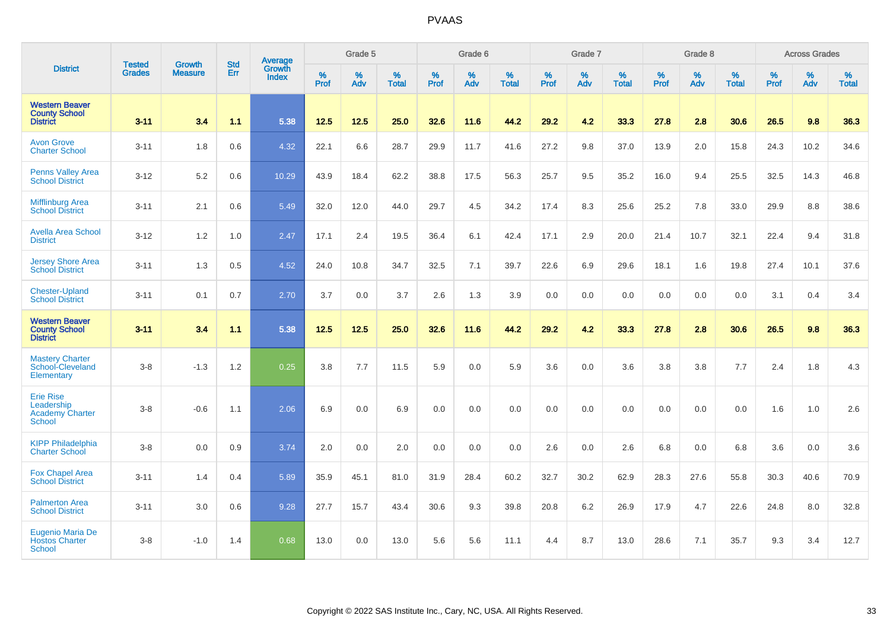# PVAAS

| District | Tested Grades | Growth Measure | Std Err | Average Growth Index | Grade 5 | | | Grade 6 | | | Grade 7 | | | Grade 8 | | | Across Grades | | |
|---|---|---|---|---|---|---|---|---|---|---|---|---|---|---|---|---|---|---|---|
| | | | | | % Prof | % Adv | % Total | % Prof | % Adv | % Total | % Prof | % Adv | % Total | % Prof | % Adv | % Total | % Prof | % Adv | % Total |
| **Western Beaver County School District** | **3-11** | **3.4** | **1.1** | **5.38** | **12.5** | **12.5** | **25.0** | **32.6** | **11.6** | **44.2** | **29.2** | **4.2** | **33.3** | **27.8** | **2.8** | **30.6** | **26.5** | **9.8** | **36.3** |
| Avon Grove Charter School | 3-11 | 1.8 | 0.6 | 4.32 | 22.1 | 6.6 | 28.7 | 29.9 | 11.7 | 41.6 | 27.2 | 9.8 | 37.0 | 13.9 | 2.0 | 15.8 | 24.3 | 10.2 | 34.6 |
| Penns Valley Area School District | 3-12 | 5.2 | 0.6 | 10.29 | 43.9 | 18.4 | 62.2 | 38.8 | 17.5 | 56.3 | 25.7 | 9.5 | 35.2 | 16.0 | 9.4 | 25.5 | 32.5 | 14.3 | 46.8 |
| Mifflinburg Area School District | 3-11 | 2.1 | 0.6 | 5.49 | 32.0 | 12.0 | 44.0 | 29.7 | 4.5 | 34.2 | 17.4 | 8.3 | 25.6 | 25.2 | 7.8 | 33.0 | 29.9 | 8.8 | 38.6 |
| Avella Area School District | 3-12 | 1.2 | 1.0 | 2.47 | 17.1 | 2.4 | 19.5 | 36.4 | 6.1 | 42.4 | 17.1 | 2.9 | 20.0 | 21.4 | 10.7 | 32.1 | 22.4 | 9.4 | 31.8 |
| Jersey Shore Area School District | 3-11 | 1.3 | 0.5 | 4.52 | 24.0 | 10.8 | 34.7 | 32.5 | 7.1 | 39.7 | 22.6 | 6.9 | 29.6 | 18.1 | 1.6 | 19.8 | 27.4 | 10.1 | 37.6 |
| Chester-Upland School District | 3-11 | 0.1 | 0.7 | 2.70 | 3.7 | 0.0 | 3.7 | 2.6 | 1.3 | 3.9 | 0.0 | 0.0 | 0.0 | 0.0 | 0.0 | 0.0 | 3.1 | 0.4 | 3.4 |
| **Western Beaver County School District** | **3-11** | **3.4** | **1.1** | **5.38** | **12.5** | **12.5** | **25.0** | **32.6** | **11.6** | **44.2** | **29.2** | **4.2** | **33.3** | **27.8** | **2.8** | **30.6** | **26.5** | **9.8** | **36.3** |
| Mastery Charter School-Cleveland Elementary | 3-8 | -1.3 | 1.2 | 0.25 | 3.8 | 7.7 | 11.5 | 5.9 | 0.0 | 5.9 | 3.6 | 0.0 | 3.6 | 3.8 | 3.8 | 7.7 | 2.4 | 1.8 | 4.3 |
| Erie Rise Leadership Academy Charter School | 3-8 | -0.6 | 1.1 | 2.06 | 6.9 | 0.0 | 6.9 | 0.0 | 0.0 | 0.0 | 0.0 | 0.0 | 0.0 | 0.0 | 0.0 | 0.0 | 1.6 | 1.0 | 2.6 |
| KIPP Philadelphia Charter School | 3-8 | 0.0 | 0.9 | 3.74 | 2.0 | 0.0 | 2.0 | 0.0 | 0.0 | 0.0 | 2.6 | 0.0 | 2.6 | 6.8 | 0.0 | 6.8 | 3.6 | 0.0 | 3.6 |
| Fox Chapel Area School District | 3-11 | 1.4 | 0.4 | 5.89 | 35.9 | 45.1 | 81.0 | 31.9 | 28.4 | 60.2 | 32.7 | 30.2 | 62.9 | 28.3 | 27.6 | 55.8 | 30.3 | 40.6 | 70.9 |
| Palmerton Area School District | 3-11 | 3.0 | 0.6 | 9.28 | 27.7 | 15.7 | 43.4 | 30.6 | 9.3 | 39.8 | 20.8 | 6.2 | 26.9 | 17.9 | 4.7 | 22.6 | 24.8 | 8.0 | 32.8 |
| Eugenio Maria De Hostos Charter School | 3-8 | -1.0 | 1.4 | 0.68 | 13.0 | 0.0 | 13.0 | 5.6 | 5.6 | 11.1 | 4.4 | 8.7 | 13.0 | 28.6 | 7.1 | 35.7 | 9.3 | 3.4 | 12.7 |

Copyright © 2022 SAS Institute Inc., Cary, NC, USA. All Rights Reserved.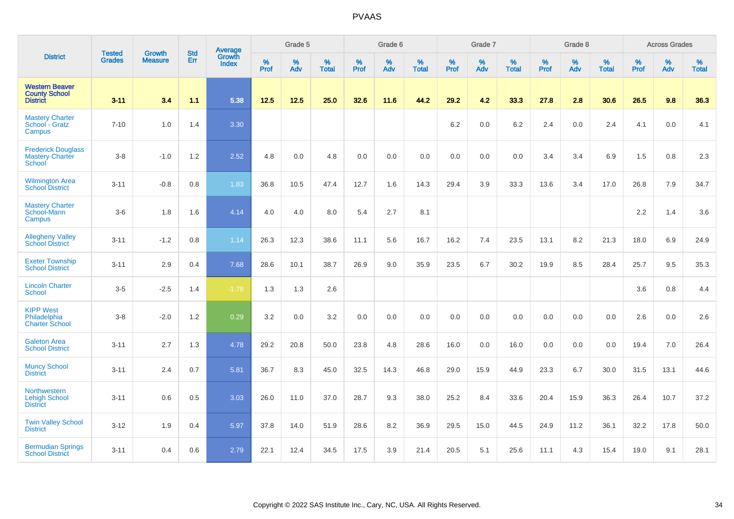# PVAAS

| District | Tested Grades | Growth Measure | Std Err | Average Growth Index | Grade 5 | | | Grade 6 | | | Grade 7 | | | Grade 8 | | | Across Grades | | |
|---|---|---|---|---|---|---|---|---|---|---|---|---|---|---|---|---|---|---|---|
| | | | | | % Prof | % Adv | % Total | % Prof | % Adv | % Total | % Prof | % Adv | % Total | % Prof | % Adv | % Total | % Prof | % Adv | % Total |
| **Western Beaver County School District** | **3-11** | **3.4** | **1.1** | **5.38** | **12.5** | **12.5** | **25.0** | **32.6** | **11.6** | **44.2** | **29.2** | **4.2** | **33.3** | **27.8** | **2.8** | **30.6** | **26.5** | **9.8** | **36.3** |
| Mastery Charter School - Gratz Campus | 7-10 | 1.0 | 1.4 | 3.30 | | | | | | | 6.2 | 0.0 | 6.2 | 2.4 | 0.0 | 2.4 | 4.1 | 0.0 | 4.1 |
| Frederick Douglass Mastery Charter School | 3-8 | -1.0 | 1.2 | 2.52 | 4.8 | 0.0 | 4.8 | 0.0 | 0.0 | 0.0 | 0.0 | 0.0 | 0.0 | 3.4 | 3.4 | 6.9 | 1.5 | 0.8 | 2.3 |
| Wilmington Area School District | 3-11 | -0.8 | 0.8 | 1.83 | 36.8 | 10.5 | 47.4 | 12.7 | 1.6 | 14.3 | 29.4 | 3.9 | 33.3 | 13.6 | 3.4 | 17.0 | 26.8 | 7.9 | 34.7 |
| Mastery Charter School-Mann Campus | 3-6 | 1.8 | 1.6 | 4.14 | 4.0 | 4.0 | 8.0 | 5.4 | 2.7 | 8.1 | | | | | | | 2.2 | 1.4 | 3.6 |
| Allegheny Valley School District | 3-11 | -1.2 | 0.8 | 1.14 | 26.3 | 12.3 | 38.6 | 11.1 | 5.6 | 16.7 | 16.2 | 7.4 | 23.5 | 13.1 | 8.2 | 21.3 | 18.0 | 6.9 | 24.9 |
| Exeter Township School District | 3-11 | 2.9 | 0.4 | 7.68 | 28.6 | 10.1 | 38.7 | 26.9 | 9.0 | 35.9 | 23.5 | 6.7 | 30.2 | 19.9 | 8.5 | 28.4 | 25.7 | 9.5 | 35.3 |
| Lincoln Charter School | 3-5 | -2.5 | 1.4 | -1.78 | 1.3 | 1.3 | 2.6 | | | | | | | | | | 3.6 | 0.8 | 4.4 |
| KIPP West Philadelphia Charter School | 3-8 | -2.0 | 1.2 | 0.29 | 3.2 | 0.0 | 3.2 | 0.0 | 0.0 | 0.0 | 0.0 | 0.0 | 0.0 | 0.0 | 0.0 | 0.0 | 2.6 | 0.0 | 2.6 |
| Galeton Area School District | 3-11 | 2.7 | 1.3 | 4.78 | 29.2 | 20.8 | 50.0 | 23.8 | 4.8 | 28.6 | 16.0 | 0.0 | 16.0 | 0.0 | 0.0 | 0.0 | 19.4 | 7.0 | 26.4 |
| Muncy School District | 3-11 | 2.4 | 0.7 | 5.81 | 36.7 | 8.3 | 45.0 | 32.5 | 14.3 | 46.8 | 29.0 | 15.9 | 44.9 | 23.3 | 6.7 | 30.0 | 31.5 | 13.1 | 44.6 |
| Northwestern Lehigh School District | 3-11 | 0.6 | 0.5 | 3.03 | 26.0 | 11.0 | 37.0 | 28.7 | 9.3 | 38.0 | 25.2 | 8.4 | 33.6 | 20.4 | 15.9 | 36.3 | 26.4 | 10.7 | 37.2 |
| Twin Valley School District | 3-12 | 1.9 | 0.4 | 5.97 | 37.8 | 14.0 | 51.9 | 28.6 | 8.2 | 36.9 | 29.5 | 15.0 | 44.5 | 24.9 | 11.2 | 36.1 | 32.2 | 17.8 | 50.0 |
| Bermudian Springs School District | 3-11 | 0.4 | 0.6 | 2.79 | 22.1 | 12.4 | 34.5 | 17.5 | 3.9 | 21.4 | 20.5 | 5.1 | 25.6 | 11.1 | 4.3 | 15.4 | 19.0 | 9.1 | 28.1 |

Copyright © 2022 SAS Institute Inc., Cary, NC, USA. All Rights Reserved.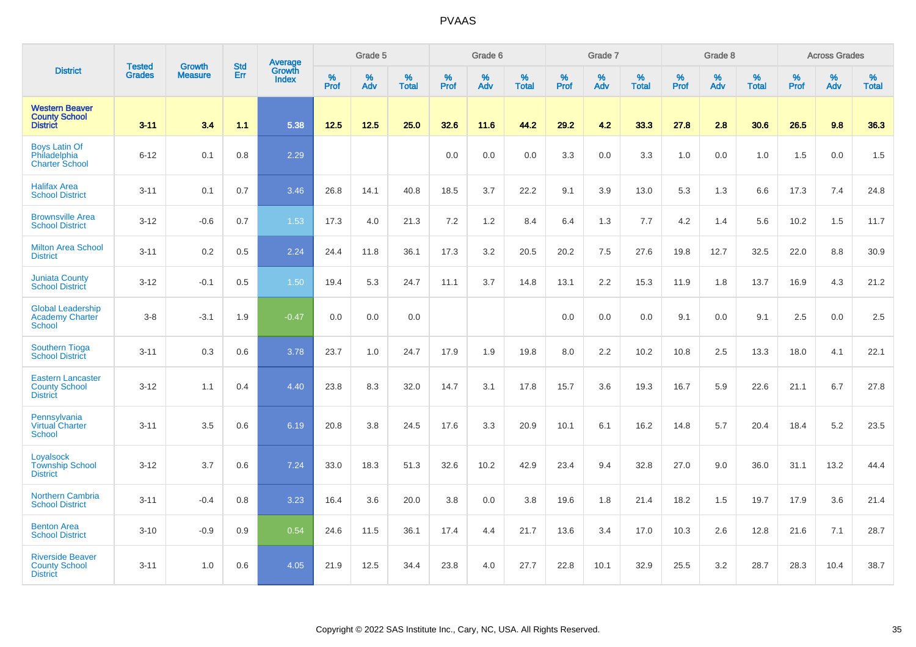# PVAAS

| District | Tested Grades | Growth Measure | Std Err | Average Growth Index | Grade 5 | | | Grade 6 | | | Grade 7 | | | Grade 8 | | | Across Grades | | |
|---|---|---|---|---|---|---|---|---|---|---|---|---|---|---|---|---|---|---|---|
| | | | | | % Prof | % Adv | % Total | % Prof | % Adv | % Total | % Prof | % Adv | % Total | % Prof | % Adv | % Total | % Prof | % Adv | % Total |
| **Western Beaver County School District** | **3-11** | **3.4** | **1.1** | **5.38** | **12.5** | **12.5** | **25.0** | **32.6** | **11.6** | **44.2** | **29.2** | **4.2** | **33.3** | **27.8** | **2.8** | **30.6** | **26.5** | **9.8** | **36.3** |
| Boys Latin Of Philadelphia Charter School | 6-12 | 0.1 | 0.8 | 2.29 | | | | 0.0 | 0.0 | 0.0 | 3.3 | 0.0 | 3.3 | 1.0 | 0.0 | 1.0 | 1.5 | 0.0 | 1.5 |
| Halifax Area School District | 3-11 | 0.1 | 0.7 | 3.46 | 26.8 | 14.1 | 40.8 | 18.5 | 3.7 | 22.2 | 9.1 | 3.9 | 13.0 | 5.3 | 1.3 | 6.6 | 17.3 | 7.4 | 24.8 |
| Brownsville Area School District | 3-12 | -0.6 | 0.7 | 1.53 | 17.3 | 4.0 | 21.3 | 7.2 | 1.2 | 8.4 | 6.4 | 1.3 | 7.7 | 4.2 | 1.4 | 5.6 | 10.2 | 1.5 | 11.7 |
| Milton Area School District | 3-11 | 0.2 | 0.5 | 2.24 | 24.4 | 11.8 | 36.1 | 17.3 | 3.2 | 20.5 | 20.2 | 7.5 | 27.6 | 19.8 | 12.7 | 32.5 | 22.0 | 8.8 | 30.9 |
| Juniata County School District | 3-12 | -0.1 | 0.5 | 1.50 | 19.4 | 5.3 | 24.7 | 11.1 | 3.7 | 14.8 | 13.1 | 2.2 | 15.3 | 11.9 | 1.8 | 13.7 | 16.9 | 4.3 | 21.2 |
| Global Leadership Academy Charter School | 3-8 | -3.1 | 1.9 | -0.47 | 0.0 | 0.0 | 0.0 | | | | 0.0 | 0.0 | 0.0 | 9.1 | 0.0 | 9.1 | 2.5 | 0.0 | 2.5 |
| Southern Tioga School District | 3-11 | 0.3 | 0.6 | 3.78 | 23.7 | 1.0 | 24.7 | 17.9 | 1.9 | 19.8 | 8.0 | 2.2 | 10.2 | 10.8 | 2.5 | 13.3 | 18.0 | 4.1 | 22.1 |
| Eastern Lancaster County School District | 3-12 | 1.1 | 0.4 | 4.40 | 23.8 | 8.3 | 32.0 | 14.7 | 3.1 | 17.8 | 15.7 | 3.6 | 19.3 | 16.7 | 5.9 | 22.6 | 21.1 | 6.7 | 27.8 |
| Pennsylvania Virtual Charter School | 3-11 | 3.5 | 0.6 | 6.19 | 20.8 | 3.8 | 24.5 | 17.6 | 3.3 | 20.9 | 10.1 | 6.1 | 16.2 | 14.8 | 5.7 | 20.4 | 18.4 | 5.2 | 23.5 |
| Loyalsock Township School District | 3-12 | 3.7 | 0.6 | 7.24 | 33.0 | 18.3 | 51.3 | 32.6 | 10.2 | 42.9 | 23.4 | 9.4 | 32.8 | 27.0 | 9.0 | 36.0 | 31.1 | 13.2 | 44.4 |
| Northern Cambria School District | 3-11 | -0.4 | 0.8 | 3.23 | 16.4 | 3.6 | 20.0 | 3.8 | 0.0 | 3.8 | 19.6 | 1.8 | 21.4 | 18.2 | 1.5 | 19.7 | 17.9 | 3.6 | 21.4 |
| Benton Area School District | 3-10 | -0.9 | 0.9 | 0.54 | 24.6 | 11.5 | 36.1 | 17.4 | 4.4 | 21.7 | 13.6 | 3.4 | 17.0 | 10.3 | 2.6 | 12.8 | 21.6 | 7.1 | 28.7 |
| Riverside Beaver County School District | 3-11 | 1.0 | 0.6 | 4.05 | 21.9 | 12.5 | 34.4 | 23.8 | 4.0 | 27.7 | 22.8 | 10.1 | 32.9 | 25.5 | 3.2 | 28.7 | 28.3 | 10.4 | 38.7 |

Copyright © 2022 SAS Institute Inc., Cary, NC, USA. All Rights Reserved.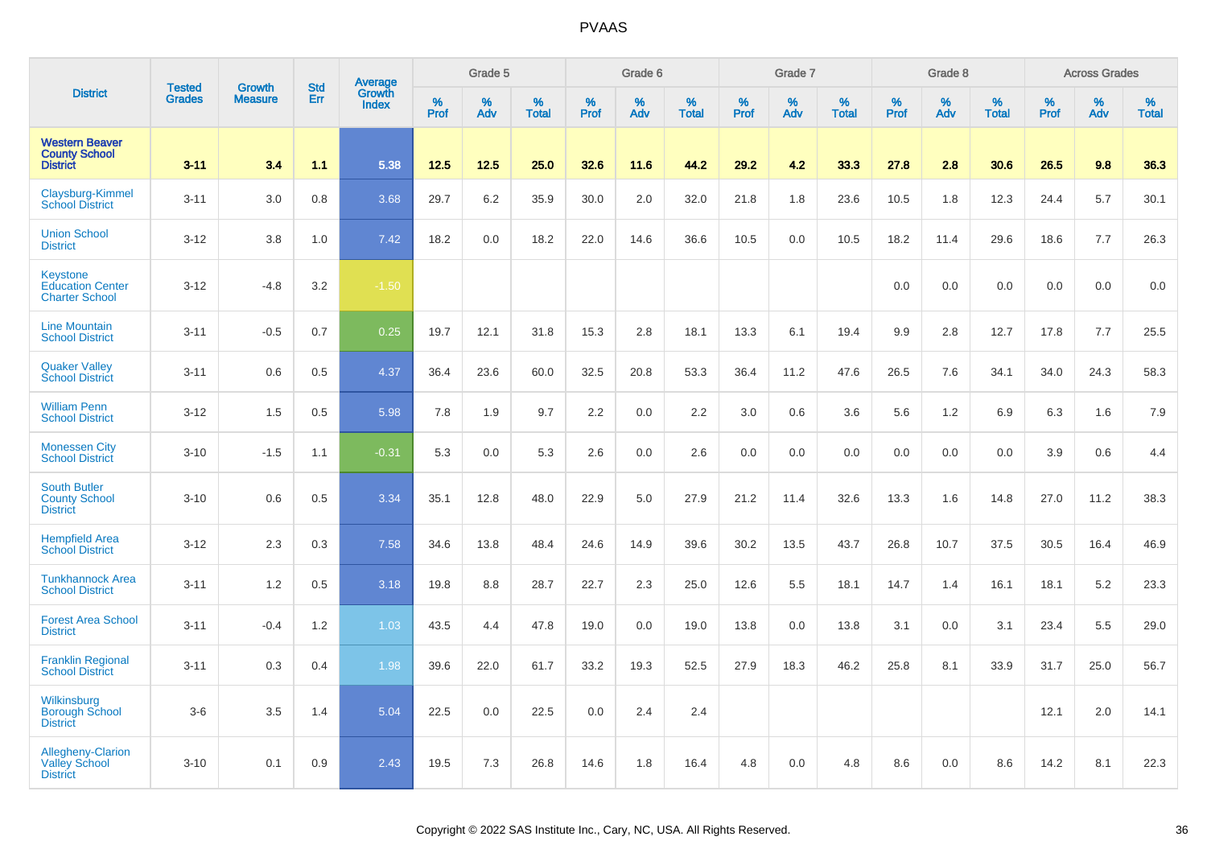# PVAAS

| District | Tested Grades | Growth Measure | Std Err | Average Growth Index | Grade 5 | | | Grade 6 | | | Grade 7 | | | Grade 8 | | | Across Grades | | |
|---|---|---|---|---|---|---|---|---|---|---|---|---|---|---|---|---|---|---|---|
| | | | | | % Prof | % Adv | % Total | % Prof | % Adv | % Total | % Prof | % Adv | % Total | % Prof | % Adv | % Total | % Prof | % Adv | % Total |
| **Western Beaver County School District** | **3-11** | **3.4** | **1.1** | **5.38** | **12.5** | **12.5** | **25.0** | **32.6** | **11.6** | **44.2** | **29.2** | **4.2** | **33.3** | **27.8** | **2.8** | **30.6** | **26.5** | **9.8** | **36.3** |
| Claysburg-Kimmel School District | 3-11 | 3.0 | 0.8 | 3.68 | 29.7 | 6.2 | 35.9 | 30.0 | 2.0 | 32.0 | 21.8 | 1.8 | 23.6 | 10.5 | 1.8 | 12.3 | 24.4 | 5.7 | 30.1 |
| Union School District | 3-12 | 3.8 | 1.0 | 7.42 | 18.2 | 0.0 | 18.2 | 22.0 | 14.6 | 36.6 | 10.5 | 0.0 | 10.5 | 18.2 | 11.4 | 29.6 | 18.6 | 7.7 | 26.3 |
| Keystone Education Center Charter School | 3-12 | -4.8 | 3.2 | -1.50 | | | | | | | | | | 0.0 | 0.0 | 0.0 | 0.0 | 0.0 | 0.0 |
| Line Mountain School District | 3-11 | -0.5 | 0.7 | 0.25 | 19.7 | 12.1 | 31.8 | 15.3 | 2.8 | 18.1 | 13.3 | 6.1 | 19.4 | 9.9 | 2.8 | 12.7 | 17.8 | 7.7 | 25.5 |
| Quaker Valley School District | 3-11 | 0.6 | 0.5 | 4.37 | 36.4 | 23.6 | 60.0 | 32.5 | 20.8 | 53.3 | 36.4 | 11.2 | 47.6 | 26.5 | 7.6 | 34.1 | 34.0 | 24.3 | 58.3 |
| William Penn School District | 3-12 | 1.5 | 0.5 | 5.98 | 7.8 | 1.9 | 9.7 | 2.2 | 0.0 | 2.2 | 3.0 | 0.6 | 3.6 | 5.6 | 1.2 | 6.9 | 6.3 | 1.6 | 7.9 |
| Monessen City School District | 3-10 | -1.5 | 1.1 | -0.31 | 5.3 | 0.0 | 5.3 | 2.6 | 0.0 | 2.6 | 0.0 | 0.0 | 0.0 | 0.0 | 0.0 | 0.0 | 3.9 | 0.6 | 4.4 |
| South Butler County School District | 3-10 | 0.6 | 0.5 | 3.34 | 35.1 | 12.8 | 48.0 | 22.9 | 5.0 | 27.9 | 21.2 | 11.4 | 32.6 | 13.3 | 1.6 | 14.8 | 27.0 | 11.2 | 38.3 |
| Hempfield Area School District | 3-12 | 2.3 | 0.3 | 7.58 | 34.6 | 13.8 | 48.4 | 24.6 | 14.9 | 39.6 | 30.2 | 13.5 | 43.7 | 26.8 | 10.7 | 37.5 | 30.5 | 16.4 | 46.9 |
| Tunkhannock Area School District | 3-11 | 1.2 | 0.5 | 3.18 | 19.8 | 8.8 | 28.7 | 22.7 | 2.3 | 25.0 | 12.6 | 5.5 | 18.1 | 14.7 | 1.4 | 16.1 | 18.1 | 5.2 | 23.3 |
| Forest Area School District | 3-11 | -0.4 | 1.2 | 1.03 | 43.5 | 4.4 | 47.8 | 19.0 | 0.0 | 19.0 | 13.8 | 0.0 | 13.8 | 3.1 | 0.0 | 3.1 | 23.4 | 5.5 | 29.0 |
| Franklin Regional School District | 3-11 | 0.3 | 0.4 | 1.98 | 39.6 | 22.0 | 61.7 | 33.2 | 19.3 | 52.5 | 27.9 | 18.3 | 46.2 | 25.8 | 8.1 | 33.9 | 31.7 | 25.0 | 56.7 |
| Wilkinsburg Borough School District | 3-6 | 3.5 | 1.4 | 5.04 | 22.5 | 0.0 | 22.5 | 0.0 | 2.4 | 2.4 | | | | | | | 12.1 | 2.0 | 14.1 |
| Allegheny-Clarion Valley School District | 3-10 | 0.1 | 0.9 | 2.43 | 19.5 | 7.3 | 26.8 | 14.6 | 1.8 | 16.4 | 4.8 | 0.0 | 4.8 | 8.6 | 0.0 | 8.6 | 14.2 | 8.1 | 22.3 |

Copyright © 2022 SAS Institute Inc., Cary, NC, USA. All Rights Reserved.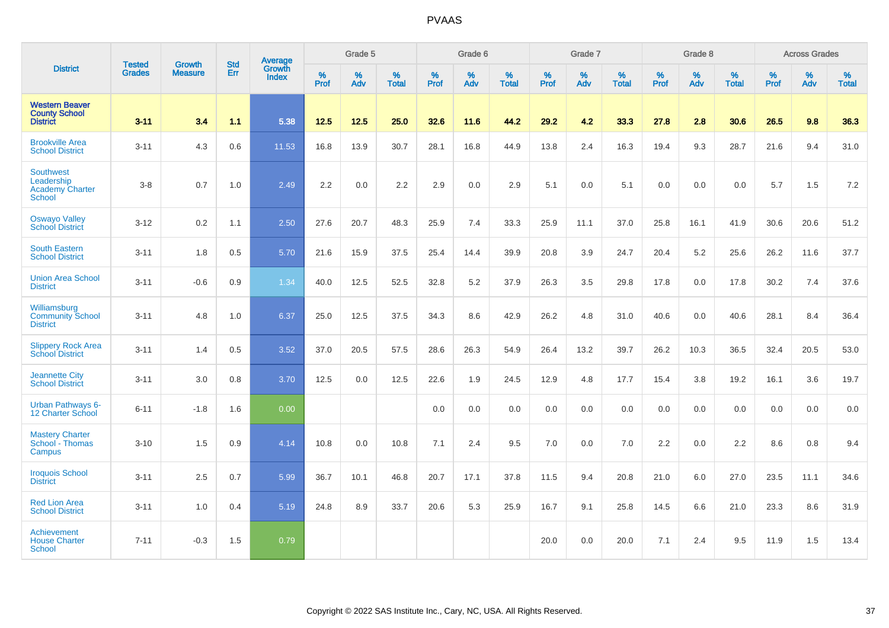| District | Tested Grades | Growth Measure | Std Err | Average Growth Index | Grade 5 | | | Grade 6 | | | Grade 7 | | | Grade 8 | | | Across Grades | | |
|---|---|---|---|---|---|---|---|---|---|---|---|---|---|---|---|---|---|---|---|
| | | | | | % Prof | % Adv | % Total | % Prof | % Adv | % Total | % Prof | % Adv | % Total | % Prof | % Adv | % Total | % Prof | % Adv | % Total |
| **Western Beaver County School District** | **3-11** | **3.4** | **1.1** | **5.38** | **12.5** | **12.5** | **25.0** | **32.6** | **11.6** | **44.2** | **29.2** | **4.2** | **33.3** | **27.8** | **2.8** | **30.6** | **26.5** | **9.8** | **36.3** |
| Brookville Area School District | 3-11 | 4.3 | 0.6 | 11.53 | 16.8 | 13.9 | 30.7 | 28.1 | 16.8 | 44.9 | 13.8 | 2.4 | 16.3 | 19.4 | 9.3 | 28.7 | 21.6 | 9.4 | 31.0 |
| Southwest Leadership Academy Charter School | 3-8 | 0.7 | 1.0 | 2.49 | 2.2 | 0.0 | 2.2 | 2.9 | 0.0 | 2.9 | 5.1 | 0.0 | 5.1 | 0.0 | 0.0 | 0.0 | 5.7 | 1.5 | 7.2 |
| Oswayo Valley School District | 3-12 | 0.2 | 1.1 | 2.50 | 27.6 | 20.7 | 48.3 | 25.9 | 7.4 | 33.3 | 25.9 | 11.1 | 37.0 | 25.8 | 16.1 | 41.9 | 30.6 | 20.6 | 51.2 |
| South Eastern School District | 3-11 | 1.8 | 0.5 | 5.70 | 21.6 | 15.9 | 37.5 | 25.4 | 14.4 | 39.9 | 20.8 | 3.9 | 24.7 | 20.4 | 5.2 | 25.6 | 26.2 | 11.6 | 37.7 |
| Union Area School District | 3-11 | -0.6 | 0.9 | 1.34 | 40.0 | 12.5 | 52.5 | 32.8 | 5.2 | 37.9 | 26.3 | 3.5 | 29.8 | 17.8 | 0.0 | 17.8 | 30.2 | 7.4 | 37.6 |
| Williamsburg Community School District | 3-11 | 4.8 | 1.0 | 6.37 | 25.0 | 12.5 | 37.5 | 34.3 | 8.6 | 42.9 | 26.2 | 4.8 | 31.0 | 40.6 | 0.0 | 40.6 | 28.1 | 8.4 | 36.4 |
| Slippery Rock Area School District | 3-11 | 1.4 | 0.5 | 3.52 | 37.0 | 20.5 | 57.5 | 28.6 | 26.3 | 54.9 | 26.4 | 13.2 | 39.7 | 26.2 | 10.3 | 36.5 | 32.4 | 20.5 | 53.0 |
| Jeannette City School District | 3-11 | 3.0 | 0.8 | 3.70 | 12.5 | 0.0 | 12.5 | 22.6 | 1.9 | 24.5 | 12.9 | 4.8 | 17.7 | 15.4 | 3.8 | 19.2 | 16.1 | 3.6 | 19.7 |
| Urban Pathways 6-12 Charter School | 6-11 | -1.8 | 1.6 | 0.00 | | | | 0.0 | 0.0 | 0.0 | 0.0 | 0.0 | 0.0 | 0.0 | 0.0 | 0.0 | 0.0 | 0.0 | 0.0 |
| Mastery Charter School - Thomas Campus | 3-10 | 1.5 | 0.9 | 4.14 | 10.8 | 0.0 | 10.8 | 7.1 | 2.4 | 9.5 | 7.0 | 0.0 | 7.0 | 2.2 | 0.0 | 2.2 | 8.6 | 0.8 | 9.4 |
| Iroquois School District | 3-11 | 2.5 | 0.7 | 5.99 | 36.7 | 10.1 | 46.8 | 20.7 | 17.1 | 37.8 | 11.5 | 9.4 | 20.8 | 21.0 | 6.0 | 27.0 | 23.5 | 11.1 | 34.6 |
| Red Lion Area School District | 3-11 | 1.0 | 0.4 | 5.19 | 24.8 | 8.9 | 33.7 | 20.6 | 5.3 | 25.9 | 16.7 | 9.1 | 25.8 | 14.5 | 6.6 | 21.0 | 23.3 | 8.6 | 31.9 |
| Achievement House Charter School | 7-11 | -0.3 | 1.5 | 0.79 | | | | | | | 20.0 | 0.0 | 20.0 | 7.1 | 2.4 | 9.5 | 11.9 | 1.5 | 13.4 |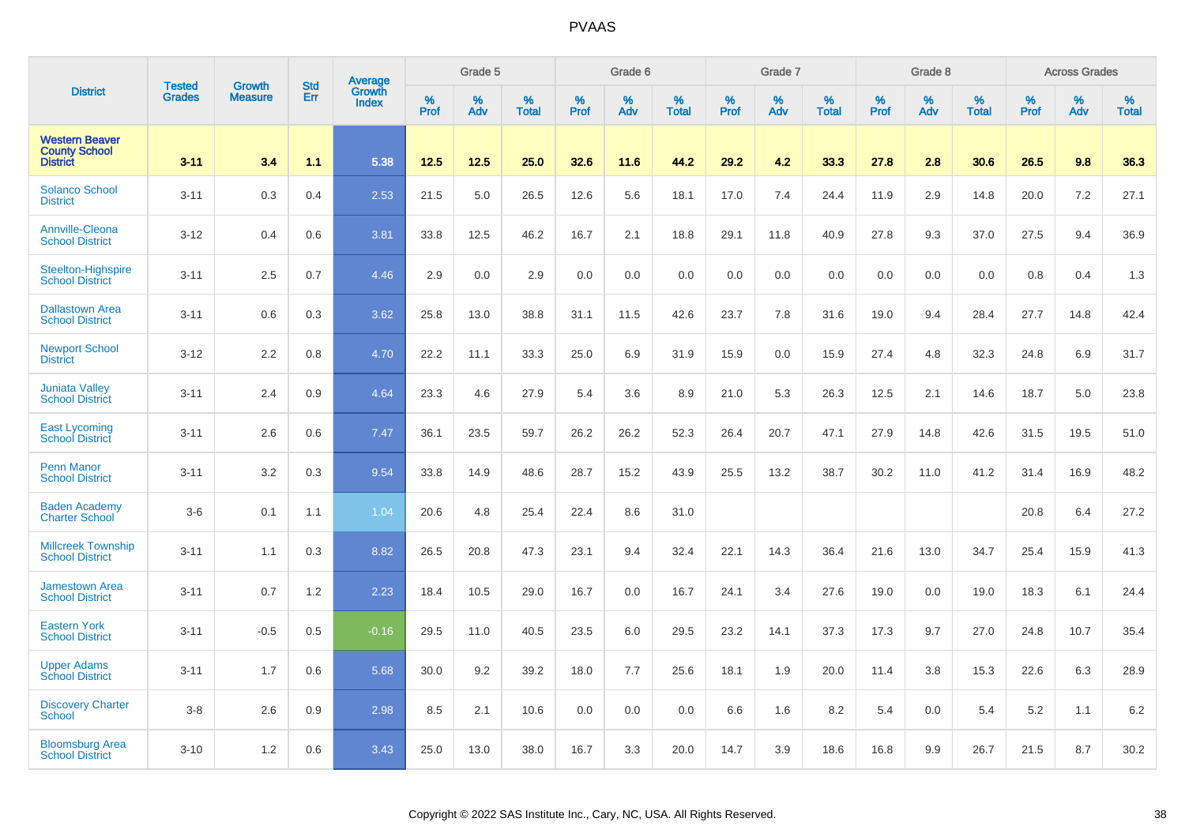# PVAAS

| District | Tested Grades | Growth Measure | Std Err | Average Growth Index | Grade 5 | | | Grade 6 | | | Grade 7 | | | Grade 8 | | | Across Grades | | |
|---|---|---|---|---|---|---|---|---|---|---|---|---|---|---|---|---|---|---|---|
| | | | | | % Prof | % Adv | % Total | % Prof | % Adv | % Total | % Prof | % Adv | % Total | % Prof | % Adv | % Total | % Prof | % Adv | % Total |
| **Western Beaver County School District** | **3-11** | **3.4** | **1.1** | **5.38** | **12.5** | **12.5** | **25.0** | **32.6** | **11.6** | **44.2** | **29.2** | **4.2** | **33.3** | **27.8** | **2.8** | **30.6** | **26.5** | **9.8** | **36.3** |
| Solanco School District | 3-11 | 0.3 | 0.4 | 2.53 | 21.5 | 5.0 | 26.5 | 12.6 | 5.6 | 18.1 | 17.0 | 7.4 | 24.4 | 11.9 | 2.9 | 14.8 | 20.0 | 7.2 | 27.1 |
| Annville-Cleona School District | 3-12 | 0.4 | 0.6 | 3.81 | 33.8 | 12.5 | 46.2 | 16.7 | 2.1 | 18.8 | 29.1 | 11.8 | 40.9 | 27.8 | 9.3 | 37.0 | 27.5 | 9.4 | 36.9 |
| Steelton-Highspire School District | 3-11 | 2.5 | 0.7 | 4.46 | 2.9 | 0.0 | 2.9 | 0.0 | 0.0 | 0.0 | 0.0 | 0.0 | 0.0 | 0.0 | 0.0 | 0.0 | 0.8 | 0.4 | 1.3 |
| Dallastown Area School District | 3-11 | 0.6 | 0.3 | 3.62 | 25.8 | 13.0 | 38.8 | 31.1 | 11.5 | 42.6 | 23.7 | 7.8 | 31.6 | 19.0 | 9.4 | 28.4 | 27.7 | 14.8 | 42.4 |
| Newport School District | 3-12 | 2.2 | 0.8 | 4.70 | 22.2 | 11.1 | 33.3 | 25.0 | 6.9 | 31.9 | 15.9 | 0.0 | 15.9 | 27.4 | 4.8 | 32.3 | 24.8 | 6.9 | 31.7 |
| Juniata Valley School District | 3-11 | 2.4 | 0.9 | 4.64 | 23.3 | 4.6 | 27.9 | 5.4 | 3.6 | 8.9 | 21.0 | 5.3 | 26.3 | 12.5 | 2.1 | 14.6 | 18.7 | 5.0 | 23.8 |
| East Lycoming School District | 3-11 | 2.6 | 0.6 | 7.47 | 36.1 | 23.5 | 59.7 | 26.2 | 26.2 | 52.3 | 26.4 | 20.7 | 47.1 | 27.9 | 14.8 | 42.6 | 31.5 | 19.5 | 51.0 |
| Penn Manor School District | 3-11 | 3.2 | 0.3 | 9.54 | 33.8 | 14.9 | 48.6 | 28.7 | 15.2 | 43.9 | 25.5 | 13.2 | 38.7 | 30.2 | 11.0 | 41.2 | 31.4 | 16.9 | 48.2 |
| Baden Academy Charter School | 3-6 | 0.1 | 1.1 | 1.04 | 20.6 | 4.8 | 25.4 | 22.4 | 8.6 | 31.0 | | | | | | | 20.8 | 6.4 | 27.2 |
| Millcreek Township School District | 3-11 | 1.1 | 0.3 | 8.82 | 26.5 | 20.8 | 47.3 | 23.1 | 9.4 | 32.4 | 22.1 | 14.3 | 36.4 | 21.6 | 13.0 | 34.7 | 25.4 | 15.9 | 41.3 |
| Jamestown Area School District | 3-11 | 0.7 | 1.2 | 2.23 | 18.4 | 10.5 | 29.0 | 16.7 | 0.0 | 16.7 | 24.1 | 3.4 | 27.6 | 19.0 | 0.0 | 19.0 | 18.3 | 6.1 | 24.4 |
| Eastern York School District | 3-11 | -0.5 | 0.5 | -0.16 | 29.5 | 11.0 | 40.5 | 23.5 | 6.0 | 29.5 | 23.2 | 14.1 | 37.3 | 17.3 | 9.7 | 27.0 | 24.8 | 10.7 | 35.4 |
| Upper Adams School District | 3-11 | 1.7 | 0.6 | 5.68 | 30.0 | 9.2 | 39.2 | 18.0 | 7.7 | 25.6 | 18.1 | 1.9 | 20.0 | 11.4 | 3.8 | 15.3 | 22.6 | 6.3 | 28.9 |
| Discovery Charter School | 3-8 | 2.6 | 0.9 | 2.98 | 8.5 | 2.1 | 10.6 | 0.0 | 0.0 | 0.0 | 6.6 | 1.6 | 8.2 | 5.4 | 0.0 | 5.4 | 5.2 | 1.1 | 6.2 |
| Bloomsburg Area School District | 3-10 | 1.2 | 0.6 | 3.43 | 25.0 | 13.0 | 38.0 | 16.7 | 3.3 | 20.0 | 14.7 | 3.9 | 18.6 | 16.8 | 9.9 | 26.7 | 21.5 | 8.7 | 30.2 |

Copyright © 2022 SAS Institute Inc., Cary, NC, USA. All Rights Reserved.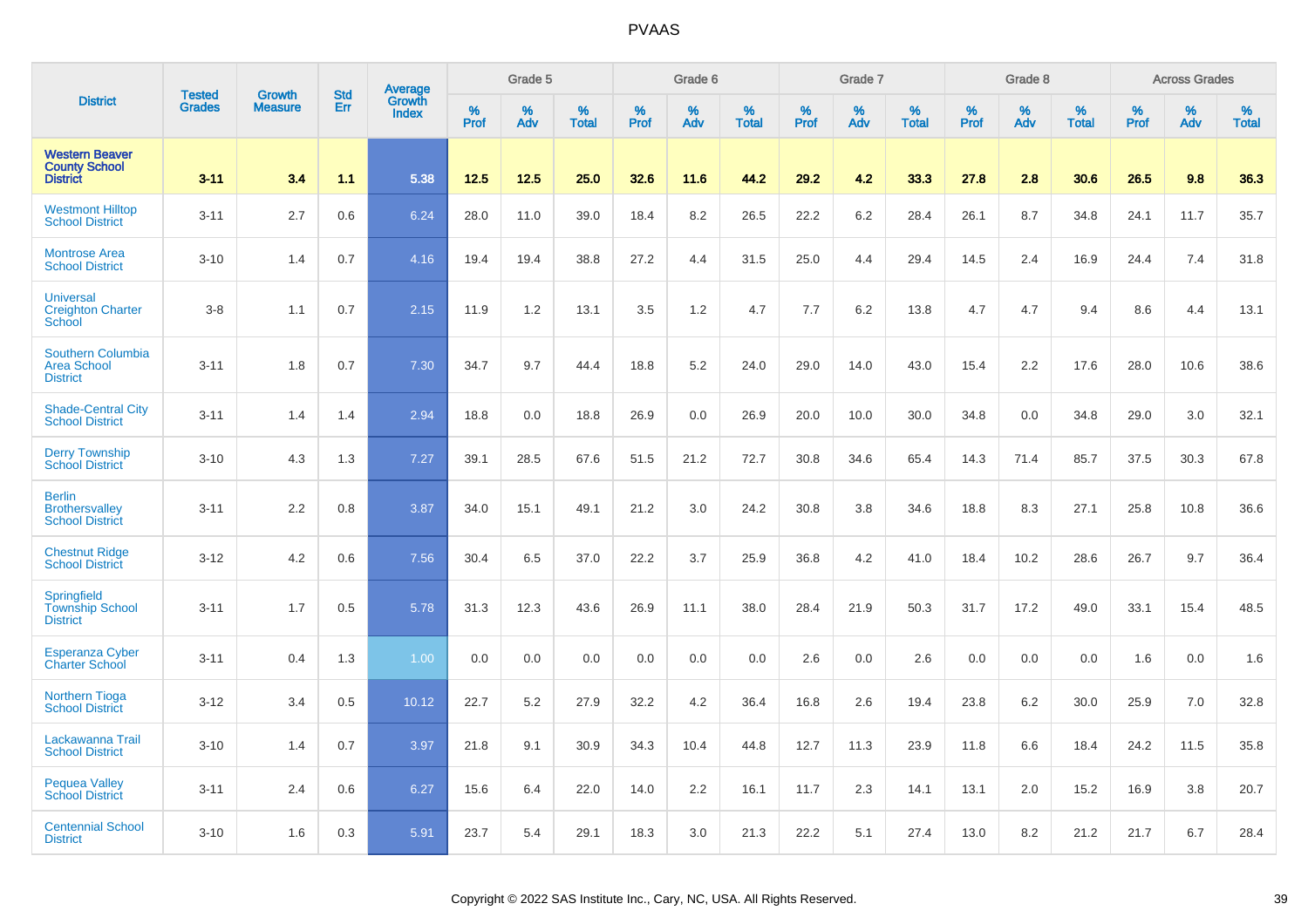| District | Tested Grades | Growth Measure | Std Err | Average Growth Index | Grade 5 | | | Grade 6 | | | Grade 7 | | | Grade 8 | | | Across Grades | | |
|---|---|---|---|---|---|---|---|---|---|---|---|---|---|---|---|---|---|---|---|
| | | | | | % Prof | % Adv | % Total | % Prof | % Adv | % Total | % Prof | % Adv | % Total | % Prof | % Adv | % Total | % Prof | % Adv | % Total |
| **Western Beaver County School District** | **3-11** | **3.4** | **1.1** | **5.38** | **12.5** | **12.5** | **25.0** | **32.6** | **11.6** | **44.2** | **29.2** | **4.2** | **33.3** | **27.8** | **2.8** | **30.6** | **26.5** | **9.8** | **36.3** |
| Westmont Hilltop School District | 3-11 | 2.7 | 0.6 | 6.24 | 28.0 | 11.0 | 39.0 | 18.4 | 8.2 | 26.5 | 22.2 | 6.2 | 28.4 | 26.1 | 8.7 | 34.8 | 24.1 | 11.7 | 35.7 |
| Montrose Area School District | 3-10 | 1.4 | 0.7 | 4.16 | 19.4 | 19.4 | 38.8 | 27.2 | 4.4 | 31.5 | 25.0 | 4.4 | 29.4 | 14.5 | 2.4 | 16.9 | 24.4 | 7.4 | 31.8 |
| Universal Creighton Charter School | 3-8 | 1.1 | 0.7 | 2.15 | 11.9 | 1.2 | 13.1 | 3.5 | 1.2 | 4.7 | 7.7 | 6.2 | 13.8 | 4.7 | 4.7 | 9.4 | 8.6 | 4.4 | 13.1 |
| Southern Columbia Area School District | 3-11 | 1.8 | 0.7 | 7.30 | 34.7 | 9.7 | 44.4 | 18.8 | 5.2 | 24.0 | 29.0 | 14.0 | 43.0 | 15.4 | 2.2 | 17.6 | 28.0 | 10.6 | 38.6 |
| Shade-Central City School District | 3-11 | 1.4 | 1.4 | 2.94 | 18.8 | 0.0 | 18.8 | 26.9 | 0.0 | 26.9 | 20.0 | 10.0 | 30.0 | 34.8 | 0.0 | 34.8 | 29.0 | 3.0 | 32.1 |
| Derry Township School District | 3-10 | 4.3 | 1.3 | 7.27 | 39.1 | 28.5 | 67.6 | 51.5 | 21.2 | 72.7 | 30.8 | 34.6 | 65.4 | 14.3 | 71.4 | 85.7 | 37.5 | 30.3 | 67.8 |
| Berlin Brothersvalley School District | 3-11 | 2.2 | 0.8 | 3.87 | 34.0 | 15.1 | 49.1 | 21.2 | 3.0 | 24.2 | 30.8 | 3.8 | 34.6 | 18.8 | 8.3 | 27.1 | 25.8 | 10.8 | 36.6 |
| Chestnut Ridge School District | 3-12 | 4.2 | 0.6 | 7.56 | 30.4 | 6.5 | 37.0 | 22.2 | 3.7 | 25.9 | 36.8 | 4.2 | 41.0 | 18.4 | 10.2 | 28.6 | 26.7 | 9.7 | 36.4 |
| Springfield Township School District | 3-11 | 1.7 | 0.5 | 5.78 | 31.3 | 12.3 | 43.6 | 26.9 | 11.1 | 38.0 | 28.4 | 21.9 | 50.3 | 31.7 | 17.2 | 49.0 | 33.1 | 15.4 | 48.5 |
| Esperanza Cyber Charter School | 3-11 | 0.4 | 1.3 | 1.00 | 0.0 | 0.0 | 0.0 | 0.0 | 0.0 | 0.0 | 2.6 | 0.0 | 2.6 | 0.0 | 0.0 | 0.0 | 1.6 | 0.0 | 1.6 |
| Northern Tioga School District | 3-12 | 3.4 | 0.5 | 10.12 | 22.7 | 5.2 | 27.9 | 32.2 | 4.2 | 36.4 | 16.8 | 2.6 | 19.4 | 23.8 | 6.2 | 30.0 | 25.9 | 7.0 | 32.8 |
| Lackawanna Trail School District | 3-10 | 1.4 | 0.7 | 3.97 | 21.8 | 9.1 | 30.9 | 34.3 | 10.4 | 44.8 | 12.7 | 11.3 | 23.9 | 11.8 | 6.6 | 18.4 | 24.2 | 11.5 | 35.8 |
| Pequea Valley School District | 3-11 | 2.4 | 0.6 | 6.27 | 15.6 | 6.4 | 22.0 | 14.0 | 2.2 | 16.1 | 11.7 | 2.3 | 14.1 | 13.1 | 2.0 | 15.2 | 16.9 | 3.8 | 20.7 |
| Centennial School District | 3-10 | 1.6 | 0.3 | 5.91 | 23.7 | 5.4 | 29.1 | 18.3 | 3.0 | 21.3 | 22.2 | 5.1 | 27.4 | 13.0 | 8.2 | 21.2 | 21.7 | 6.7 | 28.4 |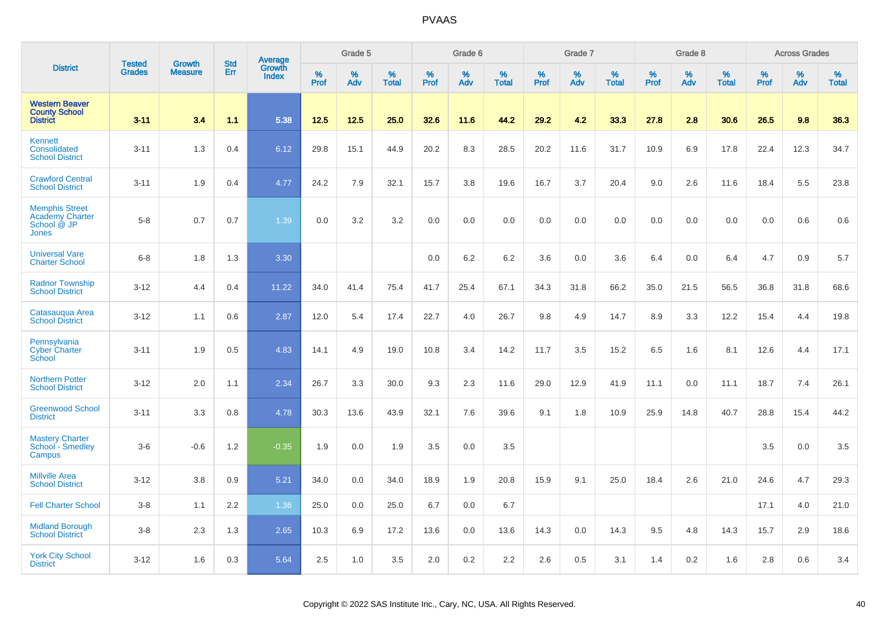# PVAAS

| District | Tested Grades | Growth Measure | Std Err | Average Growth Index | Grade 5 | | | Grade 6 | | | Grade 7 | | | Grade 8 | | | Across Grades | | |
|---|---|---|---|---|---|---|---|---|---|---|---|---|---|---|---|---|---|---|---|
| | | | | | % Prof | % Adv | % Total | % Prof | % Adv | % Total | % Prof | % Adv | % Total | % Prof | % Adv | % Total | % Prof | % Adv | % Total |
| **Western Beaver County School District** | **3-11** | **3.4** | **1.1** | **5.38** | **12.5** | **12.5** | **25.0** | **32.6** | **11.6** | **44.2** | **29.2** | **4.2** | **33.3** | **27.8** | **2.8** | **30.6** | **26.5** | **9.8** | **36.3** |
| Kennett Consolidated School District | 3-11 | 1.3 | 0.4 | 6.12 | 29.8 | 15.1 | 44.9 | 20.2 | 8.3 | 28.5 | 20.2 | 11.6 | 31.7 | 10.9 | 6.9 | 17.8 | 22.4 | 12.3 | 34.7 |
| Crawford Central School District | 3-11 | 1.9 | 0.4 | 4.77 | 24.2 | 7.9 | 32.1 | 15.7 | 3.8 | 19.6 | 16.7 | 3.7 | 20.4 | 9.0 | 2.6 | 11.6 | 18.4 | 5.5 | 23.8 |
| Memphis Street Academy Charter School @ JP Jones | 5-8 | 0.7 | 0.7 | 1.39 | 0.0 | 3.2 | 3.2 | 0.0 | 0.0 | 0.0 | 0.0 | 0.0 | 0.0 | 0.0 | 0.0 | 0.0 | 0.0 | 0.6 | 0.6 |
| Universal Vare Charter School | 6-8 | 1.8 | 1.3 | 3.30 | | | | 0.0 | 6.2 | 6.2 | 3.6 | 0.0 | 3.6 | 6.4 | 0.0 | 6.4 | 4.7 | 0.9 | 5.7 |
| Radnor Township School District | 3-12 | 4.4 | 0.4 | 11.22 | 34.0 | 41.4 | 75.4 | 41.7 | 25.4 | 67.1 | 34.3 | 31.8 | 66.2 | 35.0 | 21.5 | 56.5 | 36.8 | 31.8 | 68.6 |
| Catasauqua Area School District | 3-12 | 1.1 | 0.6 | 2.87 | 12.0 | 5.4 | 17.4 | 22.7 | 4.0 | 26.7 | 9.8 | 4.9 | 14.7 | 8.9 | 3.3 | 12.2 | 15.4 | 4.4 | 19.8 |
| Pennsylvania Cyber Charter School | 3-11 | 1.9 | 0.5 | 4.83 | 14.1 | 4.9 | 19.0 | 10.8 | 3.4 | 14.2 | 11.7 | 3.5 | 15.2 | 6.5 | 1.6 | 8.1 | 12.6 | 4.4 | 17.1 |
| Northern Potter School District | 3-12 | 2.0 | 1.1 | 2.34 | 26.7 | 3.3 | 30.0 | 9.3 | 2.3 | 11.6 | 29.0 | 12.9 | 41.9 | 11.1 | 0.0 | 11.1 | 18.7 | 7.4 | 26.1 |
| Greenwood School District | 3-11 | 3.3 | 0.8 | 4.78 | 30.3 | 13.6 | 43.9 | 32.1 | 7.6 | 39.6 | 9.1 | 1.8 | 10.9 | 25.9 | 14.8 | 40.7 | 28.8 | 15.4 | 44.2 |
| Mastery Charter School - Smedley Campus | 3-6 | -0.6 | 1.2 | -0.35 | 1.9 | 0.0 | 1.9 | 3.5 | 0.0 | 3.5 | | | | | | | 3.5 | 0.0 | 3.5 |
| Millville Area School District | 3-12 | 3.8 | 0.9 | 5.21 | 34.0 | 0.0 | 34.0 | 18.9 | 1.9 | 20.8 | 15.9 | 9.1 | 25.0 | 18.4 | 2.6 | 21.0 | 24.6 | 4.7 | 29.3 |
| Fell Charter School | 3-8 | 1.1 | 2.2 | 1.36 | 25.0 | 0.0 | 25.0 | 6.7 | 0.0 | 6.7 | | | | | | | 17.1 | 4.0 | 21.0 |
| Midland Borough School District | 3-8 | 2.3 | 1.3 | 2.65 | 10.3 | 6.9 | 17.2 | 13.6 | 0.0 | 13.6 | 14.3 | 0.0 | 14.3 | 9.5 | 4.8 | 14.3 | 15.7 | 2.9 | 18.6 |
| York City School District | 3-12 | 1.6 | 0.3 | 5.64 | 2.5 | 1.0 | 3.5 | 2.0 | 0.2 | 2.2 | 2.6 | 0.5 | 3.1 | 1.4 | 0.2 | 1.6 | 2.8 | 0.6 | 3.4 |

Copyright © 2022 SAS Institute Inc., Cary, NC, USA. All Rights Reserved.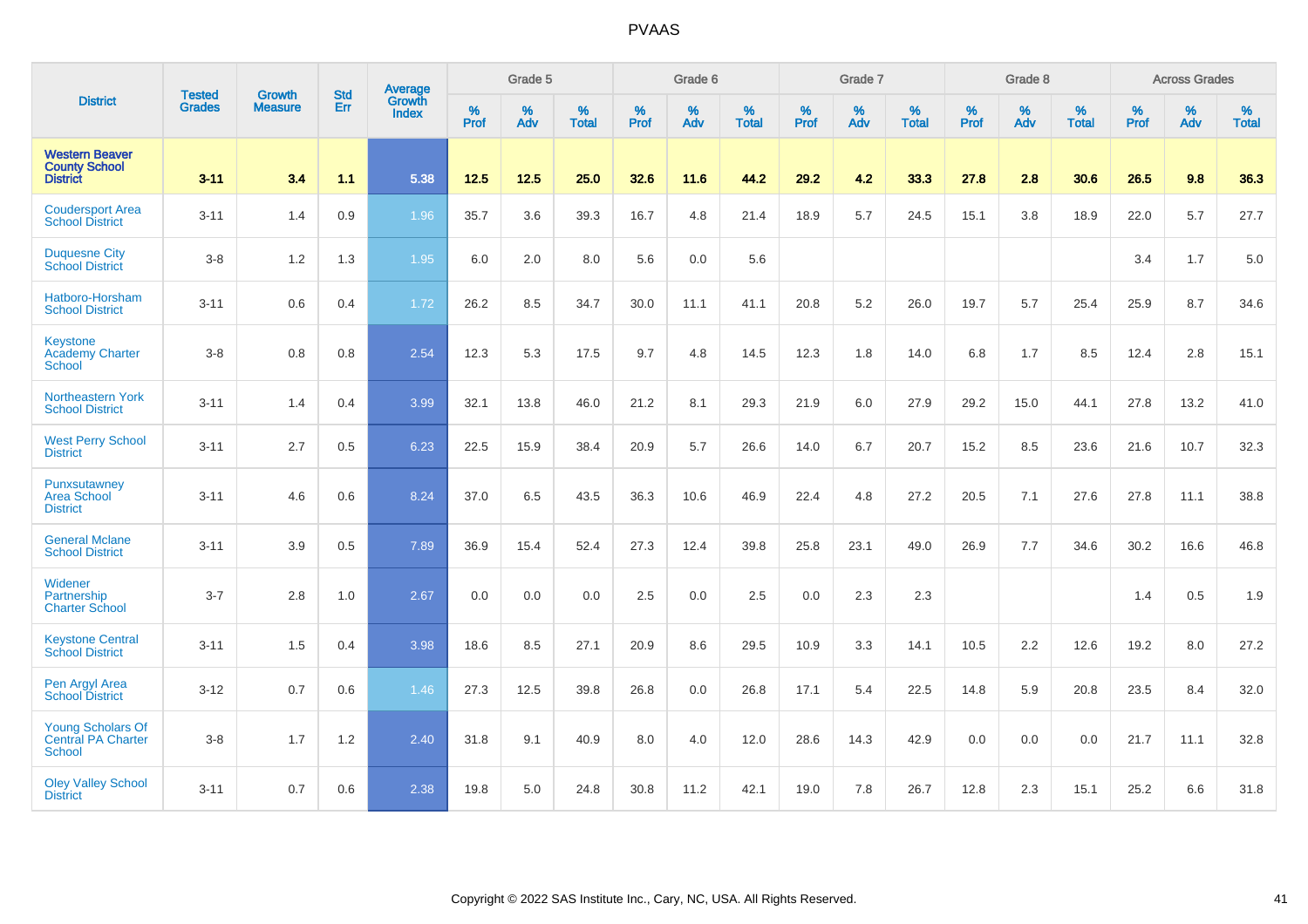# PVAAS

| District | Tested Grades | Growth Measure | Std Err | Average Growth Index | Grade 5 | | | Grade 6 | | | Grade 7 | | | Grade 8 | | | Across Grades | | |
|---|---|---|---|---|---|---|---|---|---|---|---|---|---|---|---|---|---|---|---|
| | | | | | % Prof | % Adv | % Total | % Prof | % Adv | % Total | % Prof | % Adv | % Total | % Prof | % Adv | % Total | % Prof | % Adv | % Total |
| **Western Beaver County School District** | **3-11** | **3.4** | **1.1** | **5.38** | **12.5** | **12.5** | **25.0** | **32.6** | **11.6** | **44.2** | **29.2** | **4.2** | **33.3** | **27.8** | **2.8** | **30.6** | **26.5** | **9.8** | **36.3** |
| Coudersport Area School District | 3-11 | 1.4 | 0.9 | 1.96 | 35.7 | 3.6 | 39.3 | 16.7 | 4.8 | 21.4 | 18.9 | 5.7 | 24.5 | 15.1 | 3.8 | 18.9 | 22.0 | 5.7 | 27.7 |
| Duquesne City School District | 3-8 | 1.2 | 1.3 | 1.95 | 6.0 | 2.0 | 8.0 | 5.6 | 0.0 | 5.6 | | | | | | | 3.4 | 1.7 | 5.0 |
| Hatboro-Horsham School District | 3-11 | 0.6 | 0.4 | 1.72 | 26.2 | 8.5 | 34.7 | 30.0 | 11.1 | 41.1 | 20.8 | 5.2 | 26.0 | 19.7 | 5.7 | 25.4 | 25.9 | 8.7 | 34.6 |
| Keystone Academy Charter School | 3-8 | 0.8 | 0.8 | 2.54 | 12.3 | 5.3 | 17.5 | 9.7 | 4.8 | 14.5 | 12.3 | 1.8 | 14.0 | 6.8 | 1.7 | 8.5 | 12.4 | 2.8 | 15.1 |
| Northeastern York School District | 3-11 | 1.4 | 0.4 | 3.99 | 32.1 | 13.8 | 46.0 | 21.2 | 8.1 | 29.3 | 21.9 | 6.0 | 27.9 | 29.2 | 15.0 | 44.1 | 27.8 | 13.2 | 41.0 |
| West Perry School District | 3-11 | 2.7 | 0.5 | 6.23 | 22.5 | 15.9 | 38.4 | 20.9 | 5.7 | 26.6 | 14.0 | 6.7 | 20.7 | 15.2 | 8.5 | 23.6 | 21.6 | 10.7 | 32.3 |
| Punxsutawney Area School District | 3-11 | 4.6 | 0.6 | 8.24 | 37.0 | 6.5 | 43.5 | 36.3 | 10.6 | 46.9 | 22.4 | 4.8 | 27.2 | 20.5 | 7.1 | 27.6 | 27.8 | 11.1 | 38.8 |
| General Mclane School District | 3-11 | 3.9 | 0.5 | 7.89 | 36.9 | 15.4 | 52.4 | 27.3 | 12.4 | 39.8 | 25.8 | 23.1 | 49.0 | 26.9 | 7.7 | 34.6 | 30.2 | 16.6 | 46.8 |
| Widener Partnership Charter School | 3-7 | 2.8 | 1.0 | 2.67 | 0.0 | 0.0 | 0.0 | 2.5 | 0.0 | 2.5 | 0.0 | 2.3 | 2.3 | | | | 1.4 | 0.5 | 1.9 |
| Keystone Central School District | 3-11 | 1.5 | 0.4 | 3.98 | 18.6 | 8.5 | 27.1 | 20.9 | 8.6 | 29.5 | 10.9 | 3.3 | 14.1 | 10.5 | 2.2 | 12.6 | 19.2 | 8.0 | 27.2 |
| Pen Argyl Area School District | 3-12 | 0.7 | 0.6 | 1.46 | 27.3 | 12.5 | 39.8 | 26.8 | 0.0 | 26.8 | 17.1 | 5.4 | 22.5 | 14.8 | 5.9 | 20.8 | 23.5 | 8.4 | 32.0 |
| Young Scholars Of Central PA Charter School | 3-8 | 1.7 | 1.2 | 2.40 | 31.8 | 9.1 | 40.9 | 8.0 | 4.0 | 12.0 | 28.6 | 14.3 | 42.9 | 0.0 | 0.0 | 0.0 | 21.7 | 11.1 | 32.8 |
| Oley Valley School District | 3-11 | 0.7 | 0.6 | 2.38 | 19.8 | 5.0 | 24.8 | 30.8 | 11.2 | 42.1 | 19.0 | 7.8 | 26.7 | 12.8 | 2.3 | 15.1 | 25.2 | 6.6 | 31.8 |

Copyright © 2022 SAS Institute Inc., Cary, NC, USA. All Rights Reserved.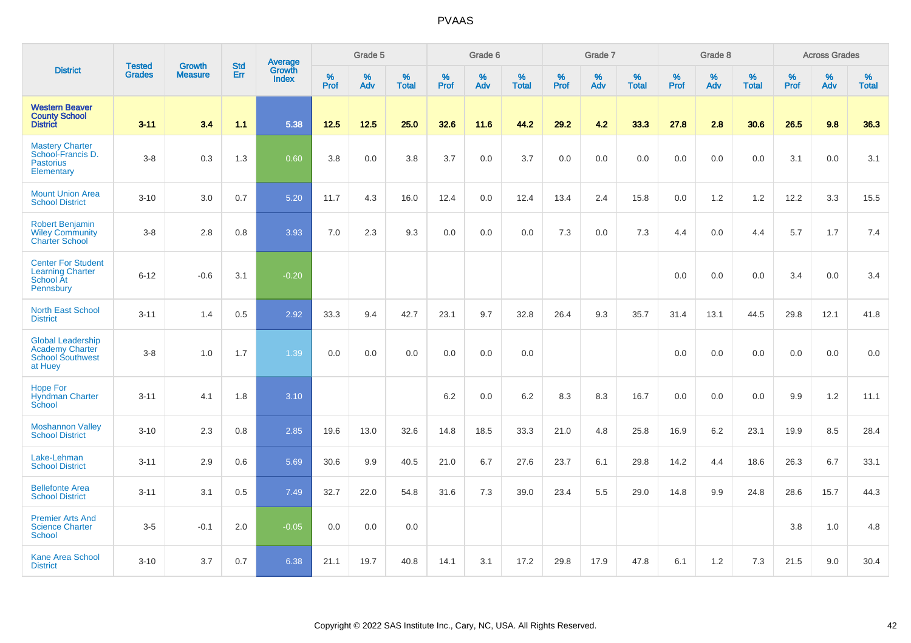# PVAAS

| District | Tested Grades | Growth Measure | Std Err | Average Growth Index | Grade 5 | | | Grade 6 | | | Grade 7 | | | Grade 8 | | | Across Grades | | |
|---|---|---|---|---|---|---|---|---|---|---|---|---|---|---|---|---|---|---|---|
| | | | | | % Prof | % Adv | % Total | % Prof | % Adv | % Total | % Prof | % Adv | % Total | % Prof | % Adv | % Total | % Prof | % Adv | % Total |
| **Western Beaver County School District** | **3-11** | **3.4** | **1.1** | **5.38** | **12.5** | **12.5** | **25.0** | **32.6** | **11.6** | **44.2** | **29.2** | **4.2** | **33.3** | **27.8** | **2.8** | **30.6** | **26.5** | **9.8** | **36.3** |
| Mastery Charter School-Francis D. Pastorius Elementary | 3-8 | 0.3 | 1.3 | 0.60 | 3.8 | 0.0 | 3.8 | 3.7 | 0.0 | 3.7 | 0.0 | 0.0 | 0.0 | 0.0 | 0.0 | 0.0 | 3.1 | 0.0 | 3.1 |
| Mount Union Area School District | 3-10 | 3.0 | 0.7 | 5.20 | 11.7 | 4.3 | 16.0 | 12.4 | 0.0 | 12.4 | 13.4 | 2.4 | 15.8 | 0.0 | 1.2 | 1.2 | 12.2 | 3.3 | 15.5 |
| Robert Benjamin Wiley Community Charter School | 3-8 | 2.8 | 0.8 | 3.93 | 7.0 | 2.3 | 9.3 | 0.0 | 0.0 | 0.0 | 7.3 | 0.0 | 7.3 | 4.4 | 0.0 | 4.4 | 5.7 | 1.7 | 7.4 |
| Center For Student Learning Charter School At Pennsbury | 6-12 | -0.6 | 3.1 | -0.20 | | | | | | | | | | 0.0 | 0.0 | 0.0 | 3.4 | 0.0 | 3.4 |
| North East School District | 3-11 | 1.4 | 0.5 | 2.92 | 33.3 | 9.4 | 42.7 | 23.1 | 9.7 | 32.8 | 26.4 | 9.3 | 35.7 | 31.4 | 13.1 | 44.5 | 29.8 | 12.1 | 41.8 |
| Global Leadership Academy Charter School Southwest at Huey | 3-8 | 1.0 | 1.7 | 1.39 | 0.0 | 0.0 | 0.0 | 0.0 | 0.0 | 0.0 | | | | 0.0 | 0.0 | 0.0 | 0.0 | 0.0 | 0.0 |
| Hope For Hyndman Charter School | 3-11 | 4.1 | 1.8 | 3.10 | | | | 6.2 | 0.0 | 6.2 | 8.3 | 8.3 | 16.7 | 0.0 | 0.0 | 0.0 | 9.9 | 1.2 | 11.1 |
| Moshannon Valley School District | 3-10 | 2.3 | 0.8 | 2.85 | 19.6 | 13.0 | 32.6 | 14.8 | 18.5 | 33.3 | 21.0 | 4.8 | 25.8 | 16.9 | 6.2 | 23.1 | 19.9 | 8.5 | 28.4 |
| Lake-Lehman School District | 3-11 | 2.9 | 0.6 | 5.69 | 30.6 | 9.9 | 40.5 | 21.0 | 6.7 | 27.6 | 23.7 | 6.1 | 29.8 | 14.2 | 4.4 | 18.6 | 26.3 | 6.7 | 33.1 |
| Bellefonte Area School District | 3-11 | 3.1 | 0.5 | 7.49 | 32.7 | 22.0 | 54.8 | 31.6 | 7.3 | 39.0 | 23.4 | 5.5 | 29.0 | 14.8 | 9.9 | 24.8 | 28.6 | 15.7 | 44.3 |
| Premier Arts And Science Charter School | 3-5 | -0.1 | 2.0 | -0.05 | 0.0 | 0.0 | 0.0 | | | | | | | | | | 3.8 | 1.0 | 4.8 |
| Kane Area School District | 3-10 | 3.7 | 0.7 | 6.38 | 21.1 | 19.7 | 40.8 | 14.1 | 3.1 | 17.2 | 29.8 | 17.9 | 47.8 | 6.1 | 1.2 | 7.3 | 21.5 | 9.0 | 30.4 |

Copyright © 2022 SAS Institute Inc., Cary, NC, USA. All Rights Reserved.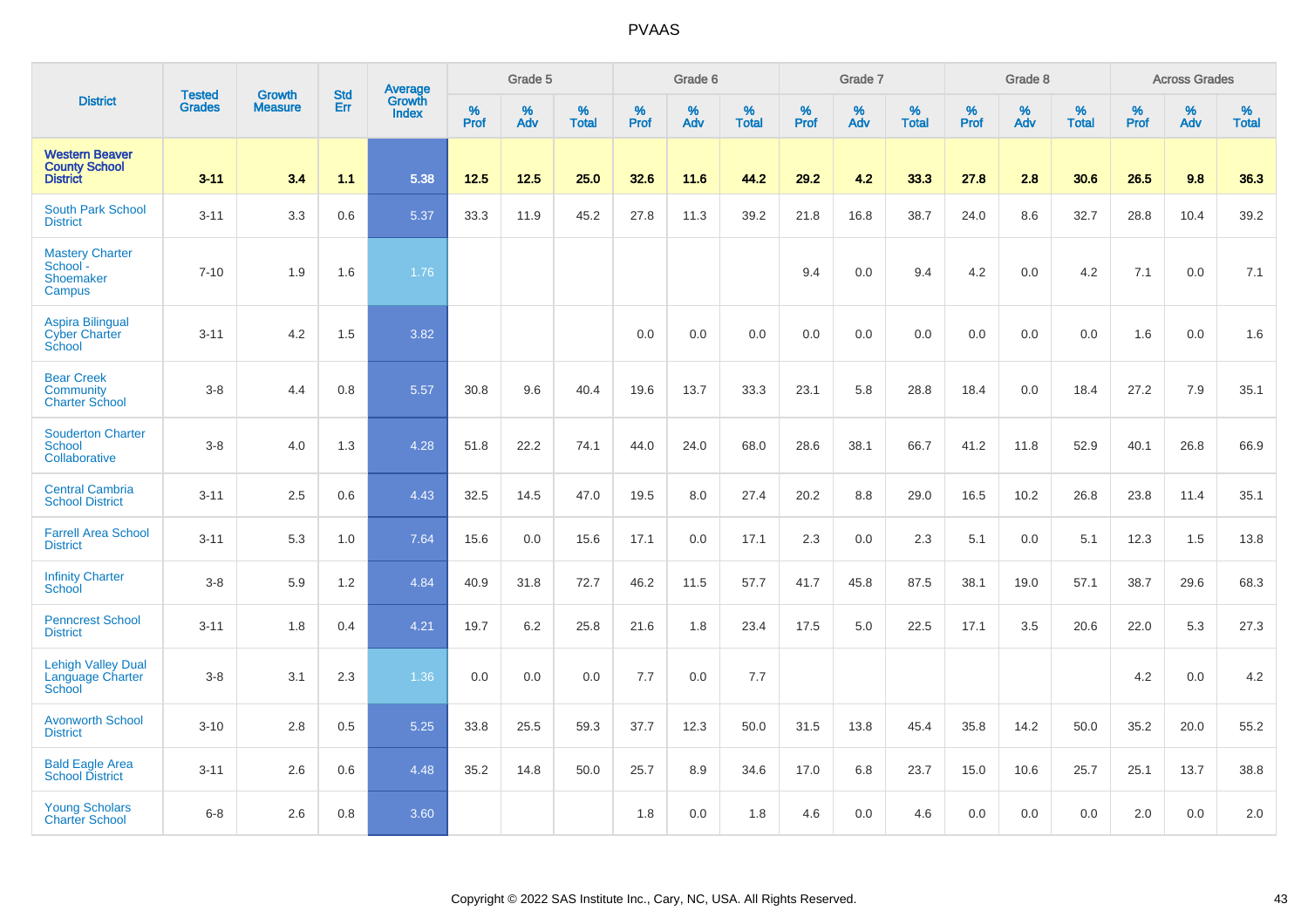# PVAAS

| District | Tested Grades | Growth Measure | Std Err | Average Growth Index | Grade 5 | | | Grade 6 | | | Grade 7 | | | Grade 8 | | | Across Grades | | |
|---|---|---|---|---|---|---|---|---|---|---|---|---|---|---|---|---|---|---|---|
| | | | | | % Prof | % Adv | % Total | % Prof | % Adv | % Total | % Prof | % Adv | % Total | % Prof | % Adv | % Total | % Prof | % Adv | % Total |
| **Western Beaver County School District** | **3-11** | **3.4** | **1.1** | **5.38** | **12.5** | **12.5** | **25.0** | **32.6** | **11.6** | **44.2** | **29.2** | **4.2** | **33.3** | **27.8** | **2.8** | **30.6** | **26.5** | **9.8** | **36.3** |
| South Park School District | 3-11 | 3.3 | 0.6 | 5.37 | 33.3 | 11.9 | 45.2 | 27.8 | 11.3 | 39.2 | 21.8 | 16.8 | 38.7 | 24.0 | 8.6 | 32.7 | 28.8 | 10.4 | 39.2 |
| Mastery Charter School - Shoemaker Campus | 7-10 | 1.9 | 1.6 | 1.76 | | | | | | | 9.4 | 0.0 | 9.4 | 4.2 | 0.0 | 4.2 | 7.1 | 0.0 | 7.1 |
| Aspira Bilingual Cyber Charter School | 3-11 | 4.2 | 1.5 | 3.82 | | | | 0.0 | 0.0 | 0.0 | 0.0 | 0.0 | 0.0 | 0.0 | 0.0 | 0.0 | 1.6 | 0.0 | 1.6 |
| Bear Creek Community Charter School | 3-8 | 4.4 | 0.8 | 5.57 | 30.8 | 9.6 | 40.4 | 19.6 | 13.7 | 33.3 | 23.1 | 5.8 | 28.8 | 18.4 | 0.0 | 18.4 | 27.2 | 7.9 | 35.1 |
| Souderton Charter School Collaborative | 3-8 | 4.0 | 1.3 | 4.28 | 51.8 | 22.2 | 74.1 | 44.0 | 24.0 | 68.0 | 28.6 | 38.1 | 66.7 | 41.2 | 11.8 | 52.9 | 40.1 | 26.8 | 66.9 |
| Central Cambria School District | 3-11 | 2.5 | 0.6 | 4.43 | 32.5 | 14.5 | 47.0 | 19.5 | 8.0 | 27.4 | 20.2 | 8.8 | 29.0 | 16.5 | 10.2 | 26.8 | 23.8 | 11.4 | 35.1 |
| Farrell Area School District | 3-11 | 5.3 | 1.0 | 7.64 | 15.6 | 0.0 | 15.6 | 17.1 | 0.0 | 17.1 | 2.3 | 0.0 | 2.3 | 5.1 | 0.0 | 5.1 | 12.3 | 1.5 | 13.8 |
| Infinity Charter School | 3-8 | 5.9 | 1.2 | 4.84 | 40.9 | 31.8 | 72.7 | 46.2 | 11.5 | 57.7 | 41.7 | 45.8 | 87.5 | 38.1 | 19.0 | 57.1 | 38.7 | 29.6 | 68.3 |
| Penncrest School District | 3-11 | 1.8 | 0.4 | 4.21 | 19.7 | 6.2 | 25.8 | 21.6 | 1.8 | 23.4 | 17.5 | 5.0 | 22.5 | 17.1 | 3.5 | 20.6 | 22.0 | 5.3 | 27.3 |
| Lehigh Valley Dual Language Charter School | 3-8 | 3.1 | 2.3 | 1.36 | 0.0 | 0.0 | 0.0 | 7.7 | 0.0 | 7.7 | | | | | | | 4.2 | 0.0 | 4.2 |
| Avonworth School District | 3-10 | 2.8 | 0.5 | 5.25 | 33.8 | 25.5 | 59.3 | 37.7 | 12.3 | 50.0 | 31.5 | 13.8 | 45.4 | 35.8 | 14.2 | 50.0 | 35.2 | 20.0 | 55.2 |
| Bald Eagle Area School District | 3-11 | 2.6 | 0.6 | 4.48 | 35.2 | 14.8 | 50.0 | 25.7 | 8.9 | 34.6 | 17.0 | 6.8 | 23.7 | 15.0 | 10.6 | 25.7 | 25.1 | 13.7 | 38.8 |
| Young Scholars Charter School | 6-8 | 2.6 | 0.8 | 3.60 | | | | 1.8 | 0.0 | 1.8 | 4.6 | 0.0 | 4.6 | 0.0 | 0.0 | 0.0 | 2.0 | 0.0 | 2.0 |

Copyright © 2022 SAS Institute Inc., Cary, NC, USA. All Rights Reserved.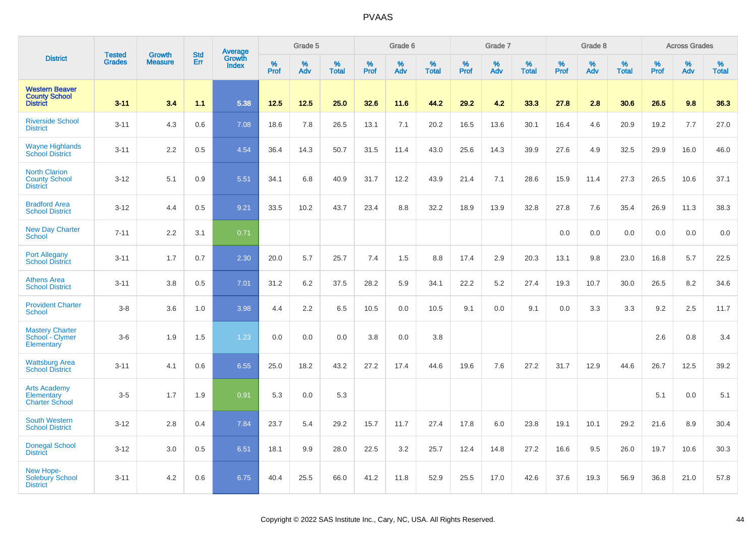# PVAAS

| District | Tested Grades | Growth Measure | Std Err | Average Growth Index | Grade 5 | | | Grade 6 | | | Grade 7 | | | Grade 8 | | | Across Grades | | |
|---|---|---|---|---|---|---|---|---|---|---|---|---|---|---|---|---|---|---|---|
| | | | | | % Prof | % Adv | % Total | % Prof | % Adv | % Total | % Prof | % Adv | % Total | % Prof | % Adv | % Total | % Prof | % Adv | % Total |
| **Western Beaver County School District** | **3-11** | **3.4** | **1.1** | **5.38** | **12.5** | **12.5** | **25.0** | **32.6** | **11.6** | **44.2** | **29.2** | **4.2** | **33.3** | **27.8** | **2.8** | **30.6** | **26.5** | **9.8** | **36.3** |
| Riverside School District | 3-11 | 4.3 | 0.6 | 7.08 | 18.6 | 7.8 | 26.5 | 13.1 | 7.1 | 20.2 | 16.5 | 13.6 | 30.1 | 16.4 | 4.6 | 20.9 | 19.2 | 7.7 | 27.0 |
| Wayne Highlands School District | 3-11 | 2.2 | 0.5 | 4.54 | 36.4 | 14.3 | 50.7 | 31.5 | 11.4 | 43.0 | 25.6 | 14.3 | 39.9 | 27.6 | 4.9 | 32.5 | 29.9 | 16.0 | 46.0 |
| North Clarion County School District | 3-12 | 5.1 | 0.9 | 5.51 | 34.1 | 6.8 | 40.9 | 31.7 | 12.2 | 43.9 | 21.4 | 7.1 | 28.6 | 15.9 | 11.4 | 27.3 | 26.5 | 10.6 | 37.1 |
| Bradford Area School District | 3-12 | 4.4 | 0.5 | 9.21 | 33.5 | 10.2 | 43.7 | 23.4 | 8.8 | 32.2 | 18.9 | 13.9 | 32.8 | 27.8 | 7.6 | 35.4 | 26.9 | 11.3 | 38.3 |
| New Day Charter School | 7-11 | 2.2 | 3.1 | 0.71 | | | | | | | | | | 0.0 | 0.0 | 0.0 | 0.0 | 0.0 | 0.0 |
| Port Allegany School District | 3-11 | 1.7 | 0.7 | 2.30 | 20.0 | 5.7 | 25.7 | 7.4 | 1.5 | 8.8 | 17.4 | 2.9 | 20.3 | 13.1 | 9.8 | 23.0 | 16.8 | 5.7 | 22.5 |
| Athens Area School District | 3-11 | 3.8 | 0.5 | 7.01 | 31.2 | 6.2 | 37.5 | 28.2 | 5.9 | 34.1 | 22.2 | 5.2 | 27.4 | 19.3 | 10.7 | 30.0 | 26.5 | 8.2 | 34.6 |
| Provident Charter School | 3-8 | 3.6 | 1.0 | 3.98 | 4.4 | 2.2 | 6.5 | 10.5 | 0.0 | 10.5 | 9.1 | 0.0 | 9.1 | 0.0 | 3.3 | 3.3 | 9.2 | 2.5 | 11.7 |
| Mastery Charter School - Clymer Elementary | 3-6 | 1.9 | 1.5 | 1.23 | 0.0 | 0.0 | 0.0 | 3.8 | 0.0 | 3.8 | | | | | | | 2.6 | 0.8 | 3.4 |
| Wattsburg Area School District | 3-11 | 4.1 | 0.6 | 6.55 | 25.0 | 18.2 | 43.2 | 27.2 | 17.4 | 44.6 | 19.6 | 7.6 | 27.2 | 31.7 | 12.9 | 44.6 | 26.7 | 12.5 | 39.2 |
| Arts Academy Elementary Charter School | 3-5 | 1.7 | 1.9 | 0.91 | 5.3 | 0.0 | 5.3 | | | | | | | | | | 5.1 | 0.0 | 5.1 |
| South Western School District | 3-12 | 2.8 | 0.4 | 7.84 | 23.7 | 5.4 | 29.2 | 15.7 | 11.7 | 27.4 | 17.8 | 6.0 | 23.8 | 19.1 | 10.1 | 29.2 | 21.6 | 8.9 | 30.4 |
| Donegal School District | 3-12 | 3.0 | 0.5 | 6.51 | 18.1 | 9.9 | 28.0 | 22.5 | 3.2 | 25.7 | 12.4 | 14.8 | 27.2 | 16.6 | 9.5 | 26.0 | 19.7 | 10.6 | 30.3 |
| New Hope-Solebury School District | 3-11 | 4.2 | 0.6 | 6.75 | 40.4 | 25.5 | 66.0 | 41.2 | 11.8 | 52.9 | 25.5 | 17.0 | 42.6 | 37.6 | 19.3 | 56.9 | 36.8 | 21.0 | 57.8 |

Copyright © 2022 SAS Institute Inc., Cary, NC, USA. All Rights Reserved.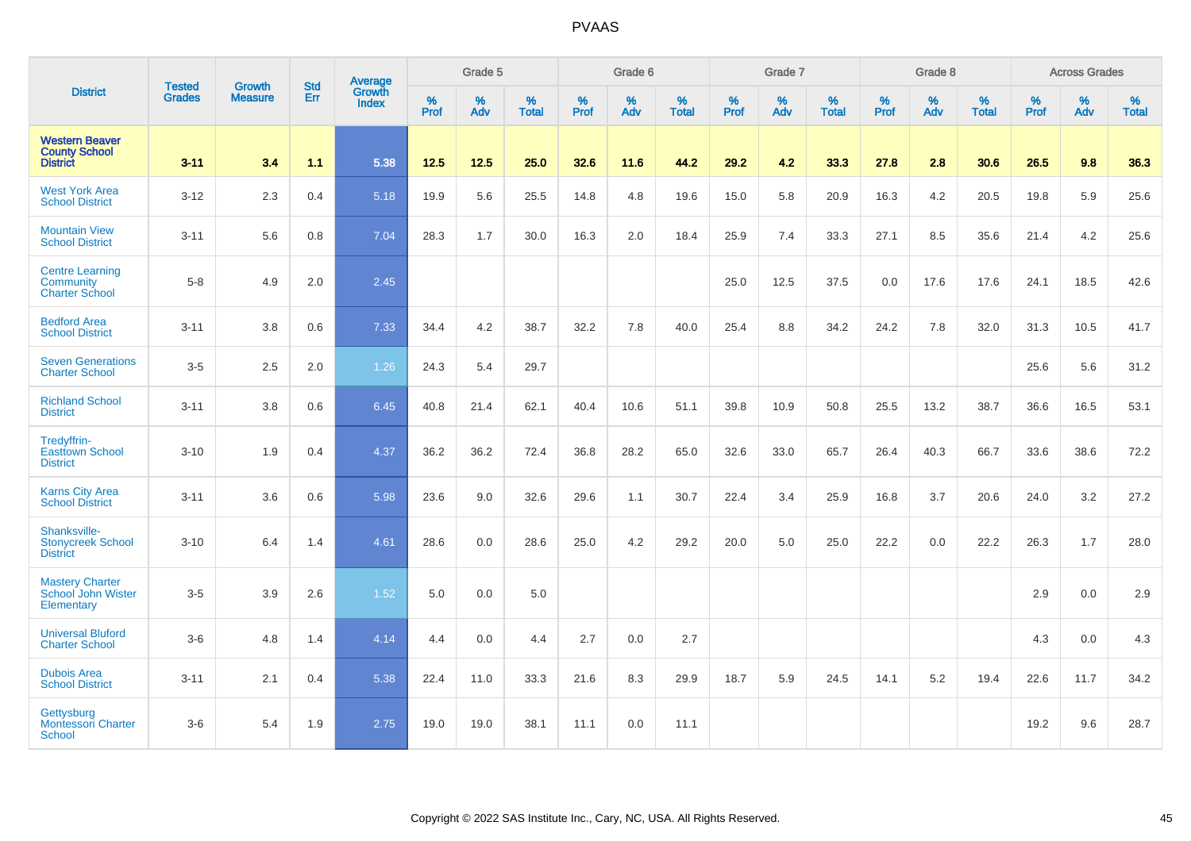# PVAAS

| District | Tested Grades | Growth Measure | Std Err | Average Growth Index | Grade 5 | | | Grade 6 | | | Grade 7 | | | Grade 8 | | | Across Grades | | |
|---|---|---|---|---|---|---|---|---|---|---|---|---|---|---|---|---|---|---|---|
| | | | | | % Prof | % Adv | % Total | % Prof | % Adv | % Total | % Prof | % Adv | % Total | % Prof | % Adv | % Total | % Prof | % Adv | % Total |
| **Western Beaver County School District** | **3-11** | **3.4** | **1.1** | **5.38** | **12.5** | **12.5** | **25.0** | **32.6** | **11.6** | **44.2** | **29.2** | **4.2** | **33.3** | **27.8** | **2.8** | **30.6** | **26.5** | **9.8** | **36.3** |
| West York Area School District | 3-12 | 2.3 | 0.4 | 5.18 | 19.9 | 5.6 | 25.5 | 14.8 | 4.8 | 19.6 | 15.0 | 5.8 | 20.9 | 16.3 | 4.2 | 20.5 | 19.8 | 5.9 | 25.6 |
| Mountain View School District | 3-11 | 5.6 | 0.8 | 7.04 | 28.3 | 1.7 | 30.0 | 16.3 | 2.0 | 18.4 | 25.9 | 7.4 | 33.3 | 27.1 | 8.5 | 35.6 | 21.4 | 4.2 | 25.6 |
| Centre Learning Community Charter School | 5-8 | 4.9 | 2.0 | 2.45 | | | | | | | 25.0 | 12.5 | 37.5 | 0.0 | 17.6 | 17.6 | 24.1 | 18.5 | 42.6 |
| Bedford Area School District | 3-11 | 3.8 | 0.6 | 7.33 | 34.4 | 4.2 | 38.7 | 32.2 | 7.8 | 40.0 | 25.4 | 8.8 | 34.2 | 24.2 | 7.8 | 32.0 | 31.3 | 10.5 | 41.7 |
| Seven Generations Charter School | 3-5 | 2.5 | 2.0 | 1.26 | 24.3 | 5.4 | 29.7 | | | | | | | | | | 25.6 | 5.6 | 31.2 |
| Richland School District | 3-11 | 3.8 | 0.6 | 6.45 | 40.8 | 21.4 | 62.1 | 40.4 | 10.6 | 51.1 | 39.8 | 10.9 | 50.8 | 25.5 | 13.2 | 38.7 | 36.6 | 16.5 | 53.1 |
| Tredyffrin-Easttown School District | 3-10 | 1.9 | 0.4 | 4.37 | 36.2 | 36.2 | 72.4 | 36.8 | 28.2 | 65.0 | 32.6 | 33.0 | 65.7 | 26.4 | 40.3 | 66.7 | 33.6 | 38.6 | 72.2 |
| Karns City Area School District | 3-11 | 3.6 | 0.6 | 5.98 | 23.6 | 9.0 | 32.6 | 29.6 | 1.1 | 30.7 | 22.4 | 3.4 | 25.9 | 16.8 | 3.7 | 20.6 | 24.0 | 3.2 | 27.2 |
| Shanksville-Stonycreek School District | 3-10 | 6.4 | 1.4 | 4.61 | 28.6 | 0.0 | 28.6 | 25.0 | 4.2 | 29.2 | 20.0 | 5.0 | 25.0 | 22.2 | 0.0 | 22.2 | 26.3 | 1.7 | 28.0 |
| Mastery Charter School John Wister Elementary | 3-5 | 3.9 | 2.6 | 1.52 | 5.0 | 0.0 | 5.0 | | | | | | | | | | 2.9 | 0.0 | 2.9 |
| Universal Bluford Charter School | 3-6 | 4.8 | 1.4 | 4.14 | 4.4 | 0.0 | 4.4 | 2.7 | 0.0 | 2.7 | | | | | | | 4.3 | 0.0 | 4.3 |
| Dubois Area School District | 3-11 | 2.1 | 0.4 | 5.38 | 22.4 | 11.0 | 33.3 | 21.6 | 8.3 | 29.9 | 18.7 | 5.9 | 24.5 | 14.1 | 5.2 | 19.4 | 22.6 | 11.7 | 34.2 |
| Gettysburg Montessori Charter School | 3-6 | 5.4 | 1.9 | 2.75 | 19.0 | 19.0 | 38.1 | 11.1 | 0.0 | 11.1 | | | | | | | 19.2 | 9.6 | 28.7 |

Copyright © 2022 SAS Institute Inc., Cary, NC, USA. All Rights Reserved.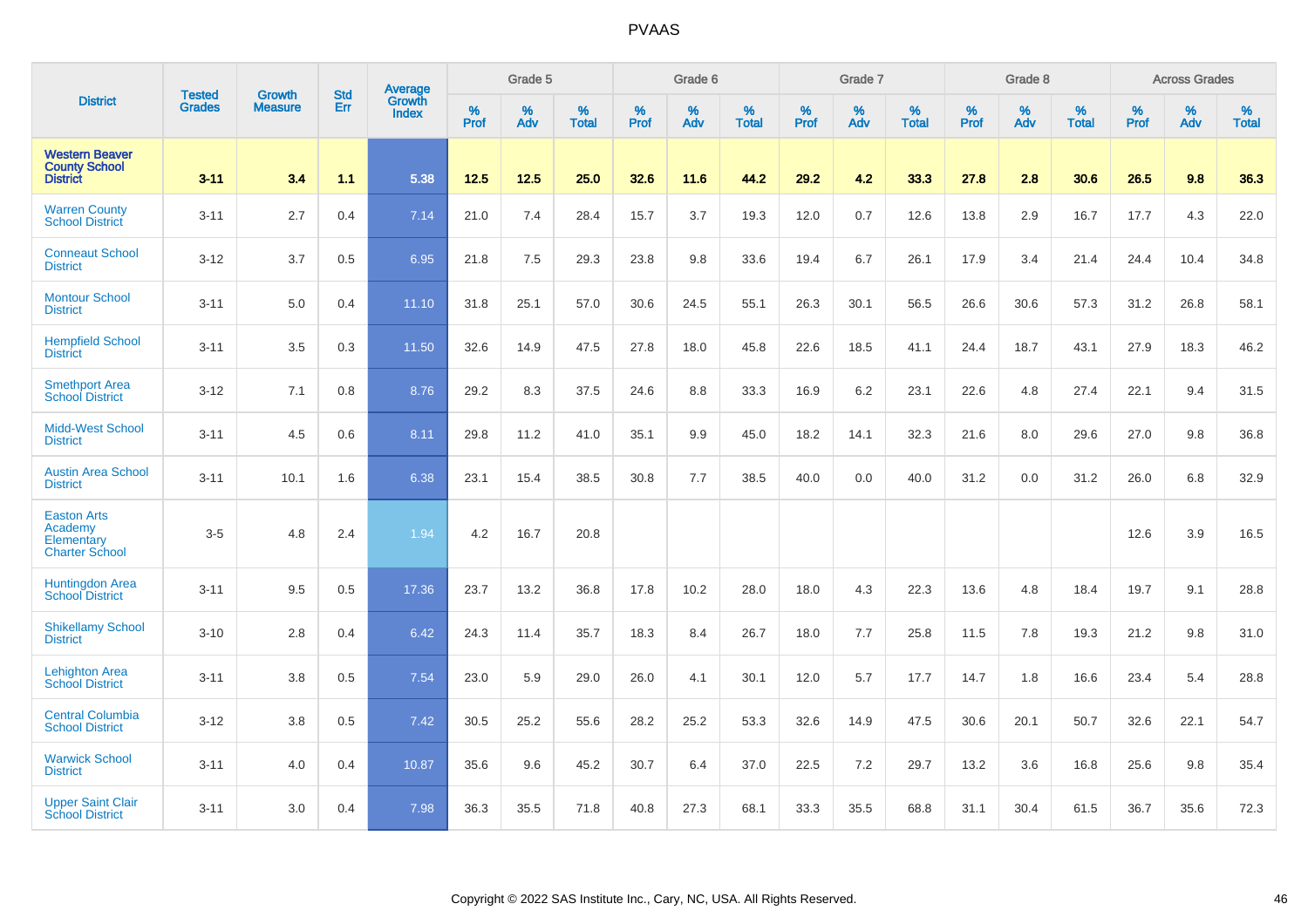| District | Tested Grades | Growth Measure | Std Err | Average Growth Index | Grade 5 | | | Grade 6 | | | Grade 7 | | | Grade 8 | | | Across Grades | | |
|---|---|---|---|---|---|---|---|---|---|---|---|---|---|---|---|---|---|---|---|
| | | | | | % Prof | % Adv | % Total | % Prof | % Adv | % Total | % Prof | % Adv | % Total | % Prof | % Adv | % Total | % Prof | % Adv | % Total |
| **Western Beaver County School District** | **3-11** | **3.4** | **1.1** | **5.38** | **12.5** | **12.5** | **25.0** | **32.6** | **11.6** | **44.2** | **29.2** | **4.2** | **33.3** | **27.8** | **2.8** | **30.6** | **26.5** | **9.8** | **36.3** |
| Warren County School District | 3-11 | 2.7 | 0.4 | 7.14 | 21.0 | 7.4 | 28.4 | 15.7 | 3.7 | 19.3 | 12.0 | 0.7 | 12.6 | 13.8 | 2.9 | 16.7 | 17.7 | 4.3 | 22.0 |
| Conneaut School District | 3-12 | 3.7 | 0.5 | 6.95 | 21.8 | 7.5 | 29.3 | 23.8 | 9.8 | 33.6 | 19.4 | 6.7 | 26.1 | 17.9 | 3.4 | 21.4 | 24.4 | 10.4 | 34.8 |
| Montour School District | 3-11 | 5.0 | 0.4 | 11.10 | 31.8 | 25.1 | 57.0 | 30.6 | 24.5 | 55.1 | 26.3 | 30.1 | 56.5 | 26.6 | 30.6 | 57.3 | 31.2 | 26.8 | 58.1 |
| Hempfield School District | 3-11 | 3.5 | 0.3 | 11.50 | 32.6 | 14.9 | 47.5 | 27.8 | 18.0 | 45.8 | 22.6 | 18.5 | 41.1 | 24.4 | 18.7 | 43.1 | 27.9 | 18.3 | 46.2 |
| Smethport Area School District | 3-12 | 7.1 | 0.8 | 8.76 | 29.2 | 8.3 | 37.5 | 24.6 | 8.8 | 33.3 | 16.9 | 6.2 | 23.1 | 22.6 | 4.8 | 27.4 | 22.1 | 9.4 | 31.5 |
| Midd-West School District | 3-11 | 4.5 | 0.6 | 8.11 | 29.8 | 11.2 | 41.0 | 35.1 | 9.9 | 45.0 | 18.2 | 14.1 | 32.3 | 21.6 | 8.0 | 29.6 | 27.0 | 9.8 | 36.8 |
| Austin Area School District | 3-11 | 10.1 | 1.6 | 6.38 | 23.1 | 15.4 | 38.5 | 30.8 | 7.7 | 38.5 | 40.0 | 0.0 | 40.0 | 31.2 | 0.0 | 31.2 | 26.0 | 6.8 | 32.9 |
| Easton Arts Academy Elementary Charter School | 3-5 | 4.8 | 2.4 | 1.94 | 4.2 | 16.7 | 20.8 | | | | | | | | | | 12.6 | 3.9 | 16.5 |
| Huntingdon Area School District | 3-11 | 9.5 | 0.5 | 17.36 | 23.7 | 13.2 | 36.8 | 17.8 | 10.2 | 28.0 | 18.0 | 4.3 | 22.3 | 13.6 | 4.8 | 18.4 | 19.7 | 9.1 | 28.8 |
| Shikellamy School District | 3-10 | 2.8 | 0.4 | 6.42 | 24.3 | 11.4 | 35.7 | 18.3 | 8.4 | 26.7 | 18.0 | 7.7 | 25.8 | 11.5 | 7.8 | 19.3 | 21.2 | 9.8 | 31.0 |
| Lehighton Area School District | 3-11 | 3.8 | 0.5 | 7.54 | 23.0 | 5.9 | 29.0 | 26.0 | 4.1 | 30.1 | 12.0 | 5.7 | 17.7 | 14.7 | 1.8 | 16.6 | 23.4 | 5.4 | 28.8 |
| Central Columbia School District | 3-12 | 3.8 | 0.5 | 7.42 | 30.5 | 25.2 | 55.6 | 28.2 | 25.2 | 53.3 | 32.6 | 14.9 | 47.5 | 30.6 | 20.1 | 50.7 | 32.6 | 22.1 | 54.7 |
| Warwick School District | 3-11 | 4.0 | 0.4 | 10.87 | 35.6 | 9.6 | 45.2 | 30.7 | 6.4 | 37.0 | 22.5 | 7.2 | 29.7 | 13.2 | 3.6 | 16.8 | 25.6 | 9.8 | 35.4 |
| Upper Saint Clair School District | 3-11 | 3.0 | 0.4 | 7.98 | 36.3 | 35.5 | 71.8 | 40.8 | 27.3 | 68.1 | 33.3 | 35.5 | 68.8 | 31.1 | 30.4 | 61.5 | 36.7 | 35.6 | 72.3 |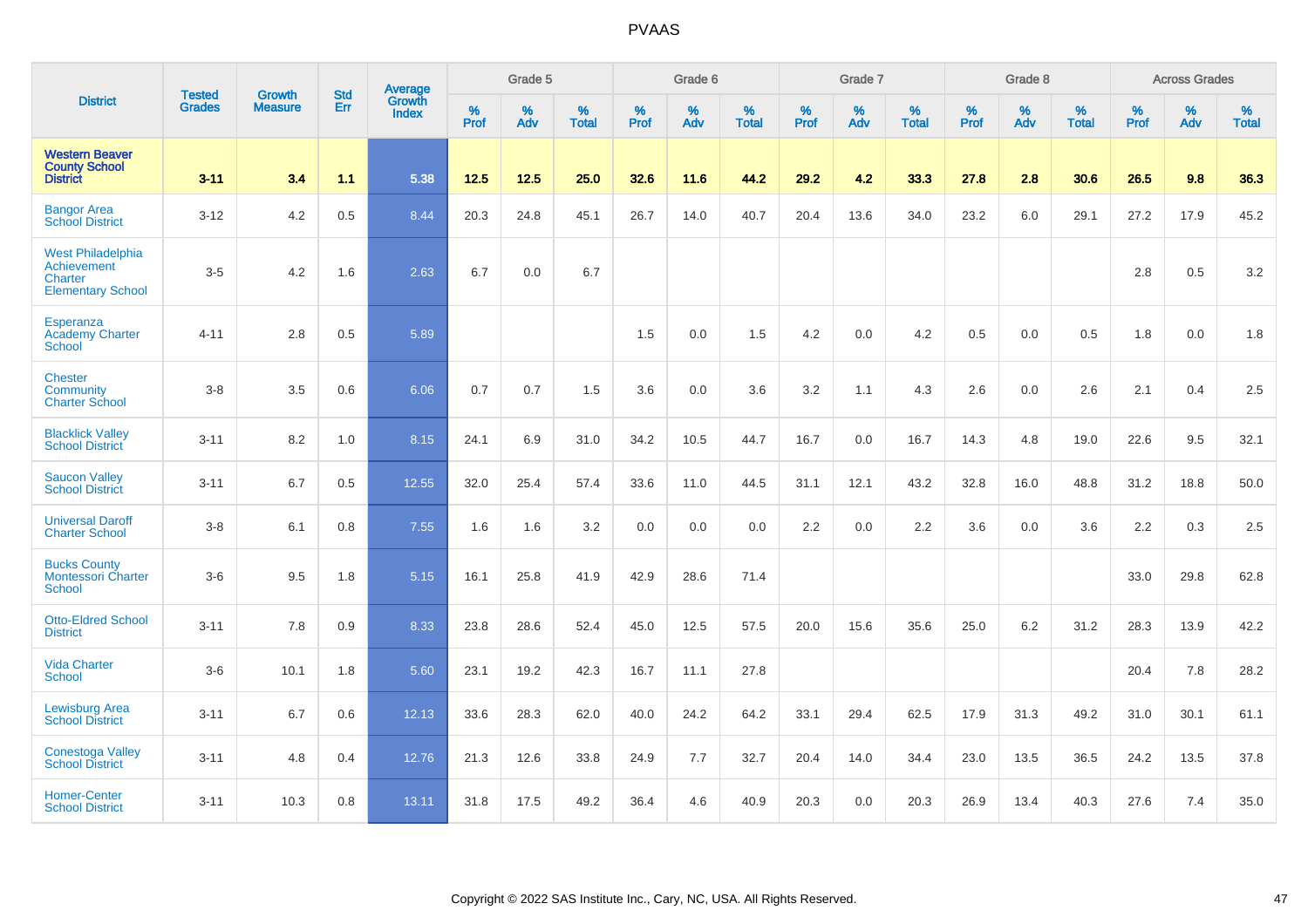# PVAAS

| District | Tested Grades | Growth Measure | Std Err | Average Growth Index | Grade 5 | | | Grade 6 | | | Grade 7 | | | Grade 8 | | | Across Grades | | |
|---|---|---|---|---|---|---|---|---|---|---|---|---|---|---|---|---|---|---|---|
| | | | | | % Prof | % Adv | % Total | % Prof | % Adv | % Total | % Prof | % Adv | % Total | % Prof | % Adv | % Total | % Prof | % Adv | % Total |
| **Western Beaver County School District** | **3-11** | **3.4** | **1.1** | **5.38** | **12.5** | **12.5** | **25.0** | **32.6** | **11.6** | **44.2** | **29.2** | **4.2** | **33.3** | **27.8** | **2.8** | **30.6** | **26.5** | **9.8** | **36.3** |
| Bangor Area School District | 3-12 | 4.2 | 0.5 | 8.44 | 20.3 | 24.8 | 45.1 | 26.7 | 14.0 | 40.7 | 20.4 | 13.6 | 34.0 | 23.2 | 6.0 | 29.1 | 27.2 | 17.9 | 45.2 |
| West Philadelphia Achievement Charter Elementary School | 3-5 | 4.2 | 1.6 | 2.63 | 6.7 | 0.0 | 6.7 | | | | | | | | | | 2.8 | 0.5 | 3.2 |
| Esperanza Academy Charter School | 4-11 | 2.8 | 0.5 | 5.89 | | | | 1.5 | 0.0 | 1.5 | 4.2 | 0.0 | 4.2 | 0.5 | 0.0 | 0.5 | 1.8 | 0.0 | 1.8 |
| Chester Community Charter School | 3-8 | 3.5 | 0.6 | 6.06 | 0.7 | 0.7 | 1.5 | 3.6 | 0.0 | 3.6 | 3.2 | 1.1 | 4.3 | 2.6 | 0.0 | 2.6 | 2.1 | 0.4 | 2.5 |
| Blacklick Valley School District | 3-11 | 8.2 | 1.0 | 8.15 | 24.1 | 6.9 | 31.0 | 34.2 | 10.5 | 44.7 | 16.7 | 0.0 | 16.7 | 14.3 | 4.8 | 19.0 | 22.6 | 9.5 | 32.1 |
| Saucon Valley School District | 3-11 | 6.7 | 0.5 | 12.55 | 32.0 | 25.4 | 57.4 | 33.6 | 11.0 | 44.5 | 31.1 | 12.1 | 43.2 | 32.8 | 16.0 | 48.8 | 31.2 | 18.8 | 50.0 |
| Universal Daroff Charter School | 3-8 | 6.1 | 0.8 | 7.55 | 1.6 | 1.6 | 3.2 | 0.0 | 0.0 | 0.0 | 2.2 | 0.0 | 2.2 | 3.6 | 0.0 | 3.6 | 2.2 | 0.3 | 2.5 |
| Bucks County Montessori Charter School | 3-6 | 9.5 | 1.8 | 5.15 | 16.1 | 25.8 | 41.9 | 42.9 | 28.6 | 71.4 | | | | | | | 33.0 | 29.8 | 62.8 |
| Otto-Eldred School District | 3-11 | 7.8 | 0.9 | 8.33 | 23.8 | 28.6 | 52.4 | 45.0 | 12.5 | 57.5 | 20.0 | 15.6 | 35.6 | 25.0 | 6.2 | 31.2 | 28.3 | 13.9 | 42.2 |
| Vida Charter School | 3-6 | 10.1 | 1.8 | 5.60 | 23.1 | 19.2 | 42.3 | 16.7 | 11.1 | 27.8 | | | | | | | 20.4 | 7.8 | 28.2 |
| Lewisburg Area School District | 3-11 | 6.7 | 0.6 | 12.13 | 33.6 | 28.3 | 62.0 | 40.0 | 24.2 | 64.2 | 33.1 | 29.4 | 62.5 | 17.9 | 31.3 | 49.2 | 31.0 | 30.1 | 61.1 |
| Conestoga Valley School District | 3-11 | 4.8 | 0.4 | 12.76 | 21.3 | 12.6 | 33.8 | 24.9 | 7.7 | 32.7 | 20.4 | 14.0 | 34.4 | 23.0 | 13.5 | 36.5 | 24.2 | 13.5 | 37.8 |
| Homer-Center School District | 3-11 | 10.3 | 0.8 | 13.11 | 31.8 | 17.5 | 49.2 | 36.4 | 4.6 | 40.9 | 20.3 | 0.0 | 20.3 | 26.9 | 13.4 | 40.3 | 27.6 | 7.4 | 35.0 |

Copyright © 2022 SAS Institute Inc., Cary, NC, USA. All Rights Reserved.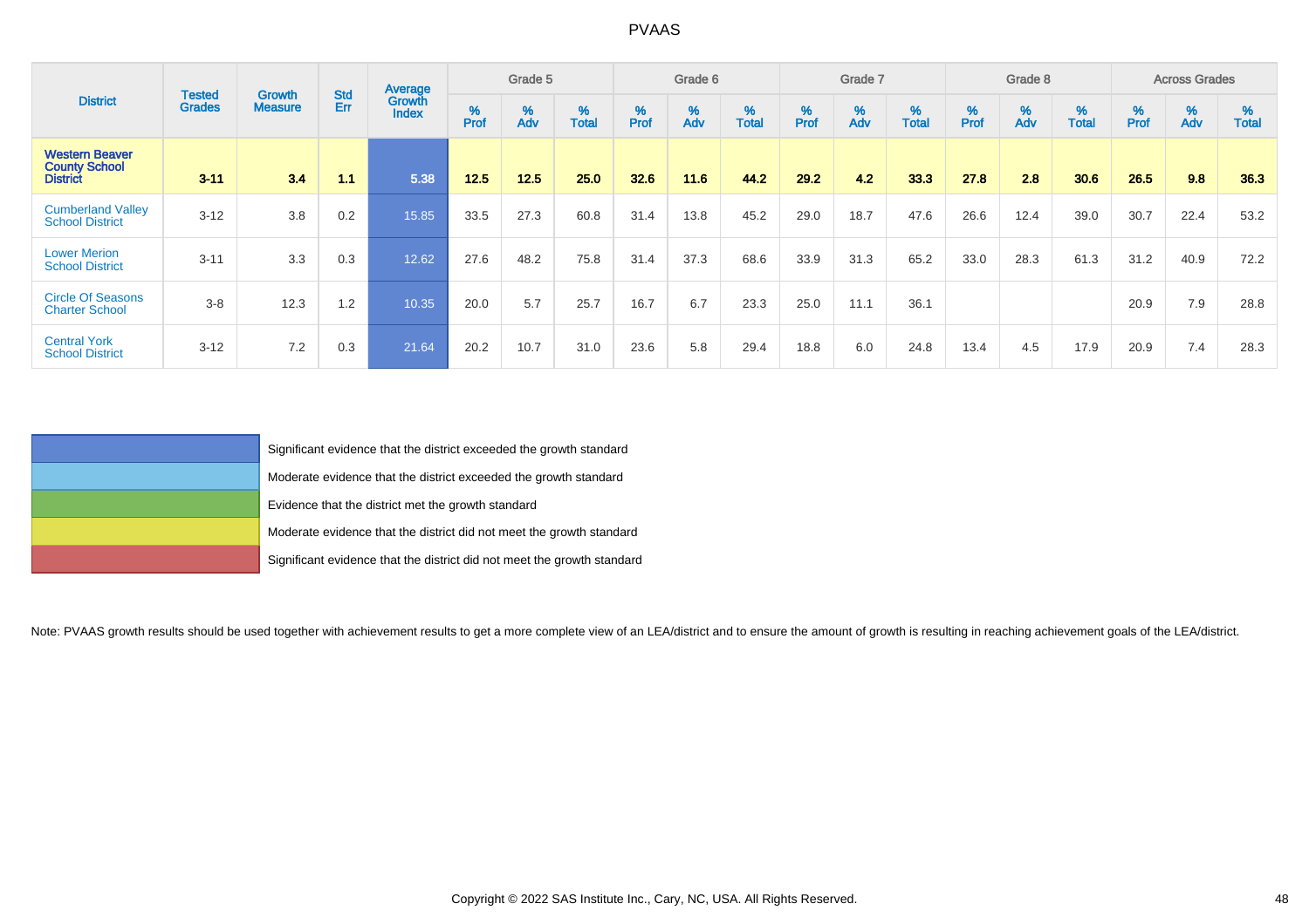# PVAAS

| District | Tested Grades | Growth Measure | Std Err | Average Growth Index | Grade 5 | | | Grade 6 | | | Grade 7 | | | Grade 8 | | | Across Grades | | |
|---|---|---|---|---|---|---|---|---|---|---|---|---|---|---|---|---|---|---|---|
| | | | | | % Prof | % Adv | % Total | % Prof | % Adv | % Total | % Prof | % Adv | % Total | % Prof | % Adv | % Total | % Prof | % Adv | % Total |
| **Western Beaver County School District** | **3-11** | **3.4** | **1.1** | **5.38** | **12.5** | **12.5** | **25.0** | **32.6** | **11.6** | **44.2** | **29.2** | **4.2** | **33.3** | **27.8** | **2.8** | **30.6** | **26.5** | **9.8** | **36.3** |
| Cumberland Valley School District | 3-12 | 3.8 | 0.2 | 15.85 | 33.5 | 27.3 | 60.8 | 31.4 | 13.8 | 45.2 | 29.0 | 18.7 | 47.6 | 26.6 | 12.4 | 39.0 | 30.7 | 22.4 | 53.2 |
| Lower Merion School District | 3-11 | 3.3 | 0.3 | 12.62 | 27.6 | 48.2 | 75.8 | 31.4 | 37.3 | 68.6 | 33.9 | 31.3 | 65.2 | 33.0 | 28.3 | 61.3 | 31.2 | 40.9 | 72.2 |
| Circle Of Seasons Charter School | 3-8 | 12.3 | 1.2 | 10.35 | 20.0 | 5.7 | 25.7 | 16.7 | 6.7 | 23.3 | 25.0 | 11.1 | 36.1 | | | | 20.9 | 7.9 | 28.8 |
| Central York School District | 3-12 | 7.2 | 0.3 | 21.64 | 20.2 | 10.7 | 31.0 | 23.6 | 5.8 | 29.4 | 18.8 | 6.0 | 24.8 | 13.4 | 4.5 | 17.9 | 20.9 | 7.4 | 28.3 |

- Significant evidence that the district exceeded the growth standard
- Moderate evidence that the district exceeded the growth standard
- Evidence that the district met the growth standard
- Moderate evidence that the district did not meet the growth standard
- Significant evidence that the district did not meet the growth standard

Note: PVAAS growth results should be used together with achievement results to get a more complete view of an LEA/district and to ensure the amount of growth is resulting in reaching achievement goals of the LEA/district.

Copyright © 2022 SAS Institute Inc., Cary, NC, USA. All Rights Reserved.